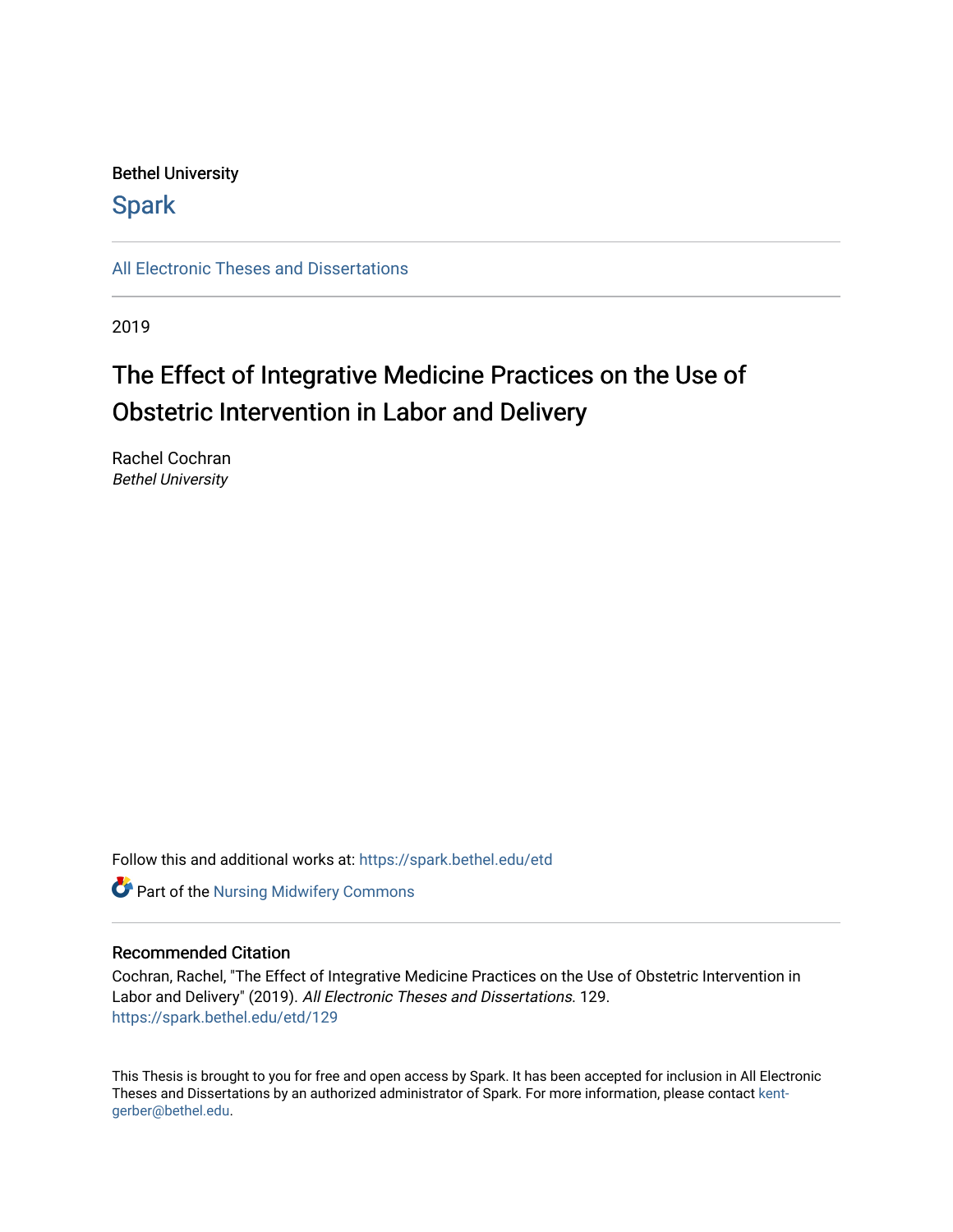Bethel University

Spark

All Electronic Theses and Dissertations

2019

# The Effect of Integrative Medicine Practices on the Use of Obstetric Intervention in Labor and Delivery

Rachel Cochran
*Bethel University*

Follow this and additional works at: https://spark.bethel.edu/etd

Part of the Nursing Midwifery Commons

### Recommended Citation

Cochran, Rachel, "The Effect of Integrative Medicine Practices on the Use of Obstetric Intervention in Labor and Delivery" (2019). *All Electronic Theses and Dissertations*. 129.
https://spark.bethel.edu/etd/129

This Thesis is brought to you for free and open access by Spark. It has been accepted for inclusion in All Electronic Theses and Dissertations by an authorized administrator of Spark. For more information, please contact kent-gerber@bethel.edu.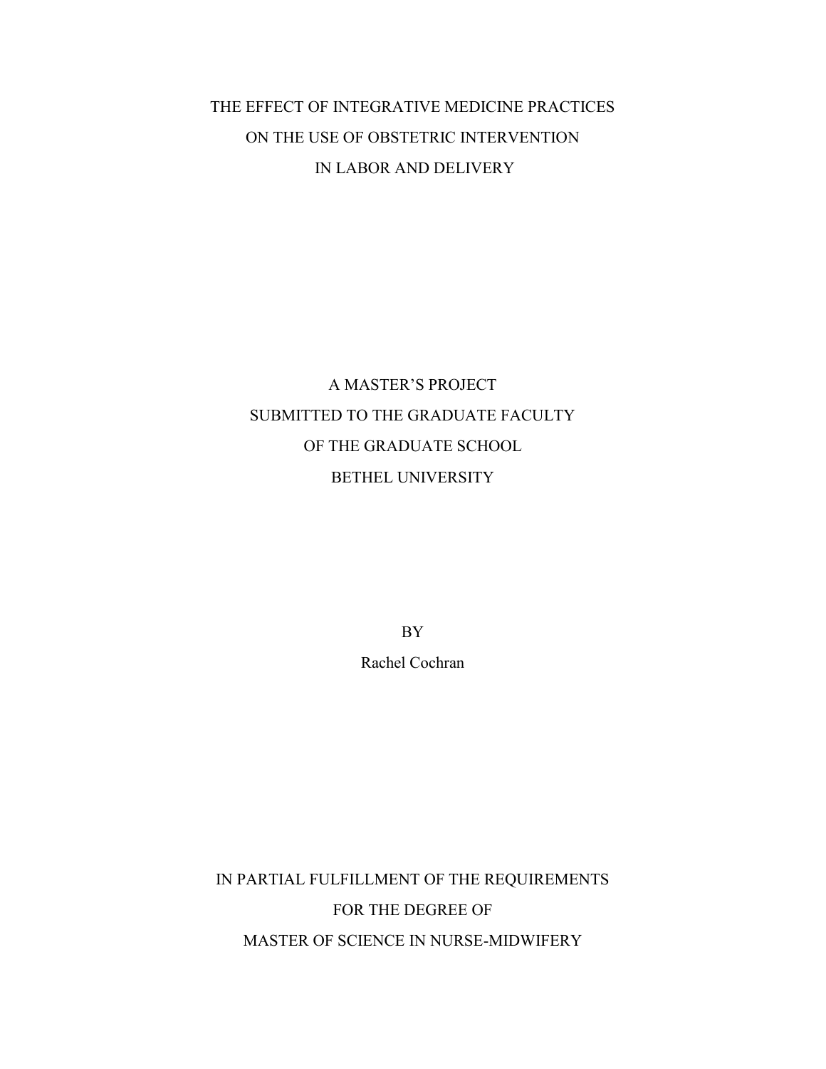# THE EFFECT OF INTEGRATIVE MEDICINE PRACTICES ON THE USE OF OBSTETRIC INTERVENTION IN LABOR AND DELIVERY

A MASTER'S PROJECT

SUBMITTED TO THE GRADUATE FACULTY

OF THE GRADUATE SCHOOL

BETHEL UNIVERSITY

BY

Rachel Cochran

IN PARTIAL FULFILLMENT OF THE REQUIREMENTS

FOR THE DEGREE OF

MASTER OF SCIENCE IN NURSE-MIDWIFERY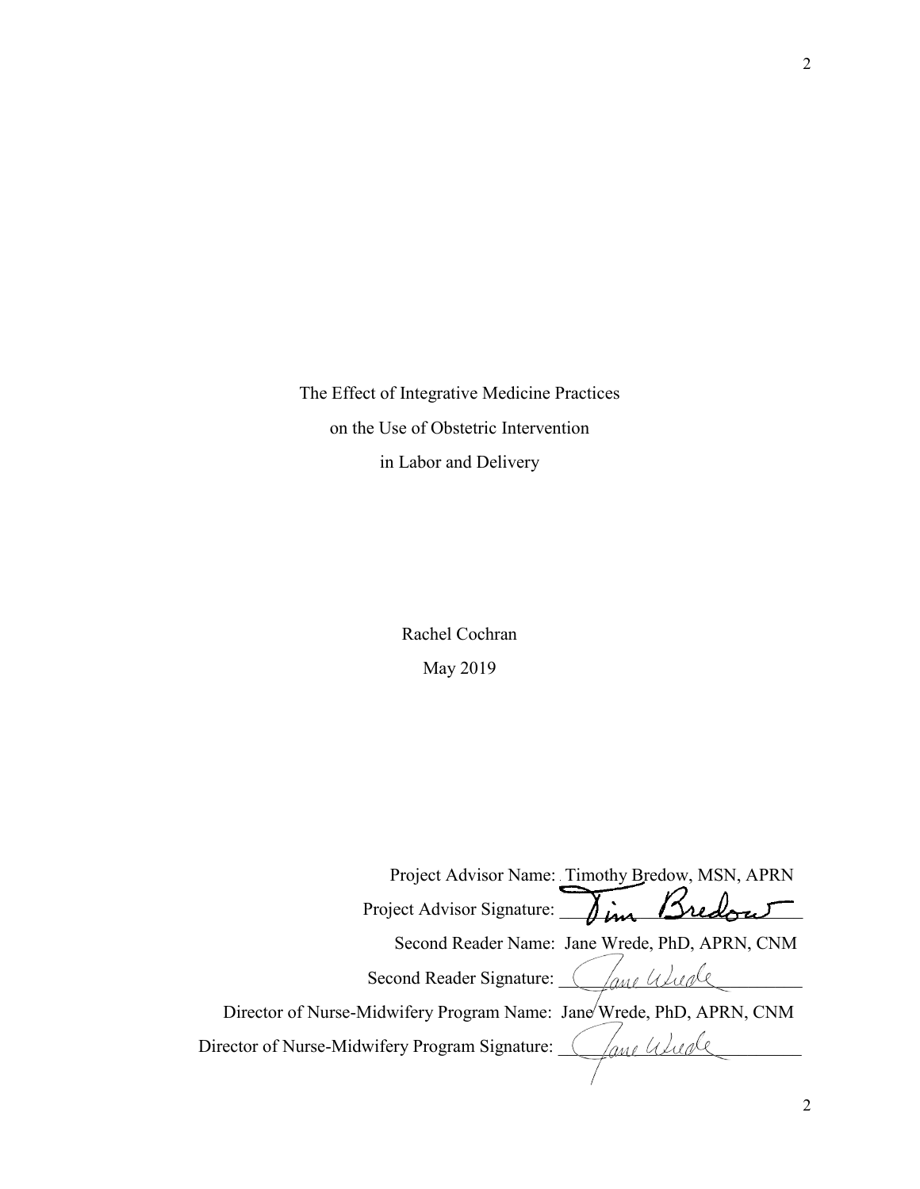The Effect of Integrative Medicine Practices

on the Use of Obstetric Intervention

in Labor and Delivery

Rachel Cochran

May 2019

Project Advisor Name: Timothy Bredow, MSN, APRN

Project Advisor Signature: Tim Bredow

Second Reader Name: Jane Wrede, PhD, APRN, CNM

Second Reader Signature: Jane Wrede

Director of Nurse-Midwifery Program Name: Jane Wrede, PhD, APRN, CNM

Director of Nurse-Midwifery Program Signature: Jane Wrede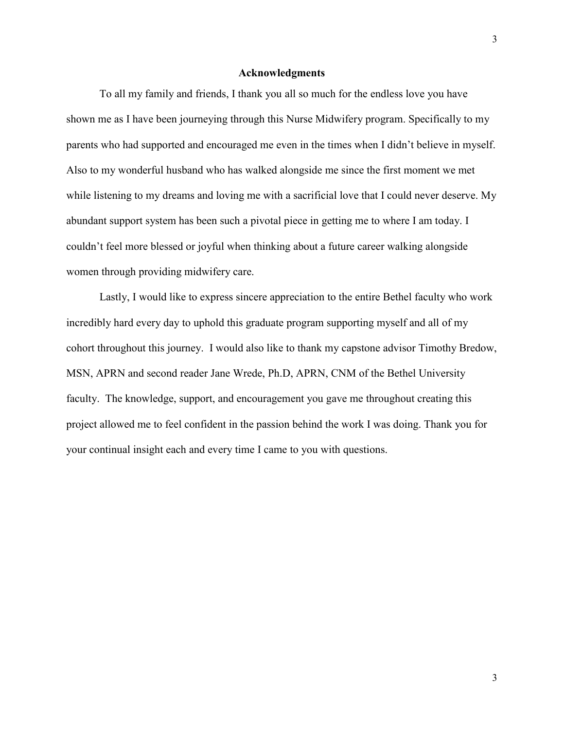## Acknowledgments

To all my family and friends, I thank you all so much for the endless love you have shown me as I have been journeying through this Nurse Midwifery program. Specifically to my parents who had supported and encouraged me even in the times when I didn't believe in myself. Also to my wonderful husband who has walked alongside me since the first moment we met while listening to my dreams and loving me with a sacrificial love that I could never deserve. My abundant support system has been such a pivotal piece in getting me to where I am today. I couldn't feel more blessed or joyful when thinking about a future career walking alongside women through providing midwifery care.

Lastly, I would like to express sincere appreciation to the entire Bethel faculty who work incredibly hard every day to uphold this graduate program supporting myself and all of my cohort throughout this journey. I would also like to thank my capstone advisor Timothy Bredow, MSN, APRN and second reader Jane Wrede, Ph.D, APRN, CNM of the Bethel University faculty. The knowledge, support, and encouragement you gave me throughout creating this project allowed me to feel confident in the passion behind the work I was doing. Thank you for your continual insight each and every time I came to you with questions.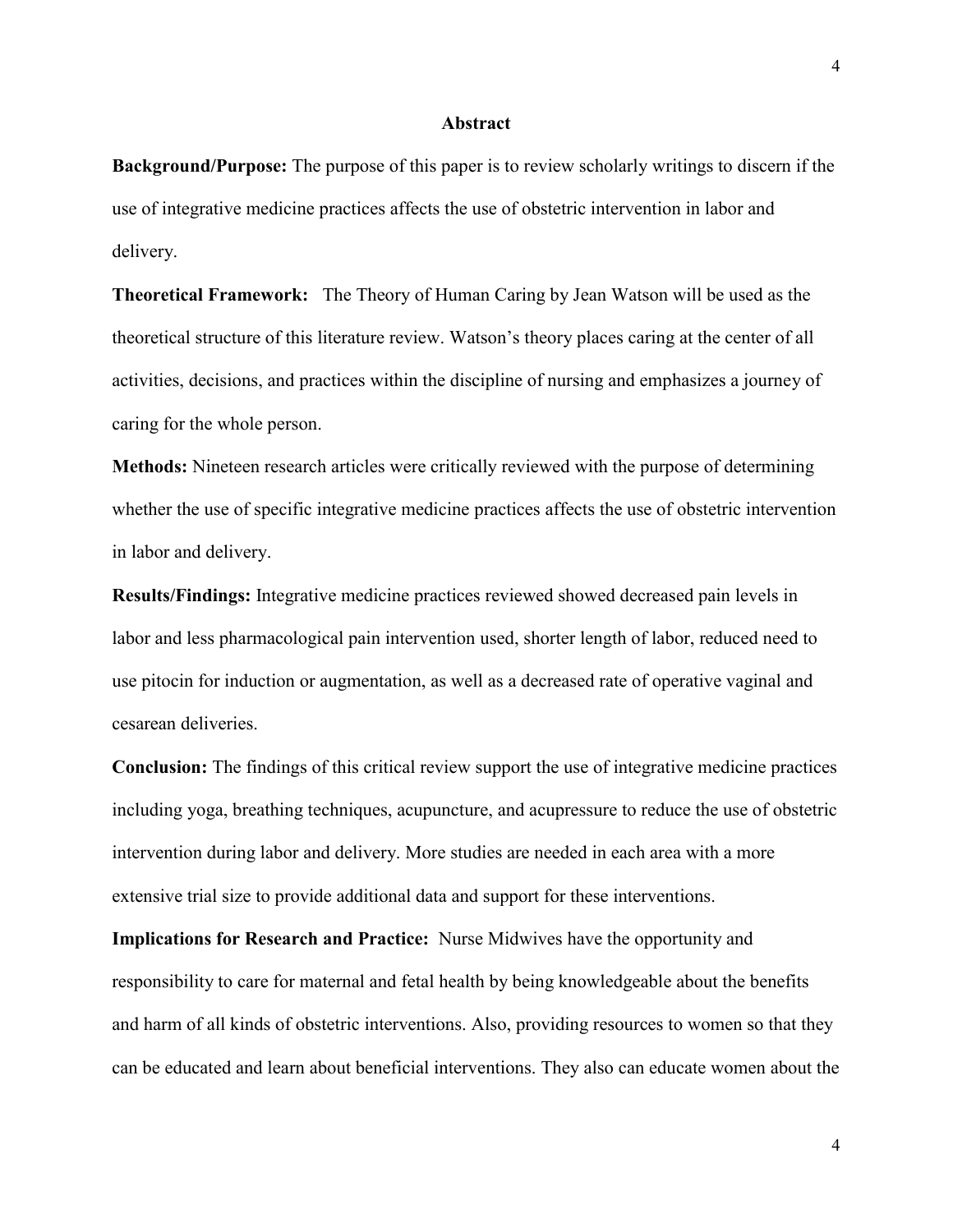# Abstract

**Background/Purpose:** The purpose of this paper is to review scholarly writings to discern if the use of integrative medicine practices affects the use of obstetric intervention in labor and delivery.

**Theoretical Framework:** The Theory of Human Caring by Jean Watson will be used as the theoretical structure of this literature review. Watson's theory places caring at the center of all activities, decisions, and practices within the discipline of nursing and emphasizes a journey of caring for the whole person.

**Methods:** Nineteen research articles were critically reviewed with the purpose of determining whether the use of specific integrative medicine practices affects the use of obstetric intervention in labor and delivery.

**Results/Findings:** Integrative medicine practices reviewed showed decreased pain levels in labor and less pharmacological pain intervention used, shorter length of labor, reduced need to use pitocin for induction or augmentation, as well as a decreased rate of operative vaginal and cesarean deliveries.

**Conclusion:** The findings of this critical review support the use of integrative medicine practices including yoga, breathing techniques, acupuncture, and acupressure to reduce the use of obstetric intervention during labor and delivery. More studies are needed in each area with a more extensive trial size to provide additional data and support for these interventions.

**Implications for Research and Practice:** Nurse Midwives have the opportunity and responsibility to care for maternal and fetal health by being knowledgeable about the benefits and harm of all kinds of obstetric interventions. Also, providing resources to women so that they can be educated and learn about beneficial interventions. They also can educate women about the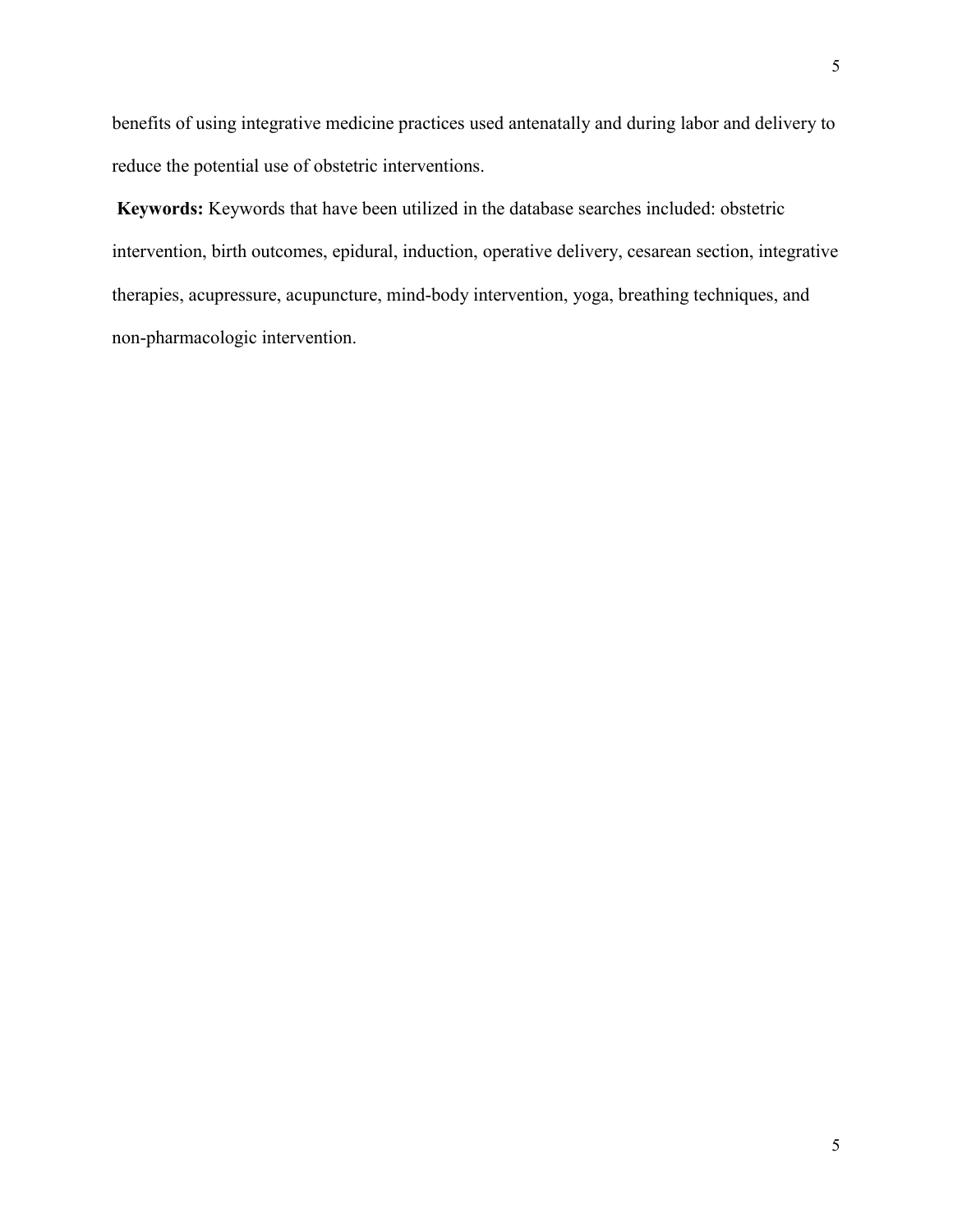benefits of using integrative medicine practices used antenatally and during labor and delivery to reduce the potential use of obstetric interventions.

**Keywords:** Keywords that have been utilized in the database searches included: obstetric intervention, birth outcomes, epidural, induction, operative delivery, cesarean section, integrative therapies, acupressure, acupuncture, mind-body intervention, yoga, breathing techniques, and non-pharmacologic intervention.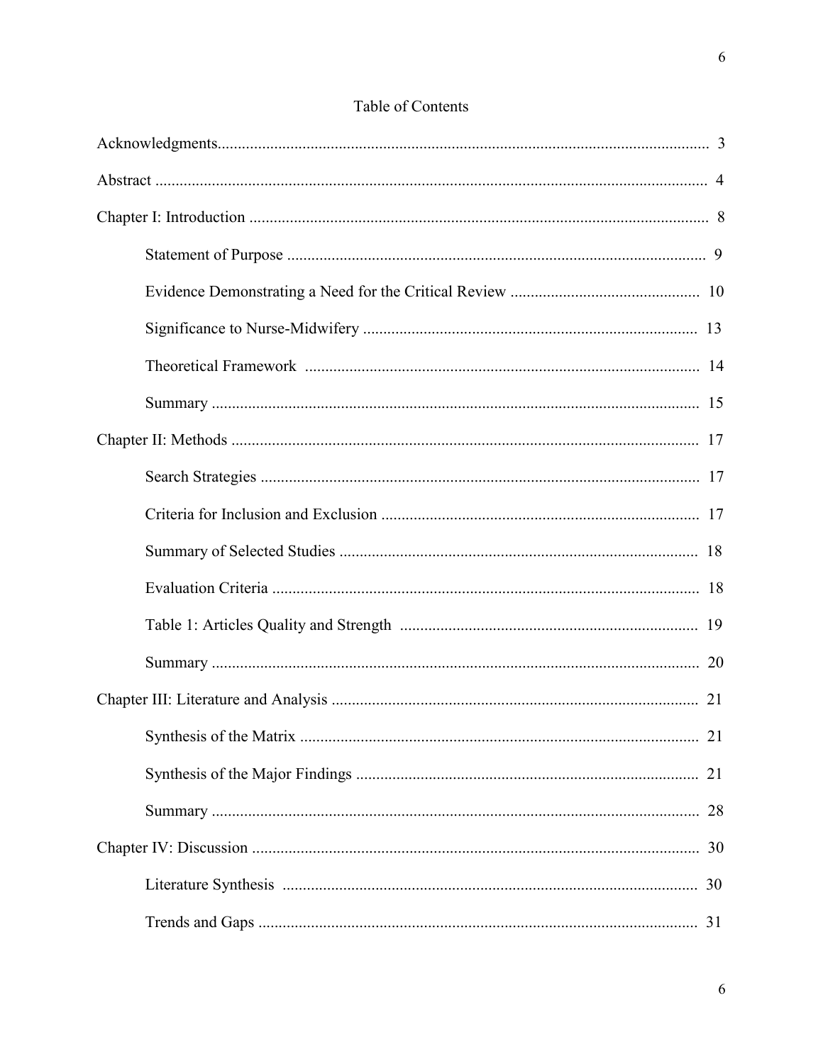# Table of Contents

Acknowledgments ........................................................................ 3

Abstract ........................................................................ 4

Chapter I: Introduction ........................................................................ 8

- Statement of Purpose ........................................................................ 9
- Evidence Demonstrating a Need for the Critical Review ........................................................................ 10
- Significance to Nurse-Midwifery ........................................................................ 13
- Theoretical Framework ........................................................................ 14
- Summary ........................................................................ 15

Chapter II: Methods ........................................................................ 17

- Search Strategies ........................................................................ 17
- Criteria for Inclusion and Exclusion ........................................................................ 17
- Summary of Selected Studies ........................................................................ 18
- Evaluation Criteria ........................................................................ 18
- Table 1: Articles Quality and Strength ........................................................................ 19
- Summary ........................................................................ 20

Chapter III: Literature and Analysis ........................................................................ 21

- Synthesis of the Matrix ........................................................................ 21
- Synthesis of the Major Findings ........................................................................ 21
- Summary ........................................................................ 28

Chapter IV: Discussion ........................................................................ 30

- Literature Synthesis ........................................................................ 30
- Trends and Gaps ........................................................................ 31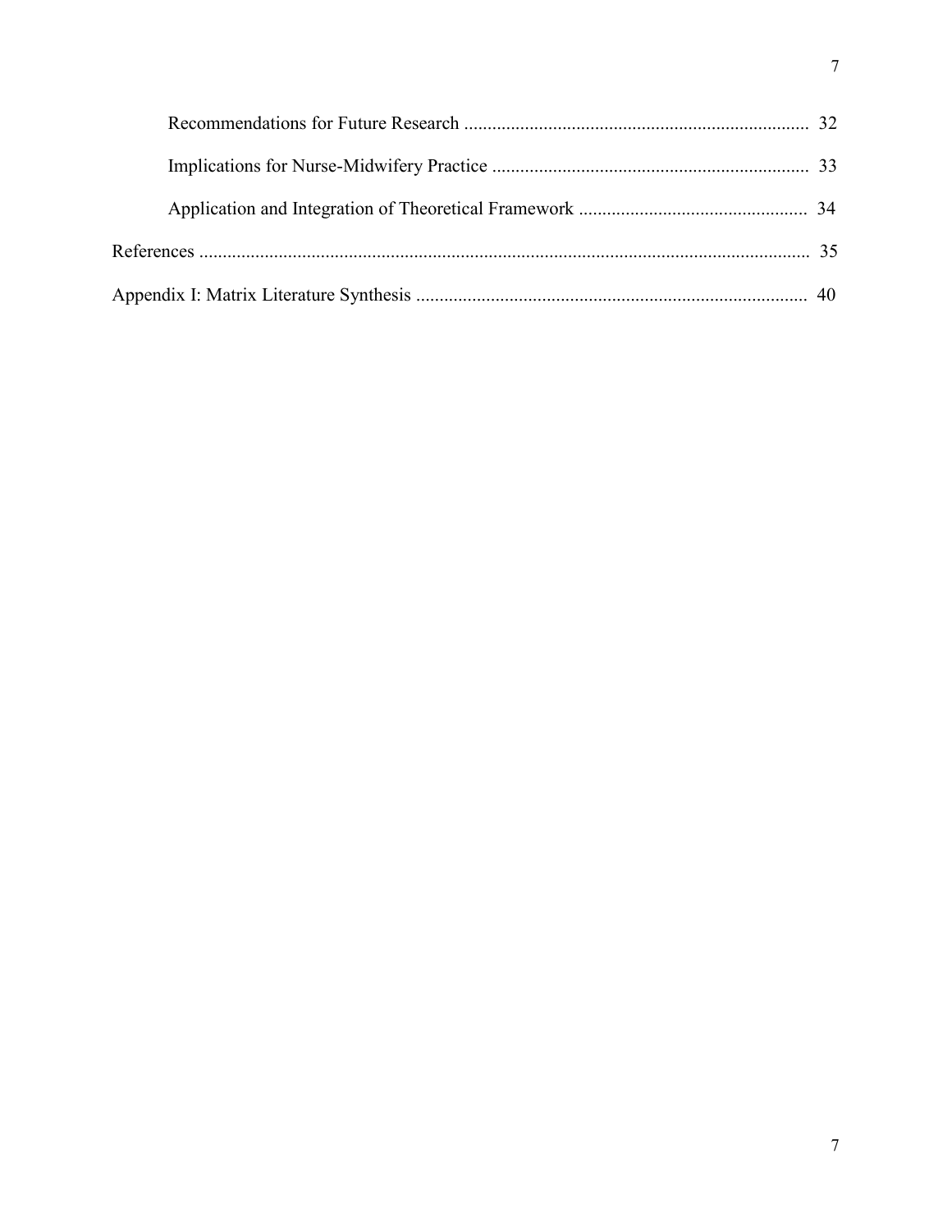Recommendations for Future Research ........................................................................ 32

Implications for Nurse-Midwifery Practice .................................................................. 33

Application and Integration of Theoretical Framework ............................................... 34

References ................................................................................................................................ 35

Appendix I: Matrix Literature Synthesis .................................................................................. 40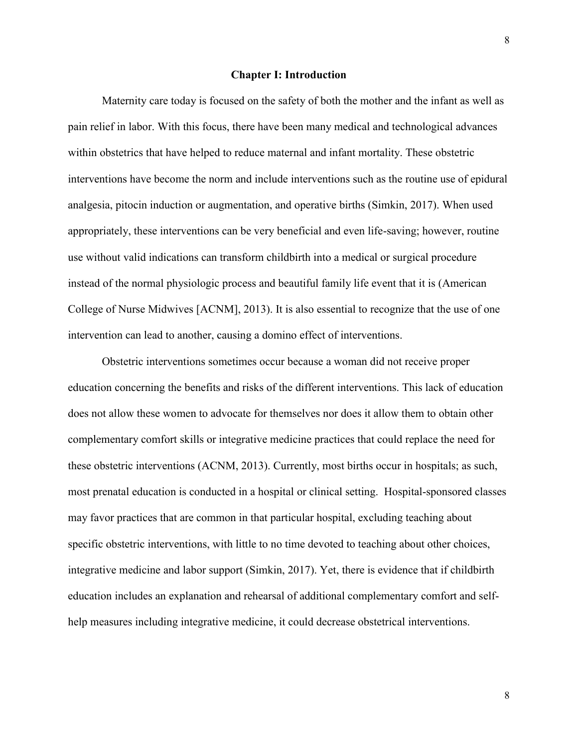# Chapter I: Introduction

Maternity care today is focused on the safety of both the mother and the infant as well as pain relief in labor. With this focus, there have been many medical and technological advances within obstetrics that have helped to reduce maternal and infant mortality. These obstetric interventions have become the norm and include interventions such as the routine use of epidural analgesia, pitocin induction or augmentation, and operative births (Simkin, 2017). When used appropriately, these interventions can be very beneficial and even life-saving; however, routine use without valid indications can transform childbirth into a medical or surgical procedure instead of the normal physiologic process and beautiful family life event that it is (American College of Nurse Midwives [ACNM], 2013). It is also essential to recognize that the use of one intervention can lead to another, causing a domino effect of interventions.

Obstetric interventions sometimes occur because a woman did not receive proper education concerning the benefits and risks of the different interventions. This lack of education does not allow these women to advocate for themselves nor does it allow them to obtain other complementary comfort skills or integrative medicine practices that could replace the need for these obstetric interventions (ACNM, 2013). Currently, most births occur in hospitals; as such, most prenatal education is conducted in a hospital or clinical setting. Hospital-sponsored classes may favor practices that are common in that particular hospital, excluding teaching about specific obstetric interventions, with little to no time devoted to teaching about other choices, integrative medicine and labor support (Simkin, 2017). Yet, there is evidence that if childbirth education includes an explanation and rehearsal of additional complementary comfort and self-help measures including integrative medicine, it could decrease obstetrical interventions.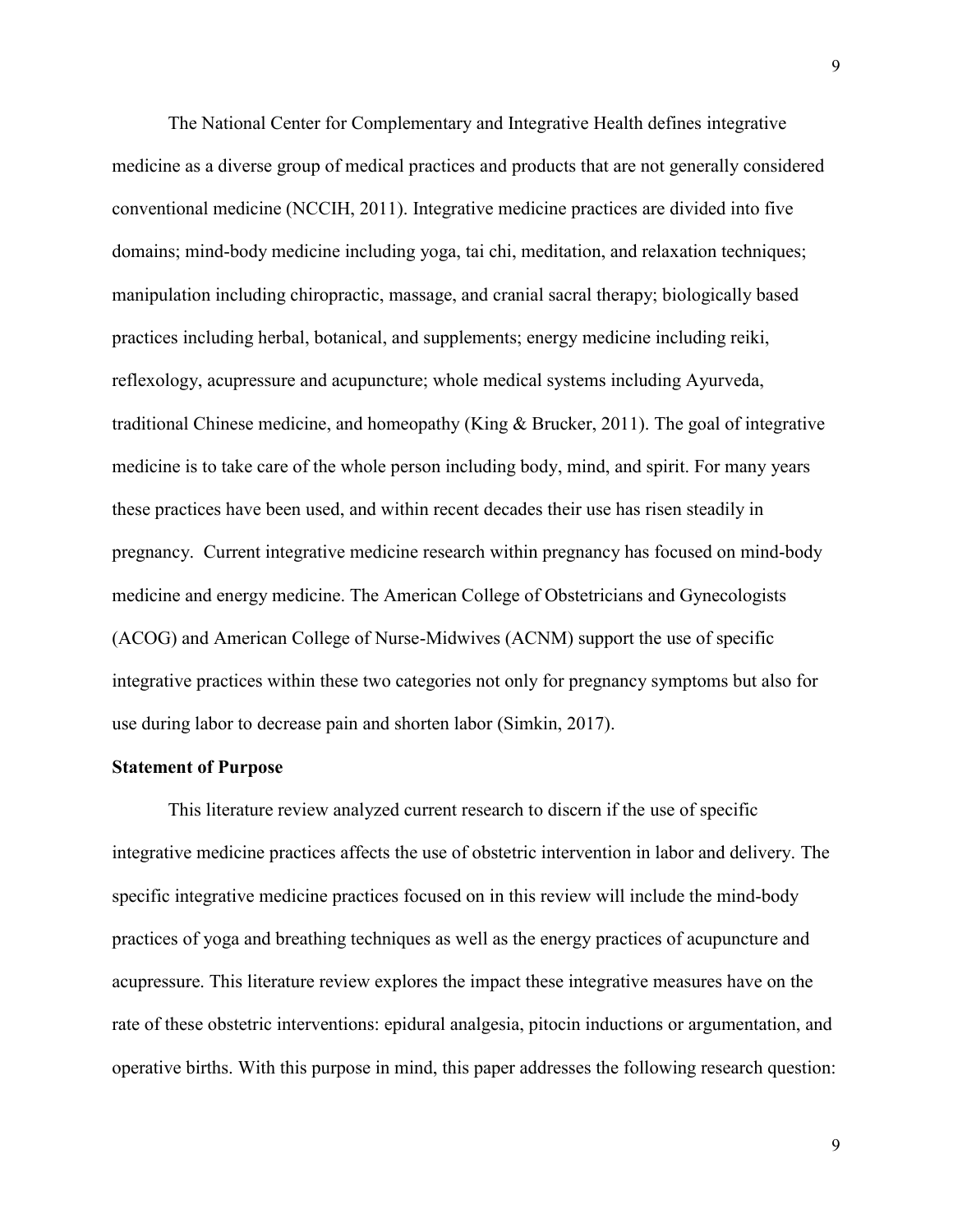The National Center for Complementary and Integrative Health defines integrative medicine as a diverse group of medical practices and products that are not generally considered conventional medicine (NCCIH, 2011). Integrative medicine practices are divided into five domains; mind-body medicine including yoga, tai chi, meditation, and relaxation techniques; manipulation including chiropractic, massage, and cranial sacral therapy; biologically based practices including herbal, botanical, and supplements; energy medicine including reiki, reflexology, acupressure and acupuncture; whole medical systems including Ayurveda, traditional Chinese medicine, and homeopathy (King & Brucker, 2011). The goal of integrative medicine is to take care of the whole person including body, mind, and spirit. For many years these practices have been used, and within recent decades their use has risen steadily in pregnancy. Current integrative medicine research within pregnancy has focused on mind-body medicine and energy medicine. The American College of Obstetricians and Gynecologists (ACOG) and American College of Nurse-Midwives (ACNM) support the use of specific integrative practices within these two categories not only for pregnancy symptoms but also for use during labor to decrease pain and shorten labor (Simkin, 2017).

**Statement of Purpose**

This literature review analyzed current research to discern if the use of specific integrative medicine practices affects the use of obstetric intervention in labor and delivery. The specific integrative medicine practices focused on in this review will include the mind-body practices of yoga and breathing techniques as well as the energy practices of acupuncture and acupressure. This literature review explores the impact these integrative measures have on the rate of these obstetric interventions: epidural analgesia, pitocin inductions or argumentation, and operative births. With this purpose in mind, this paper addresses the following research question: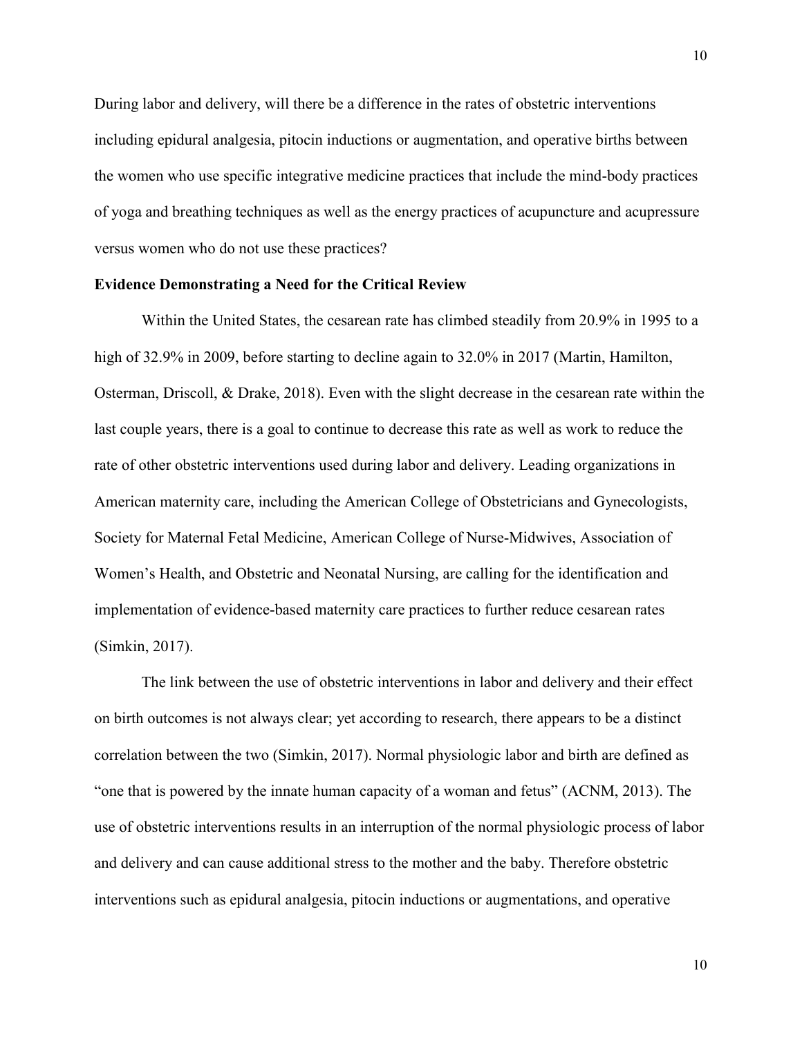During labor and delivery, will there be a difference in the rates of obstetric interventions including epidural analgesia, pitocin inductions or augmentation, and operative births between the women who use specific integrative medicine practices that include the mind-body practices of yoga and breathing techniques as well as the energy practices of acupuncture and acupressure versus women who do not use these practices?

**Evidence Demonstrating a Need for the Critical Review**

Within the United States, the cesarean rate has climbed steadily from 20.9% in 1995 to a high of 32.9% in 2009, before starting to decline again to 32.0% in 2017 (Martin, Hamilton, Osterman, Driscoll, & Drake, 2018). Even with the slight decrease in the cesarean rate within the last couple years, there is a goal to continue to decrease this rate as well as work to reduce the rate of other obstetric interventions used during labor and delivery. Leading organizations in American maternity care, including the American College of Obstetricians and Gynecologists, Society for Maternal Fetal Medicine, American College of Nurse-Midwives, Association of Women's Health, and Obstetric and Neonatal Nursing, are calling for the identification and implementation of evidence-based maternity care practices to further reduce cesarean rates (Simkin, 2017).

The link between the use of obstetric interventions in labor and delivery and their effect on birth outcomes is not always clear; yet according to research, there appears to be a distinct correlation between the two (Simkin, 2017). Normal physiologic labor and birth are defined as "one that is powered by the innate human capacity of a woman and fetus" (ACNM, 2013). The use of obstetric interventions results in an interruption of the normal physiologic process of labor and delivery and can cause additional stress to the mother and the baby. Therefore obstetric interventions such as epidural analgesia, pitocin inductions or augmentations, and operative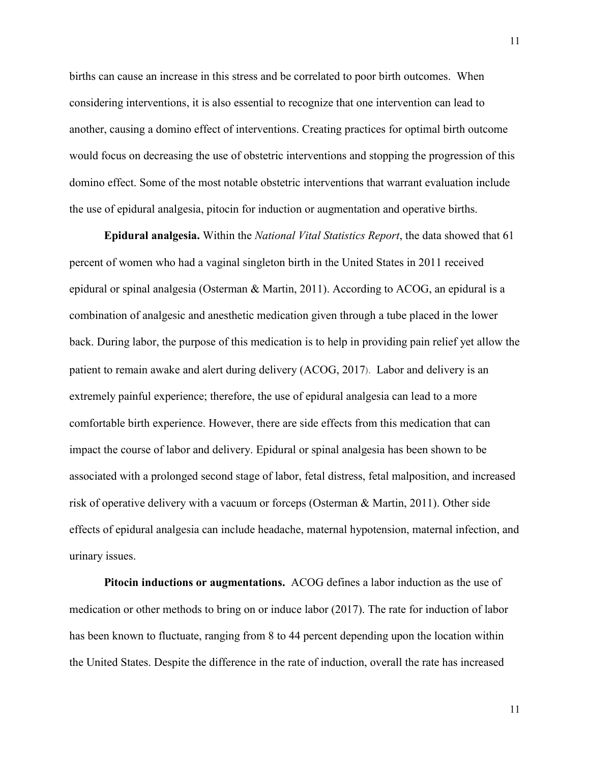births can cause an increase in this stress and be correlated to poor birth outcomes. When considering interventions, it is also essential to recognize that one intervention can lead to another, causing a domino effect of interventions. Creating practices for optimal birth outcome would focus on decreasing the use of obstetric interventions and stopping the progression of this domino effect. Some of the most notable obstetric interventions that warrant evaluation include the use of epidural analgesia, pitocin for induction or augmentation and operative births.

**Epidural analgesia.** Within the *National Vital Statistics Report*, the data showed that 61 percent of women who had a vaginal singleton birth in the United States in 2011 received epidural or spinal analgesia (Osterman & Martin, 2011). According to ACOG, an epidural is a combination of analgesic and anesthetic medication given through a tube placed in the lower back. During labor, the purpose of this medication is to help in providing pain relief yet allow the patient to remain awake and alert during delivery (ACOG, 2017). Labor and delivery is an extremely painful experience; therefore, the use of epidural analgesia can lead to a more comfortable birth experience. However, there are side effects from this medication that can impact the course of labor and delivery. Epidural or spinal analgesia has been shown to be associated with a prolonged second stage of labor, fetal distress, fetal malposition, and increased risk of operative delivery with a vacuum or forceps (Osterman & Martin, 2011). Other side effects of epidural analgesia can include headache, maternal hypotension, maternal infection, and urinary issues.

**Pitocin inductions or augmentations.** ACOG defines a labor induction as the use of medication or other methods to bring on or induce labor (2017). The rate for induction of labor has been known to fluctuate, ranging from 8 to 44 percent depending upon the location within the United States. Despite the difference in the rate of induction, overall the rate has increased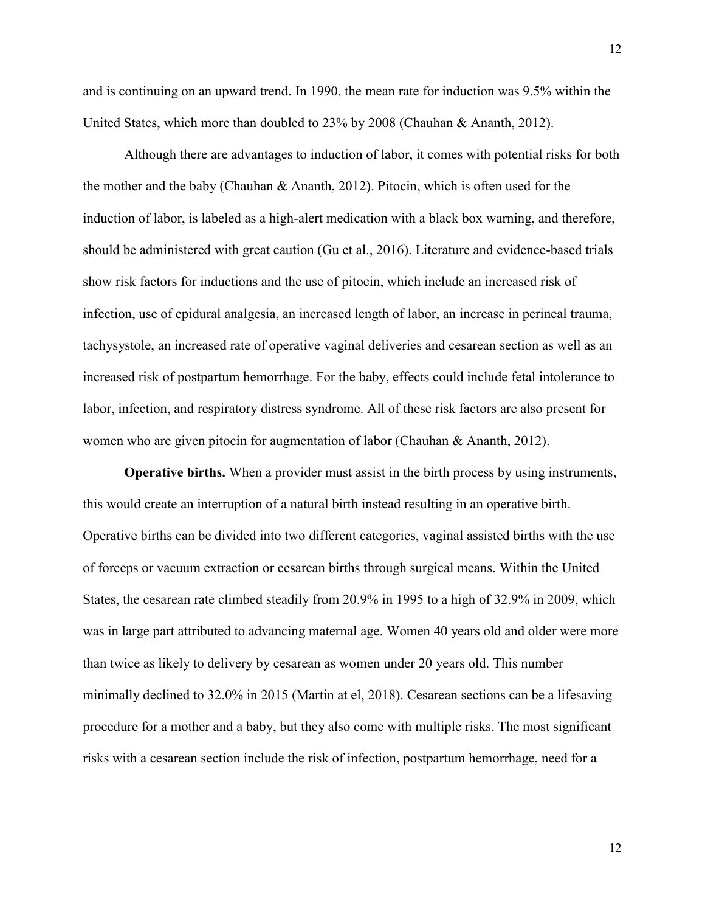and is continuing on an upward trend. In 1990, the mean rate for induction was 9.5% within the United States, which more than doubled to 23% by 2008 (Chauhan & Ananth, 2012).

Although there are advantages to induction of labor, it comes with potential risks for both the mother and the baby (Chauhan & Ananth, 2012). Pitocin, which is often used for the induction of labor, is labeled as a high-alert medication with a black box warning, and therefore, should be administered with great caution (Gu et al., 2016). Literature and evidence-based trials show risk factors for inductions and the use of pitocin, which include an increased risk of infection, use of epidural analgesia, an increased length of labor, an increase in perineal trauma, tachysystole, an increased rate of operative vaginal deliveries and cesarean section as well as an increased risk of postpartum hemorrhage. For the baby, effects could include fetal intolerance to labor, infection, and respiratory distress syndrome. All of these risk factors are also present for women who are given pitocin for augmentation of labor (Chauhan & Ananth, 2012).

**Operative births.** When a provider must assist in the birth process by using instruments, this would create an interruption of a natural birth instead resulting in an operative birth. Operative births can be divided into two different categories, vaginal assisted births with the use of forceps or vacuum extraction or cesarean births through surgical means. Within the United States, the cesarean rate climbed steadily from 20.9% in 1995 to a high of 32.9% in 2009, which was in large part attributed to advancing maternal age. Women 40 years old and older were more than twice as likely to delivery by cesarean as women under 20 years old. This number minimally declined to 32.0% in 2015 (Martin at el, 2018). Cesarean sections can be a lifesaving procedure for a mother and a baby, but they also come with multiple risks. The most significant risks with a cesarean section include the risk of infection, postpartum hemorrhage, need for a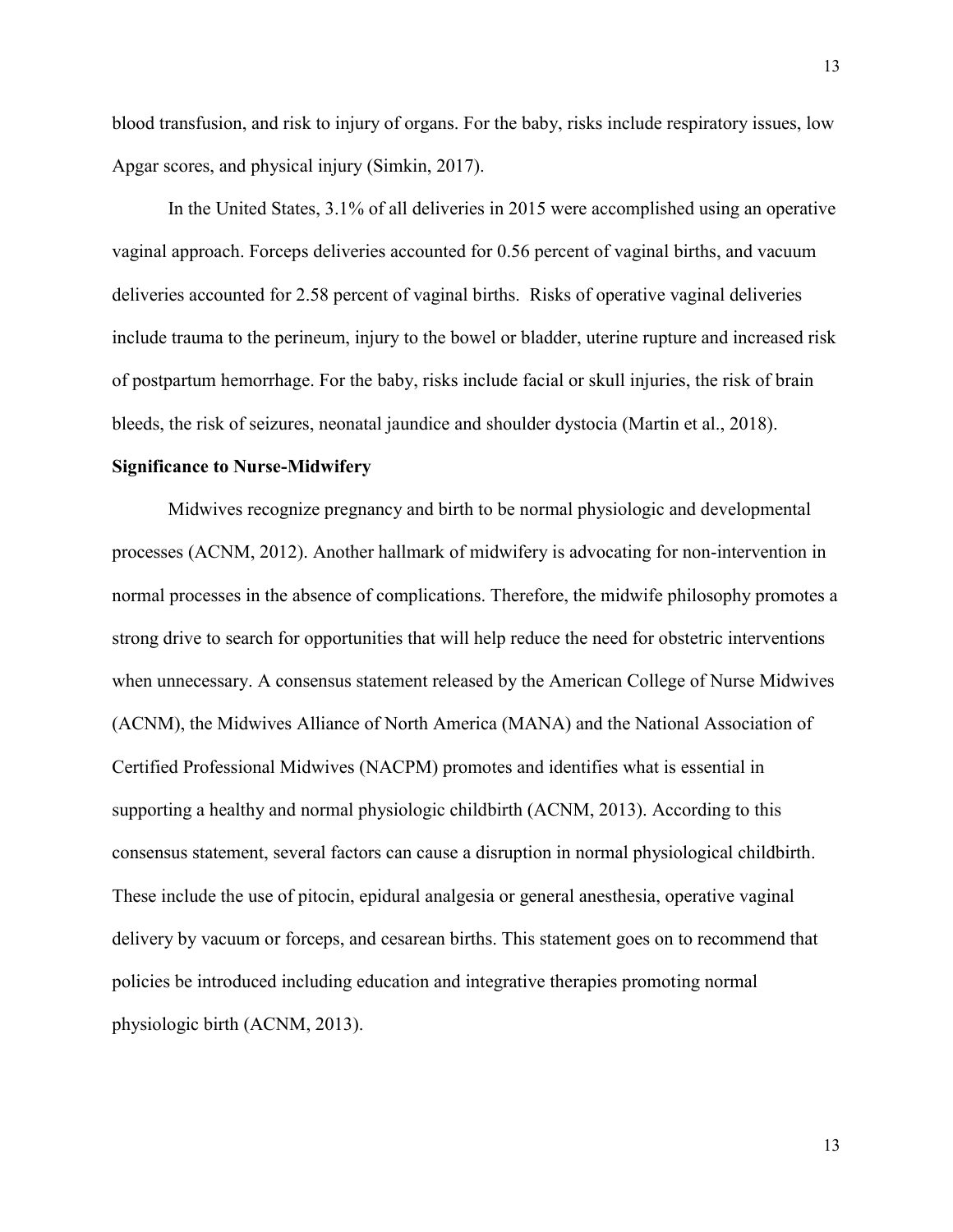blood transfusion, and risk to injury of organs. For the baby, risks include respiratory issues, low Apgar scores, and physical injury (Simkin, 2017).

In the United States, 3.1% of all deliveries in 2015 were accomplished using an operative vaginal approach. Forceps deliveries accounted for 0.56 percent of vaginal births, and vacuum deliveries accounted for 2.58 percent of vaginal births. Risks of operative vaginal deliveries include trauma to the perineum, injury to the bowel or bladder, uterine rupture and increased risk of postpartum hemorrhage. For the baby, risks include facial or skull injuries, the risk of brain bleeds, the risk of seizures, neonatal jaundice and shoulder dystocia (Martin et al., 2018).

**Significance to Nurse-Midwifery**

Midwives recognize pregnancy and birth to be normal physiologic and developmental processes (ACNM, 2012). Another hallmark of midwifery is advocating for non-intervention in normal processes in the absence of complications. Therefore, the midwife philosophy promotes a strong drive to search for opportunities that will help reduce the need for obstetric interventions when unnecessary. A consensus statement released by the American College of Nurse Midwives (ACNM), the Midwives Alliance of North America (MANA) and the National Association of Certified Professional Midwives (NACPM) promotes and identifies what is essential in supporting a healthy and normal physiologic childbirth (ACNM, 2013). According to this consensus statement, several factors can cause a disruption in normal physiological childbirth. These include the use of pitocin, epidural analgesia or general anesthesia, operative vaginal delivery by vacuum or forceps, and cesarean births. This statement goes on to recommend that policies be introduced including education and integrative therapies promoting normal physiologic birth (ACNM, 2013).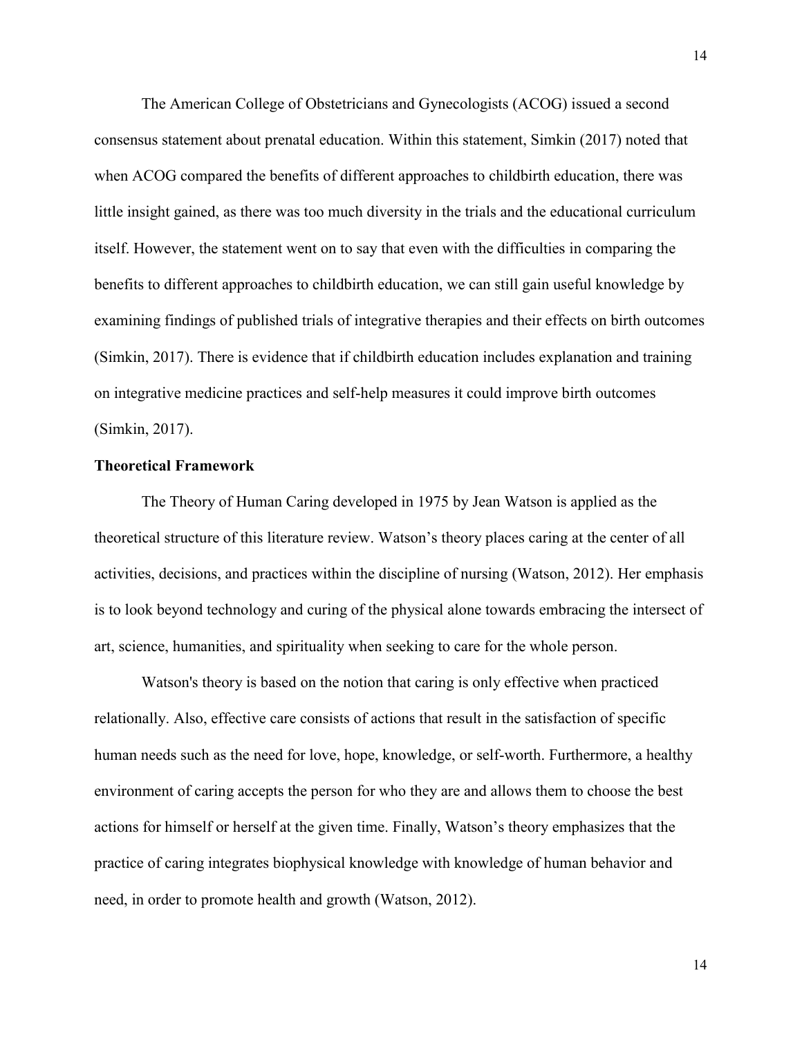The American College of Obstetricians and Gynecologists (ACOG) issued a second consensus statement about prenatal education. Within this statement, Simkin (2017) noted that when ACOG compared the benefits of different approaches to childbirth education, there was little insight gained, as there was too much diversity in the trials and the educational curriculum itself. However, the statement went on to say that even with the difficulties in comparing the benefits to different approaches to childbirth education, we can still gain useful knowledge by examining findings of published trials of integrative therapies and their effects on birth outcomes (Simkin, 2017). There is evidence that if childbirth education includes explanation and training on integrative medicine practices and self-help measures it could improve birth outcomes (Simkin, 2017).

## Theoretical Framework

The Theory of Human Caring developed in 1975 by Jean Watson is applied as the theoretical structure of this literature review. Watson's theory places caring at the center of all activities, decisions, and practices within the discipline of nursing (Watson, 2012). Her emphasis is to look beyond technology and curing of the physical alone towards embracing the intersect of art, science, humanities, and spirituality when seeking to care for the whole person.

Watson's theory is based on the notion that caring is only effective when practiced relationally. Also, effective care consists of actions that result in the satisfaction of specific human needs such as the need for love, hope, knowledge, or self-worth. Furthermore, a healthy environment of caring accepts the person for who they are and allows them to choose the best actions for himself or herself at the given time. Finally, Watson's theory emphasizes that the practice of caring integrates biophysical knowledge with knowledge of human behavior and need, in order to promote health and growth (Watson, 2012).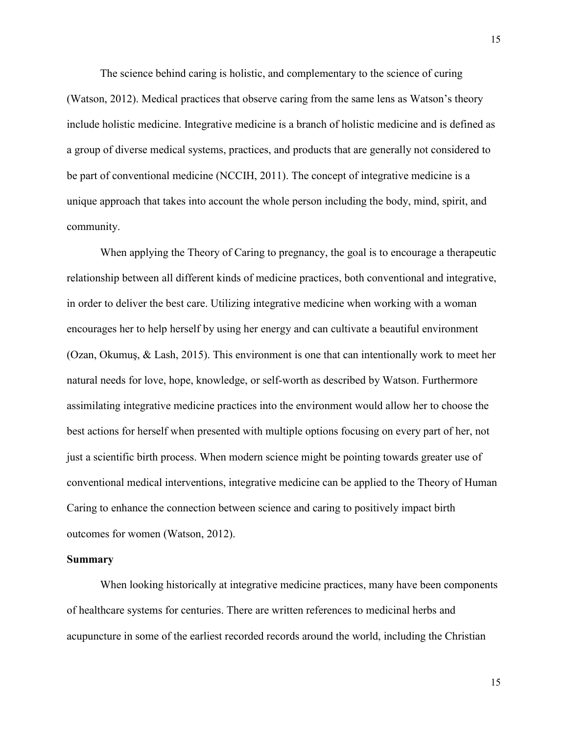The science behind caring is holistic, and complementary to the science of curing (Watson, 2012). Medical practices that observe caring from the same lens as Watson's theory include holistic medicine. Integrative medicine is a branch of holistic medicine and is defined as a group of diverse medical systems, practices, and products that are generally not considered to be part of conventional medicine (NCCIH, 2011). The concept of integrative medicine is a unique approach that takes into account the whole person including the body, mind, spirit, and community.

When applying the Theory of Caring to pregnancy, the goal is to encourage a therapeutic relationship between all different kinds of medicine practices, both conventional and integrative, in order to deliver the best care. Utilizing integrative medicine when working with a woman encourages her to help herself by using her energy and can cultivate a beautiful environment (Ozan, Okumuş, & Lash, 2015). This environment is one that can intentionally work to meet her natural needs for love, hope, knowledge, or self-worth as described by Watson. Furthermore assimilating integrative medicine practices into the environment would allow her to choose the best actions for herself when presented with multiple options focusing on every part of her, not just a scientific birth process. When modern science might be pointing towards greater use of conventional medical interventions, integrative medicine can be applied to the Theory of Human Caring to enhance the connection between science and caring to positively impact birth outcomes for women (Watson, 2012).

**Summary**

When looking historically at integrative medicine practices, many have been components of healthcare systems for centuries. There are written references to medicinal herbs and acupuncture in some of the earliest recorded records around the world, including the Christian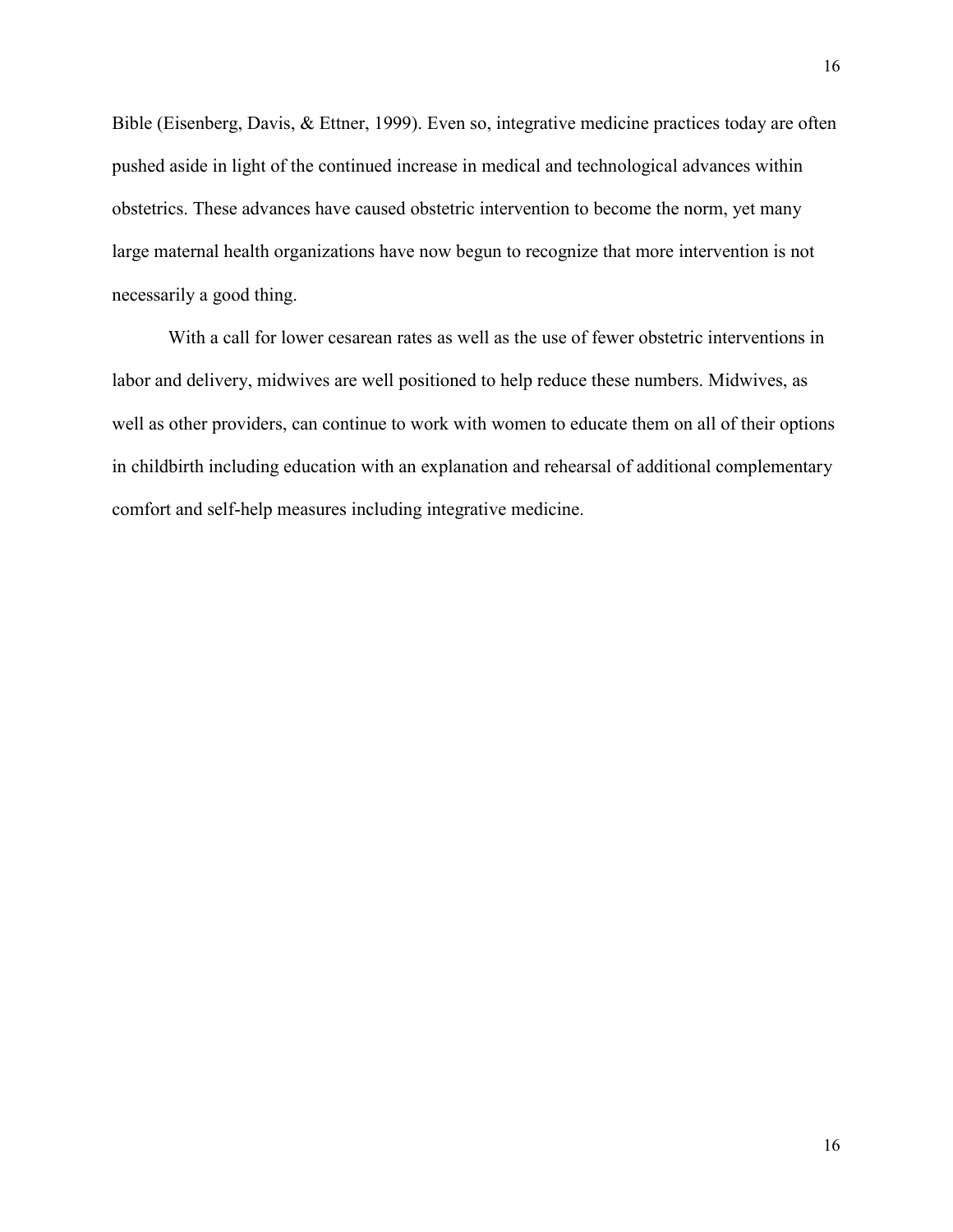Bible (Eisenberg, Davis, & Ettner, 1999). Even so, integrative medicine practices today are often pushed aside in light of the continued increase in medical and technological advances within obstetrics. These advances have caused obstetric intervention to become the norm, yet many large maternal health organizations have now begun to recognize that more intervention is not necessarily a good thing.

With a call for lower cesarean rates as well as the use of fewer obstetric interventions in labor and delivery, midwives are well positioned to help reduce these numbers. Midwives, as well as other providers, can continue to work with women to educate them on all of their options in childbirth including education with an explanation and rehearsal of additional complementary comfort and self-help measures including integrative medicine.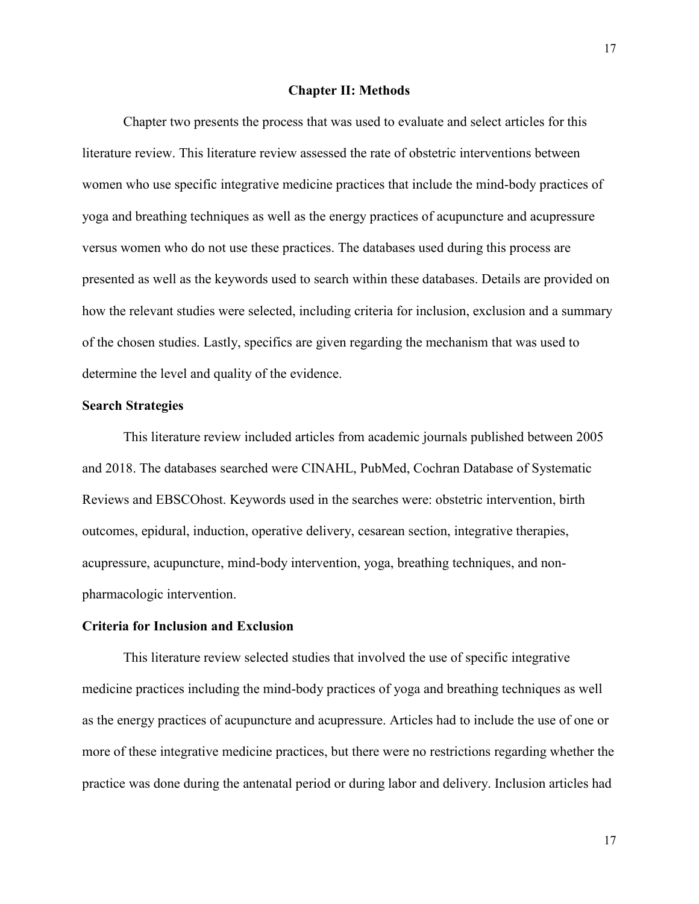## Chapter II: Methods

Chapter two presents the process that was used to evaluate and select articles for this literature review. This literature review assessed the rate of obstetric interventions between women who use specific integrative medicine practices that include the mind-body practices of yoga and breathing techniques as well as the energy practices of acupuncture and acupressure versus women who do not use these practices. The databases used during this process are presented as well as the keywords used to search within these databases. Details are provided on how the relevant studies were selected, including criteria for inclusion, exclusion and a summary of the chosen studies. Lastly, specifics are given regarding the mechanism that was used to determine the level and quality of the evidence.

### Search Strategies

This literature review included articles from academic journals published between 2005 and 2018. The databases searched were CINAHL, PubMed, Cochran Database of Systematic Reviews and EBSCOhost. Keywords used in the searches were: obstetric intervention, birth outcomes, epidural, induction, operative delivery, cesarean section, integrative therapies, acupressure, acupuncture, mind-body intervention, yoga, breathing techniques, and non-pharmacologic intervention.

### Criteria for Inclusion and Exclusion

This literature review selected studies that involved the use of specific integrative medicine practices including the mind-body practices of yoga and breathing techniques as well as the energy practices of acupuncture and acupressure. Articles had to include the use of one or more of these integrative medicine practices, but there were no restrictions regarding whether the practice was done during the antenatal period or during labor and delivery. Inclusion articles had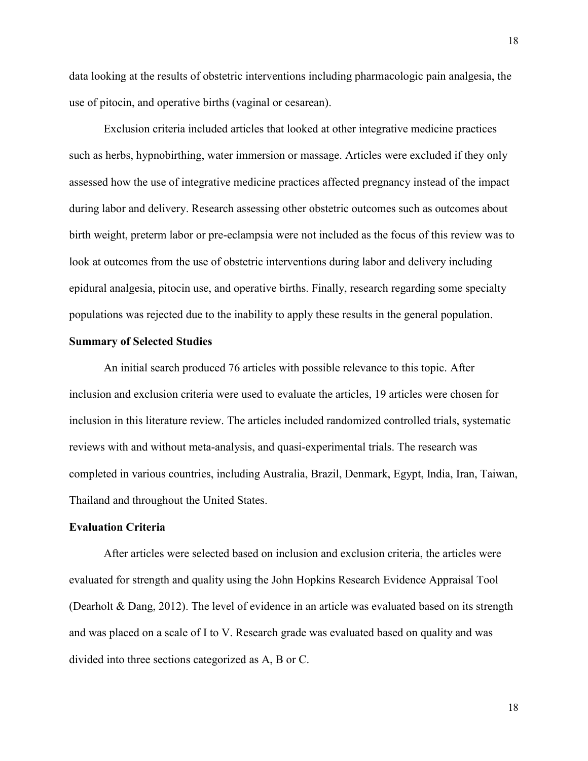data looking at the results of obstetric interventions including pharmacologic pain analgesia, the use of pitocin, and operative births (vaginal or cesarean).

Exclusion criteria included articles that looked at other integrative medicine practices such as herbs, hypnobirthing, water immersion or massage. Articles were excluded if they only assessed how the use of integrative medicine practices affected pregnancy instead of the impact during labor and delivery. Research assessing other obstetric outcomes such as outcomes about birth weight, preterm labor or pre-eclampsia were not included as the focus of this review was to look at outcomes from the use of obstetric interventions during labor and delivery including epidural analgesia, pitocin use, and operative births. Finally, research regarding some specialty populations was rejected due to the inability to apply these results in the general population.

**Summary of Selected Studies**

An initial search produced 76 articles with possible relevance to this topic. After inclusion and exclusion criteria were used to evaluate the articles, 19 articles were chosen for inclusion in this literature review. The articles included randomized controlled trials, systematic reviews with and without meta-analysis, and quasi-experimental trials. The research was completed in various countries, including Australia, Brazil, Denmark, Egypt, India, Iran, Taiwan, Thailand and throughout the United States.

**Evaluation Criteria**

After articles were selected based on inclusion and exclusion criteria, the articles were evaluated for strength and quality using the John Hopkins Research Evidence Appraisal Tool (Dearholt & Dang, 2012). The level of evidence in an article was evaluated based on its strength and was placed on a scale of I to V. Research grade was evaluated based on quality and was divided into three sections categorized as A, B or C.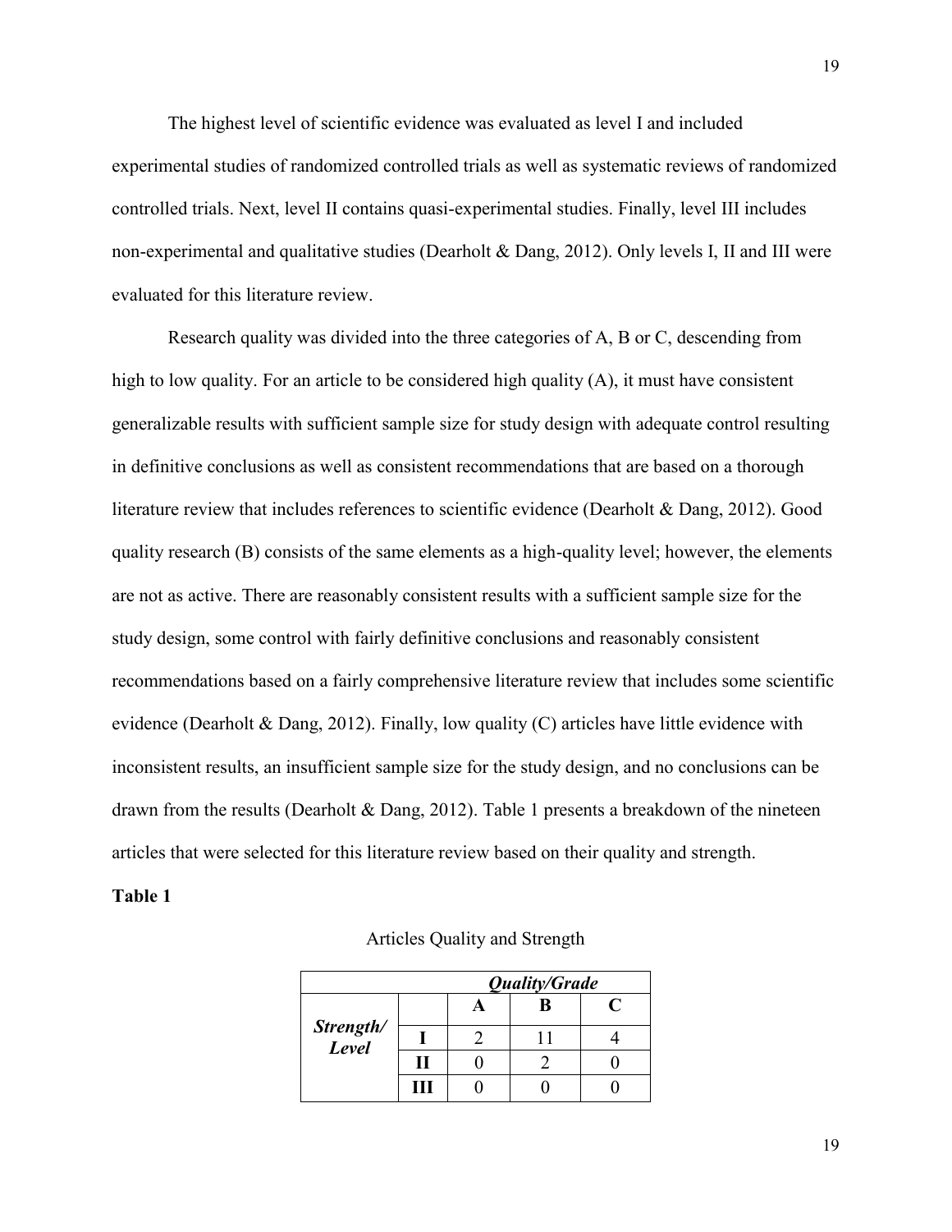The highest level of scientific evidence was evaluated as level I and included experimental studies of randomized controlled trials as well as systematic reviews of randomized controlled trials. Next, level II contains quasi-experimental studies. Finally, level III includes non-experimental and qualitative studies (Dearholt & Dang, 2012). Only levels I, II and III were evaluated for this literature review.

Research quality was divided into the three categories of A, B or C, descending from high to low quality. For an article to be considered high quality (A), it must have consistent generalizable results with sufficient sample size for study design with adequate control resulting in definitive conclusions as well as consistent recommendations that are based on a thorough literature review that includes references to scientific evidence (Dearholt & Dang, 2012). Good quality research (B) consists of the same elements as a high-quality level; however, the elements are not as active. There are reasonably consistent results with a sufficient sample size for the study design, some control with fairly definitive conclusions and reasonably consistent recommendations based on a fairly comprehensive literature review that includes some scientific evidence (Dearholt & Dang, 2012). Finally, low quality (C) articles have little evidence with inconsistent results, an insufficient sample size for the study design, and no conclusions can be drawn from the results (Dearholt & Dang, 2012). Table 1 presents a breakdown of the nineteen articles that were selected for this literature review based on their quality and strength.

**Table 1**

Articles Quality and Strength

| | | ***Quality/Grade*** | | |
|---|---|---|---|---|
| | | **A** | **B** | **C** |
| ***Strength/ Level*** | **I** | 2 | 11 | 4 |
| | **II** | 0 | 2 | 0 |
| | **III** | 0 | 0 | 0 |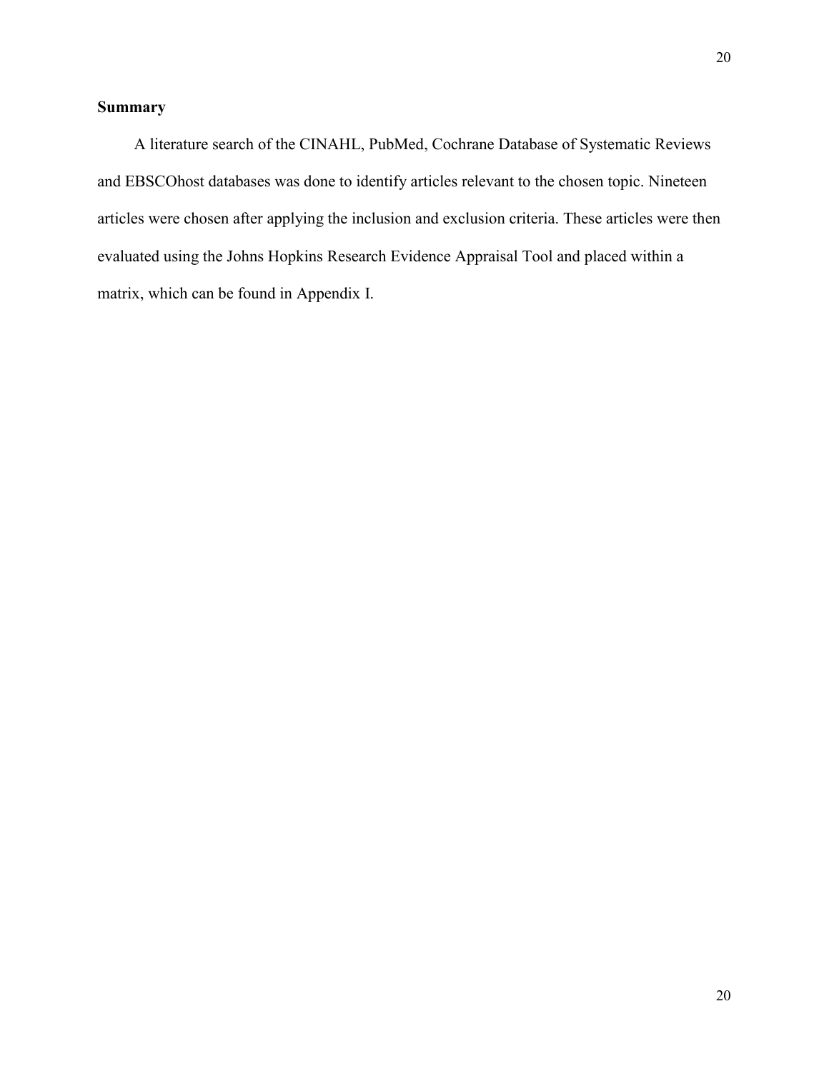## Summary

A literature search of the CINAHL, PubMed, Cochrane Database of Systematic Reviews and EBSCOhost databases was done to identify articles relevant to the chosen topic. Nineteen articles were chosen after applying the inclusion and exclusion criteria. These articles were then evaluated using the Johns Hopkins Research Evidence Appraisal Tool and placed within a matrix, which can be found in Appendix I.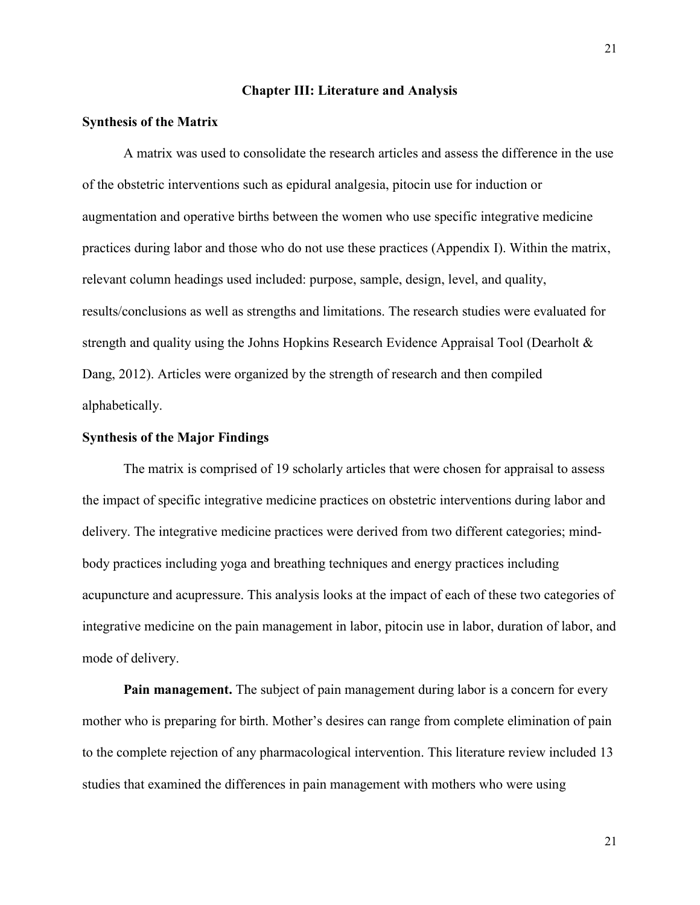## Chapter III: Literature and Analysis

### Synthesis of the Matrix

A matrix was used to consolidate the research articles and assess the difference in the use of the obstetric interventions such as epidural analgesia, pitocin use for induction or augmentation and operative births between the women who use specific integrative medicine practices during labor and those who do not use these practices (Appendix I). Within the matrix, relevant column headings used included: purpose, sample, design, level, and quality, results/conclusions as well as strengths and limitations. The research studies were evaluated for strength and quality using the Johns Hopkins Research Evidence Appraisal Tool (Dearholt & Dang, 2012). Articles were organized by the strength of research and then compiled alphabetically.

### Synthesis of the Major Findings

The matrix is comprised of 19 scholarly articles that were chosen for appraisal to assess the impact of specific integrative medicine practices on obstetric interventions during labor and delivery. The integrative medicine practices were derived from two different categories; mind-body practices including yoga and breathing techniques and energy practices including acupuncture and acupressure. This analysis looks at the impact of each of these two categories of integrative medicine on the pain management in labor, pitocin use in labor, duration of labor, and mode of delivery.

**Pain management.** The subject of pain management during labor is a concern for every mother who is preparing for birth. Mother's desires can range from complete elimination of pain to the complete rejection of any pharmacological intervention. This literature review included 13 studies that examined the differences in pain management with mothers who were using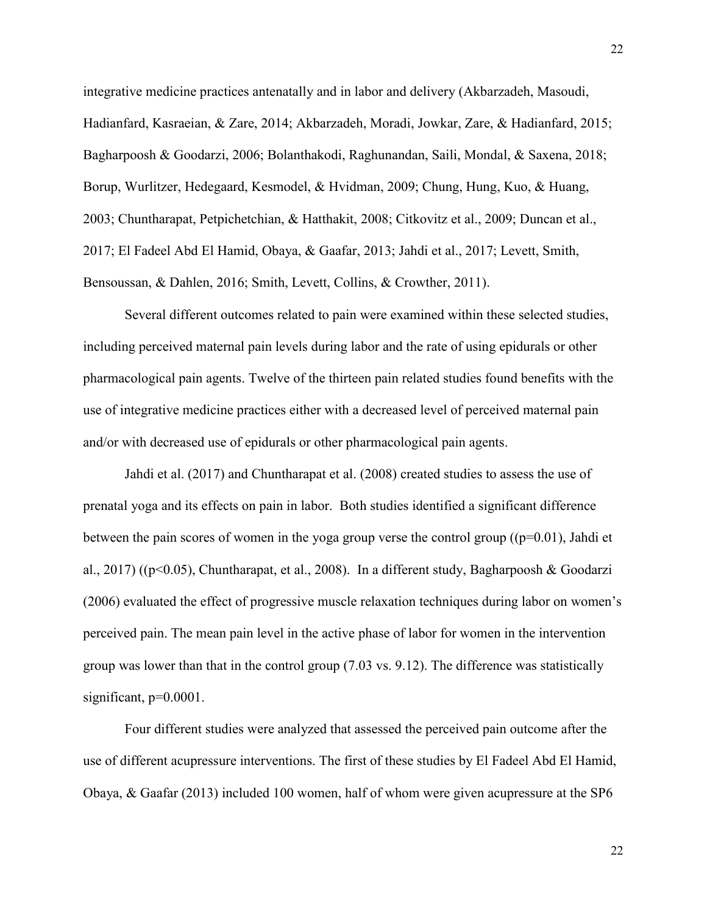integrative medicine practices antenatally and in labor and delivery (Akbarzadeh, Masoudi, Hadianfard, Kasraeian, & Zare, 2014; Akbarzadeh, Moradi, Jowkar, Zare, & Hadianfard, 2015; Bagharpoosh & Goodarzi, 2006; Bolanthakodi, Raghunandan, Saili, Mondal, & Saxena, 2018; Borup, Wurlitzer, Hedegaard, Kesmodel, & Hvidman, 2009; Chung, Hung, Kuo, & Huang, 2003; Chuntharapat, Petpichetchian, & Hatthakit, 2008; Citkovitz et al., 2009; Duncan et al., 2017; El Fadeel Abd El Hamid, Obaya, & Gaafar, 2013; Jahdi et al., 2017; Levett, Smith, Bensoussan, & Dahlen, 2016; Smith, Levett, Collins, & Crowther, 2011).

Several different outcomes related to pain were examined within these selected studies, including perceived maternal pain levels during labor and the rate of using epidurals or other pharmacological pain agents. Twelve of the thirteen pain related studies found benefits with the use of integrative medicine practices either with a decreased level of perceived maternal pain and/or with decreased use of epidurals or other pharmacological pain agents.

Jahdi et al. (2017) and Chuntharapat et al. (2008) created studies to assess the use of prenatal yoga and its effects on pain in labor. Both studies identified a significant difference between the pain scores of women in the yoga group verse the control group (($p=0.01$), Jahdi et al., 2017) (($p<0.05$), Chuntharapat, et al., 2008). In a different study, Bagharpoosh & Goodarzi (2006) evaluated the effect of progressive muscle relaxation techniques during labor on women's perceived pain. The mean pain level in the active phase of labor for women in the intervention group was lower than that in the control group (7.03 vs. 9.12). The difference was statistically significant, $p=0.0001$.

Four different studies were analyzed that assessed the perceived pain outcome after the use of different acupressure interventions. The first of these studies by El Fadeel Abd El Hamid, Obaya, & Gaafar (2013) included 100 women, half of whom were given acupressure at the SP6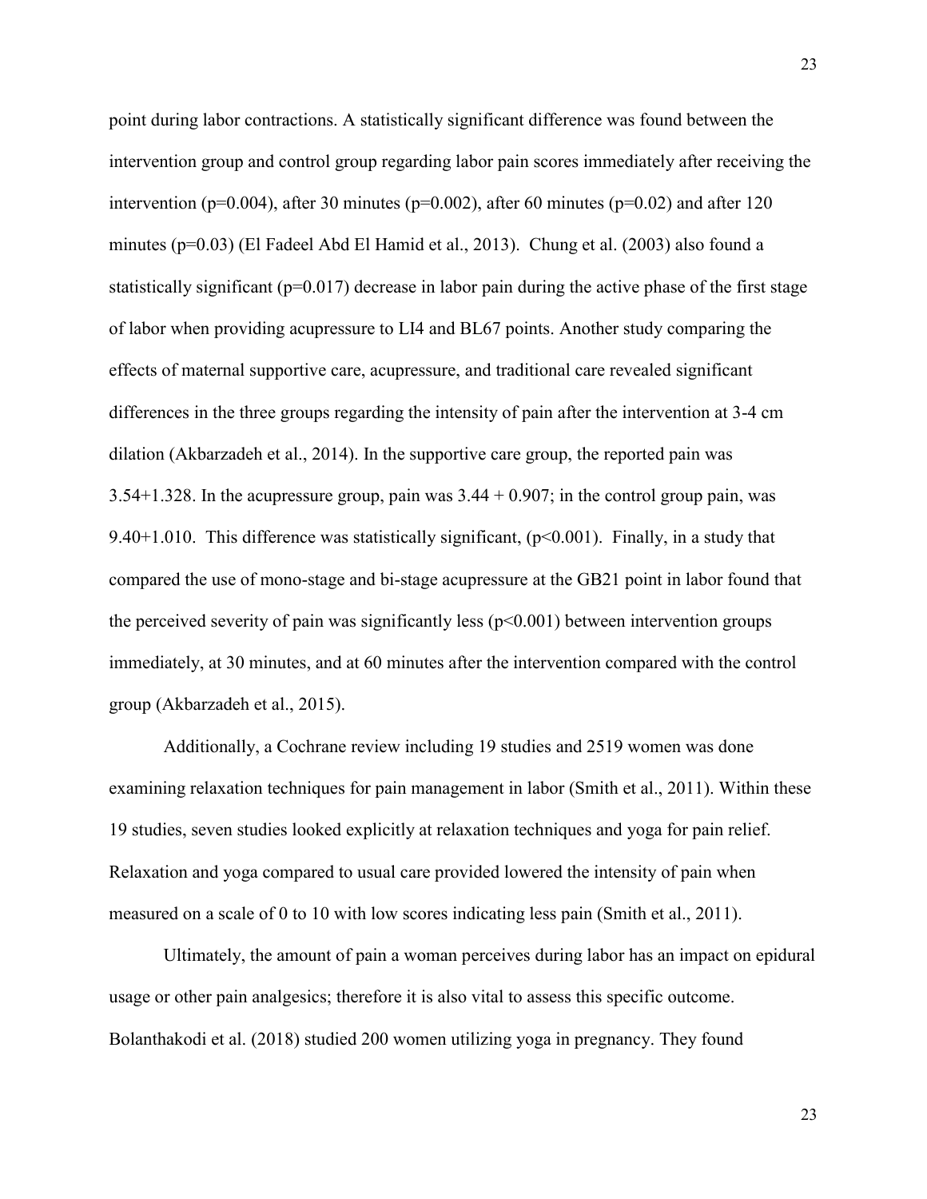point during labor contractions. A statistically significant difference was found between the intervention group and control group regarding labor pain scores immediately after receiving the intervention ($p=0.004$), after 30 minutes ($p=0.002$), after 60 minutes ($p=0.02$) and after 120 minutes ($p=0.03$) (El Fadeel Abd El Hamid et al., 2013). Chung et al. (2003) also found a statistically significant ($p=0.017$) decrease in labor pain during the active phase of the first stage of labor when providing acupressure to LI4 and BL67 points. Another study comparing the effects of maternal supportive care, acupressure, and traditional care revealed significant differences in the three groups regarding the intensity of pain after the intervention at 3-4 cm dilation (Akbarzadeh et al., 2014). In the supportive care group, the reported pain was 3.54+1.328. In the acupressure group, pain was 3.44 + 0.907; in the control group pain, was 9.40+1.010. This difference was statistically significant, ($p<0.001$). Finally, in a study that compared the use of mono-stage and bi-stage acupressure at the GB21 point in labor found that the perceived severity of pain was significantly less ($p<0.001$) between intervention groups immediately, at 30 minutes, and at 60 minutes after the intervention compared with the control group (Akbarzadeh et al., 2015).

Additionally, a Cochrane review including 19 studies and 2519 women was done examining relaxation techniques for pain management in labor (Smith et al., 2011). Within these 19 studies, seven studies looked explicitly at relaxation techniques and yoga for pain relief. Relaxation and yoga compared to usual care provided lowered the intensity of pain when measured on a scale of 0 to 10 with low scores indicating less pain (Smith et al., 2011).

Ultimately, the amount of pain a woman perceives during labor has an impact on epidural usage or other pain analgesics; therefore it is also vital to assess this specific outcome. Bolanthakodi et al. (2018) studied 200 women utilizing yoga in pregnancy. They found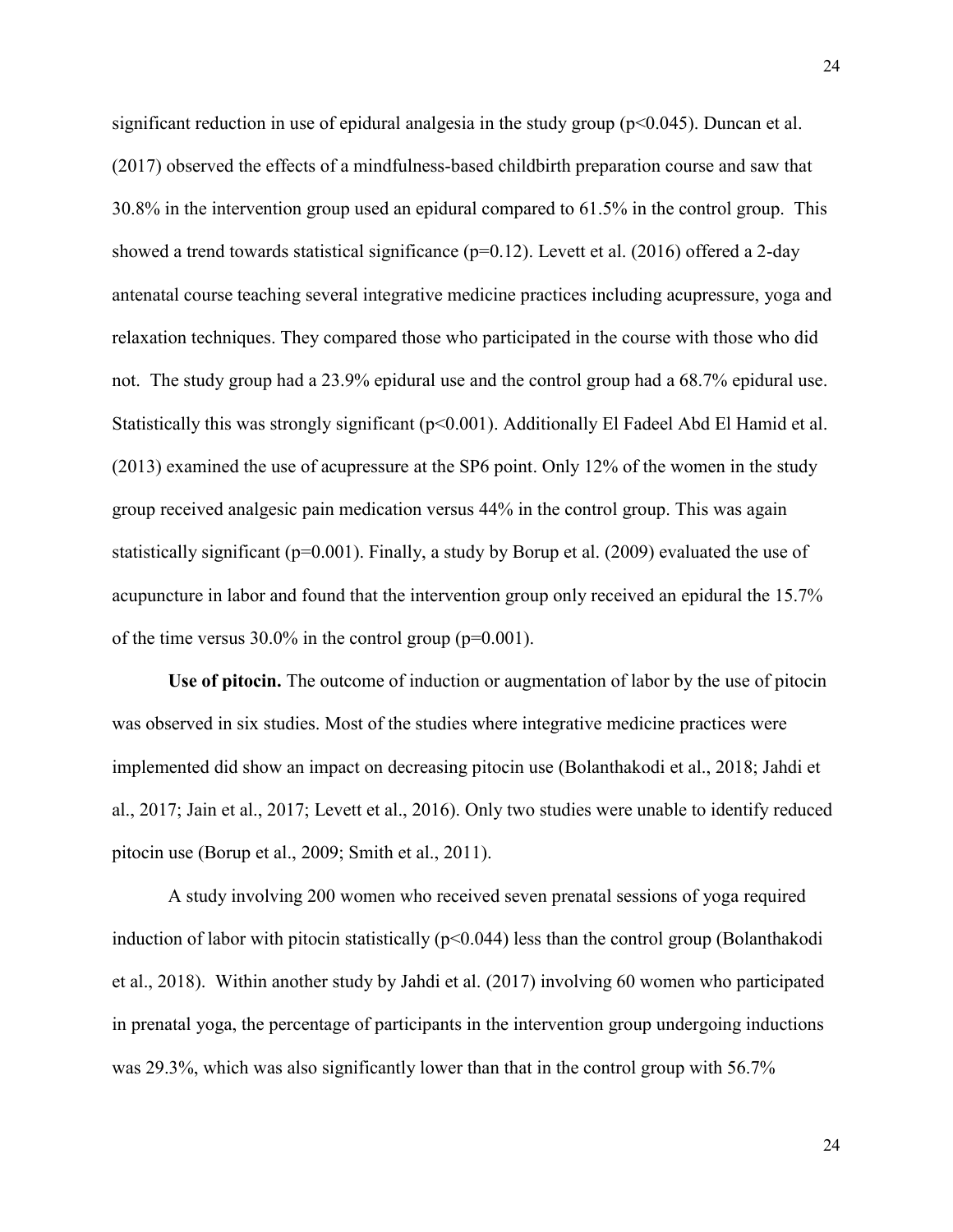significant reduction in use of epidural analgesia in the study group ($p<0.045$). Duncan et al. (2017) observed the effects of a mindfulness-based childbirth preparation course and saw that 30.8% in the intervention group used an epidural compared to 61.5% in the control group. This showed a trend towards statistical significance ($p=0.12$). Levett et al. (2016) offered a 2-day antenatal course teaching several integrative medicine practices including acupressure, yoga and relaxation techniques. They compared those who participated in the course with those who did not. The study group had a 23.9% epidural use and the control group had a 68.7% epidural use. Statistically this was strongly significant ($p<0.001$). Additionally El Fadeel Abd El Hamid et al. (2013) examined the use of acupressure at the SP6 point. Only 12% of the women in the study group received analgesic pain medication versus 44% in the control group. This was again statistically significant ($p=0.001$). Finally, a study by Borup et al. (2009) evaluated the use of acupuncture in labor and found that the intervention group only received an epidural the 15.7% of the time versus 30.0% in the control group ($p=0.001$).

**Use of pitocin.** The outcome of induction or augmentation of labor by the use of pitocin was observed in six studies. Most of the studies where integrative medicine practices were implemented did show an impact on decreasing pitocin use (Bolanthakodi et al., 2018; Jahdi et al., 2017; Jain et al., 2017; Levett et al., 2016). Only two studies were unable to identify reduced pitocin use (Borup et al., 2009; Smith et al., 2011).

A study involving 200 women who received seven prenatal sessions of yoga required induction of labor with pitocin statistically ($p<0.044$) less than the control group (Bolanthakodi et al., 2018). Within another study by Jahdi et al. (2017) involving 60 women who participated in prenatal yoga, the percentage of participants in the intervention group undergoing inductions was 29.3%, which was also significantly lower than that in the control group with 56.7%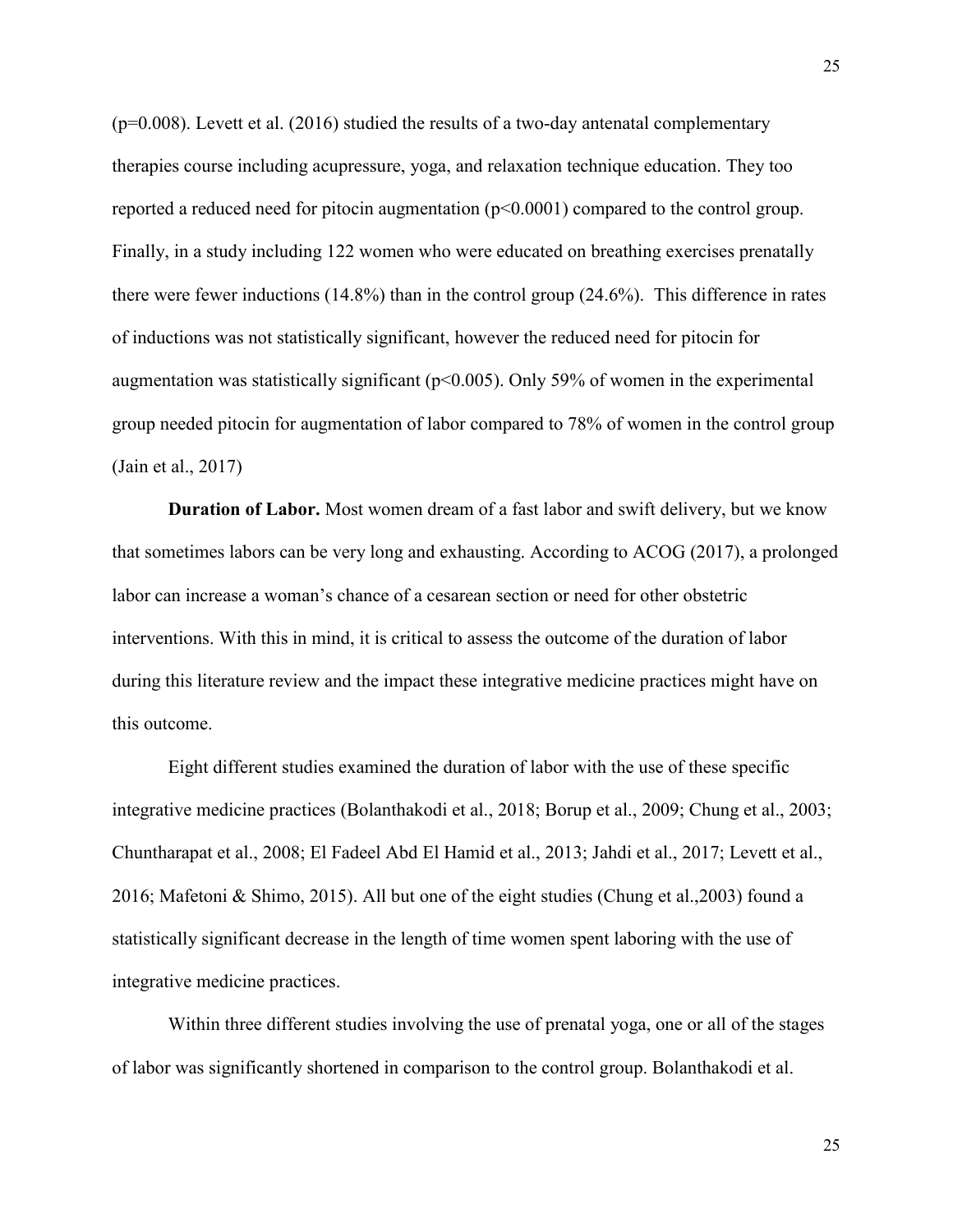($p=0.008$). Levett et al. (2016) studied the results of a two-day antenatal complementary therapies course including acupressure, yoga, and relaxation technique education. They too reported a reduced need for pitocin augmentation ($p<0.0001$) compared to the control group. Finally, in a study including 122 women who were educated on breathing exercises prenatally there were fewer inductions (14.8%) than in the control group (24.6%). This difference in rates of inductions was not statistically significant, however the reduced need for pitocin for augmentation was statistically significant ($p<0.005$). Only 59% of women in the experimental group needed pitocin for augmentation of labor compared to 78% of women in the control group (Jain et al., 2017)

**Duration of Labor.** Most women dream of a fast labor and swift delivery, but we know that sometimes labors can be very long and exhausting. According to ACOG (2017), a prolonged labor can increase a woman's chance of a cesarean section or need for other obstetric interventions. With this in mind, it is critical to assess the outcome of the duration of labor during this literature review and the impact these integrative medicine practices might have on this outcome.

Eight different studies examined the duration of labor with the use of these specific integrative medicine practices (Bolanthakodi et al., 2018; Borup et al., 2009; Chung et al., 2003; Chuntharapat et al., 2008; El Fadeel Abd El Hamid et al., 2013; Jahdi et al., 2017; Levett et al., 2016; Mafetoni & Shimo, 2015). All but one of the eight studies (Chung et al.,2003) found a statistically significant decrease in the length of time women spent laboring with the use of integrative medicine practices.

Within three different studies involving the use of prenatal yoga, one or all of the stages of labor was significantly shortened in comparison to the control group. Bolanthakodi et al.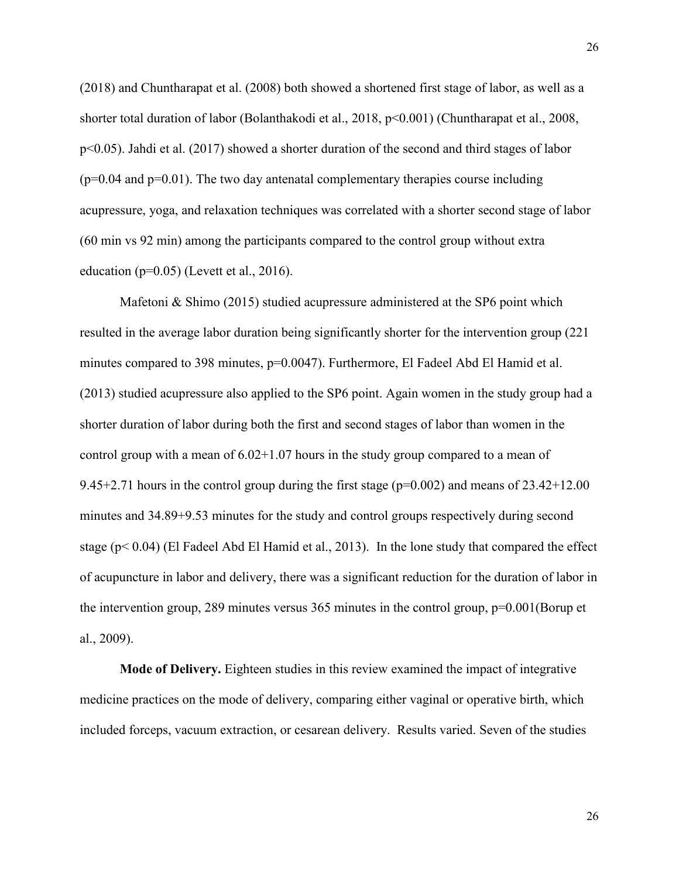(2018) and Chuntharapat et al. (2008) both showed a shortened first stage of labor, as well as a shorter total duration of labor (Bolanthakodi et al., 2018, $p<0.001$) (Chuntharapat et al., 2008, $p<0.05$). Jahdi et al. (2017) showed a shorter duration of the second and third stages of labor ($p=0.04$ and $p=0.01$). The two day antenatal complementary therapies course including acupressure, yoga, and relaxation techniques was correlated with a shorter second stage of labor (60 min vs 92 min) among the participants compared to the control group without extra education ($p=0.05$) (Levett et al., 2016).

Mafetoni & Shimo (2015) studied acupressure administered at the SP6 point which resulted in the average labor duration being significantly shorter for the intervention group (221 minutes compared to 398 minutes, $p=0.0047$). Furthermore, El Fadeel Abd El Hamid et al. (2013) studied acupressure also applied to the SP6 point. Again women in the study group had a shorter duration of labor during both the first and second stages of labor than women in the control group with a mean of 6.02+1.07 hours in the study group compared to a mean of 9.45+2.71 hours in the control group during the first stage ($p=0.002$) and means of 23.42+12.00 minutes and 34.89+9.53 minutes for the study and control groups respectively during second stage ($p< 0.04$) (El Fadeel Abd El Hamid et al., 2013). In the lone study that compared the effect of acupuncture in labor and delivery, there was a significant reduction for the duration of labor in the intervention group, 289 minutes versus 365 minutes in the control group, $p=0.001$(Borup et al., 2009).

**Mode of Delivery.** Eighteen studies in this review examined the impact of integrative medicine practices on the mode of delivery, comparing either vaginal or operative birth, which included forceps, vacuum extraction, or cesarean delivery. Results varied. Seven of the studies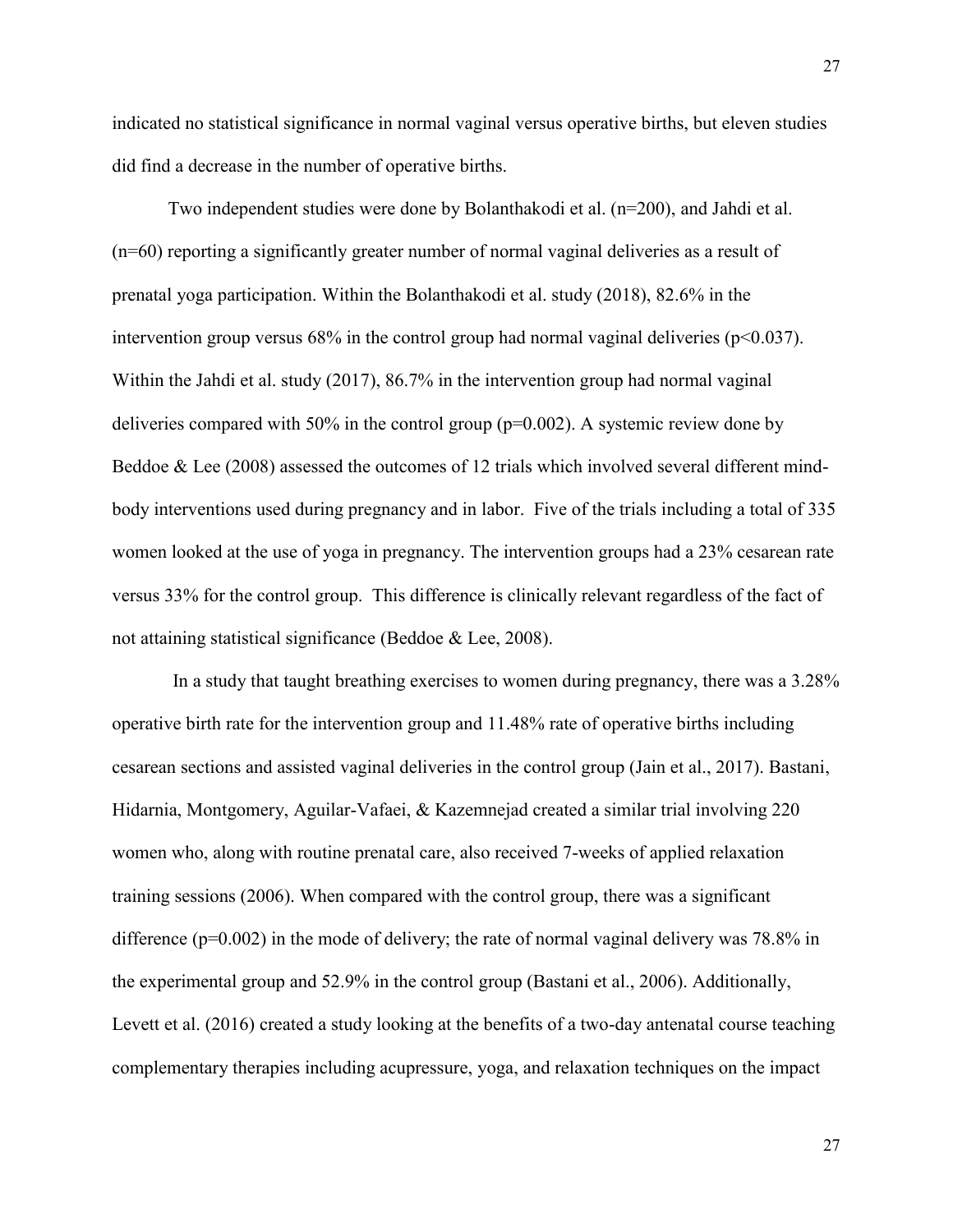indicated no statistical significance in normal vaginal versus operative births, but eleven studies did find a decrease in the number of operative births.

Two independent studies were done by Bolanthakodi et al. (n=200), and Jahdi et al. (n=60) reporting a significantly greater number of normal vaginal deliveries as a result of prenatal yoga participation. Within the Bolanthakodi et al. study (2018), 82.6% in the intervention group versus 68% in the control group had normal vaginal deliveries ($p<0.037$). Within the Jahdi et al. study (2017), 86.7% in the intervention group had normal vaginal deliveries compared with 50% in the control group ($p=0.002$). A systemic review done by Beddoe & Lee (2008) assessed the outcomes of 12 trials which involved several different mind-body interventions used during pregnancy and in labor. Five of the trials including a total of 335 women looked at the use of yoga in pregnancy. The intervention groups had a 23% cesarean rate versus 33% for the control group. This difference is clinically relevant regardless of the fact of not attaining statistical significance (Beddoe & Lee, 2008).

In a study that taught breathing exercises to women during pregnancy, there was a 3.28% operative birth rate for the intervention group and 11.48% rate of operative births including cesarean sections and assisted vaginal deliveries in the control group (Jain et al., 2017). Bastani, Hidarnia, Montgomery, Aguilar-Vafaei, & Kazemnejad created a similar trial involving 220 women who, along with routine prenatal care, also received 7-weeks of applied relaxation training sessions (2006). When compared with the control group, there was a significant difference ($p=0.002$) in the mode of delivery; the rate of normal vaginal delivery was 78.8% in the experimental group and 52.9% in the control group (Bastani et al., 2006). Additionally, Levett et al. (2016) created a study looking at the benefits of a two-day antenatal course teaching complementary therapies including acupressure, yoga, and relaxation techniques on the impact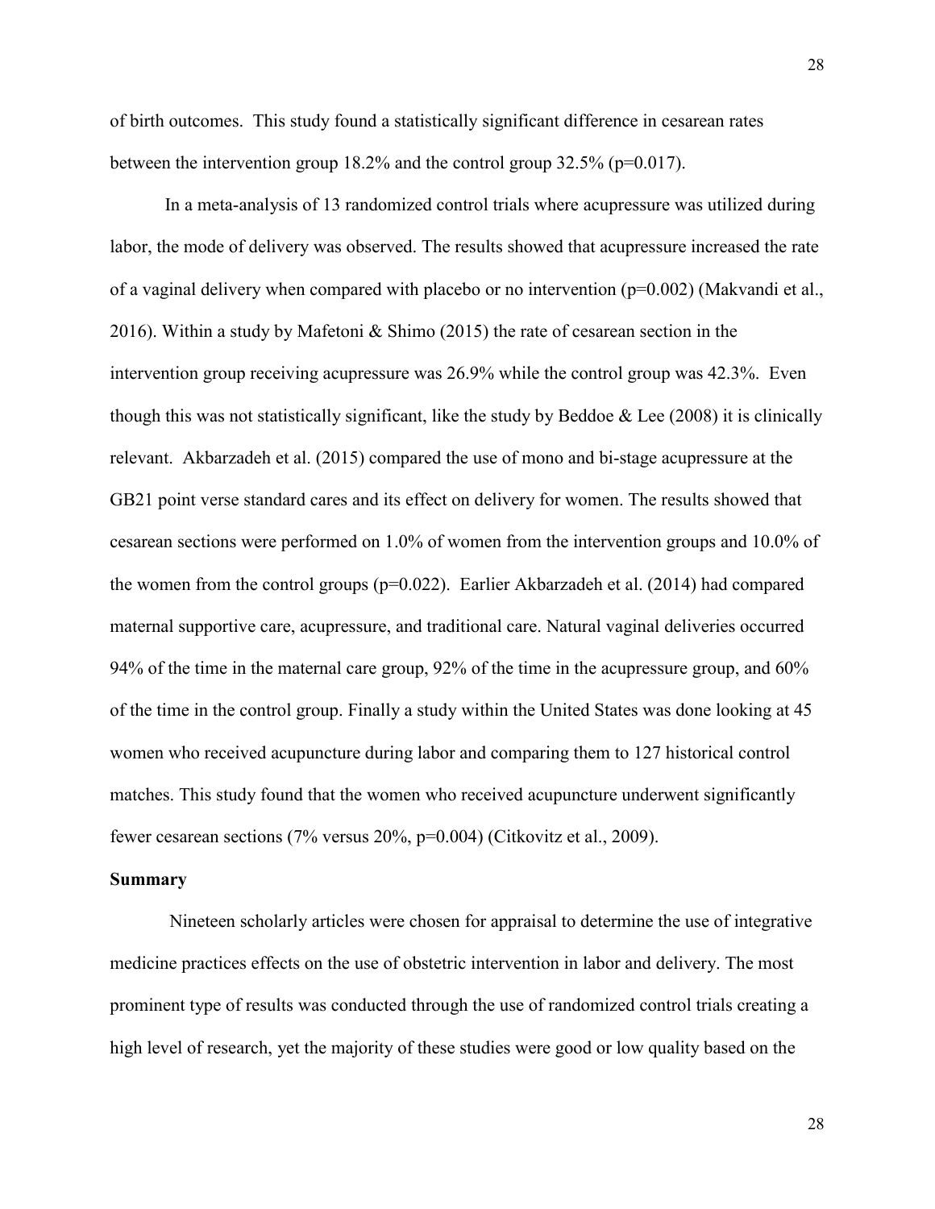of birth outcomes. This study found a statistically significant difference in cesarean rates between the intervention group 18.2% and the control group 32.5% ($p=0.017$).

In a meta-analysis of 13 randomized control trials where acupressure was utilized during labor, the mode of delivery was observed. The results showed that acupressure increased the rate of a vaginal delivery when compared with placebo or no intervention ($p=0.002$) (Makvandi et al., 2016). Within a study by Mafetoni & Shimo (2015) the rate of cesarean section in the intervention group receiving acupressure was 26.9% while the control group was 42.3%. Even though this was not statistically significant, like the study by Beddoe & Lee (2008) it is clinically relevant. Akbarzadeh et al. (2015) compared the use of mono and bi-stage acupressure at the GB21 point verse standard cares and its effect on delivery for women. The results showed that cesarean sections were performed on 1.0% of women from the intervention groups and 10.0% of the women from the control groups ($p=0.022$). Earlier Akbarzadeh et al. (2014) had compared maternal supportive care, acupressure, and traditional care. Natural vaginal deliveries occurred 94% of the time in the maternal care group, 92% of the time in the acupressure group, and 60% of the time in the control group. Finally a study within the United States was done looking at 45 women who received acupuncture during labor and comparing them to 127 historical control matches. This study found that the women who received acupuncture underwent significantly fewer cesarean sections (7% versus 20%, $p=0.004$) (Citkovitz et al., 2009).

**Summary**

Nineteen scholarly articles were chosen for appraisal to determine the use of integrative medicine practices effects on the use of obstetric intervention in labor and delivery. The most prominent type of results was conducted through the use of randomized control trials creating a high level of research, yet the majority of these studies were good or low quality based on the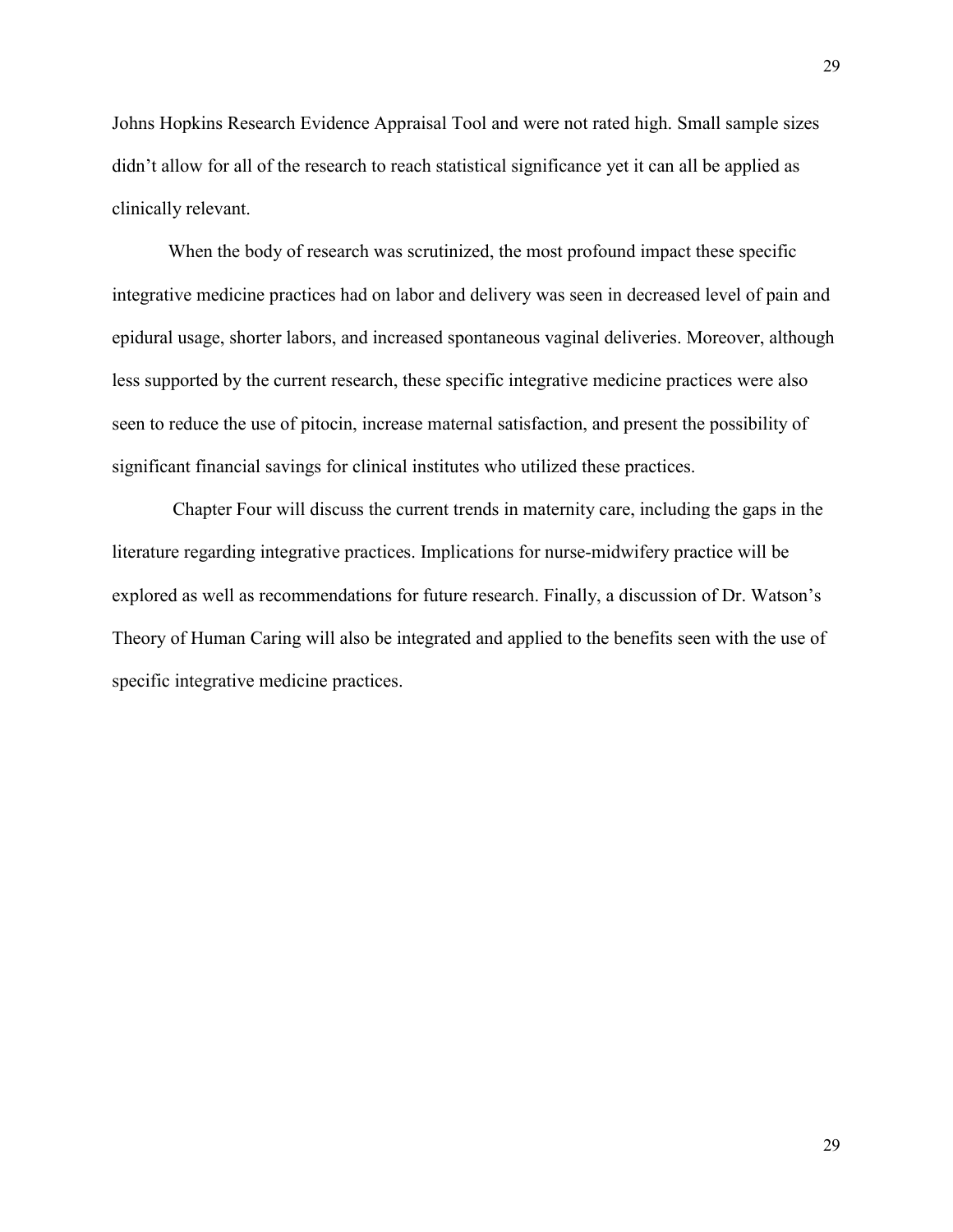Johns Hopkins Research Evidence Appraisal Tool and were not rated high. Small sample sizes didn't allow for all of the research to reach statistical significance yet it can all be applied as clinically relevant.

When the body of research was scrutinized, the most profound impact these specific integrative medicine practices had on labor and delivery was seen in decreased level of pain and epidural usage, shorter labors, and increased spontaneous vaginal deliveries. Moreover, although less supported by the current research, these specific integrative medicine practices were also seen to reduce the use of pitocin, increase maternal satisfaction, and present the possibility of significant financial savings for clinical institutes who utilized these practices.

Chapter Four will discuss the current trends in maternity care, including the gaps in the literature regarding integrative practices. Implications for nurse-midwifery practice will be explored as well as recommendations for future research. Finally, a discussion of Dr. Watson's Theory of Human Caring will also be integrated and applied to the benefits seen with the use of specific integrative medicine practices.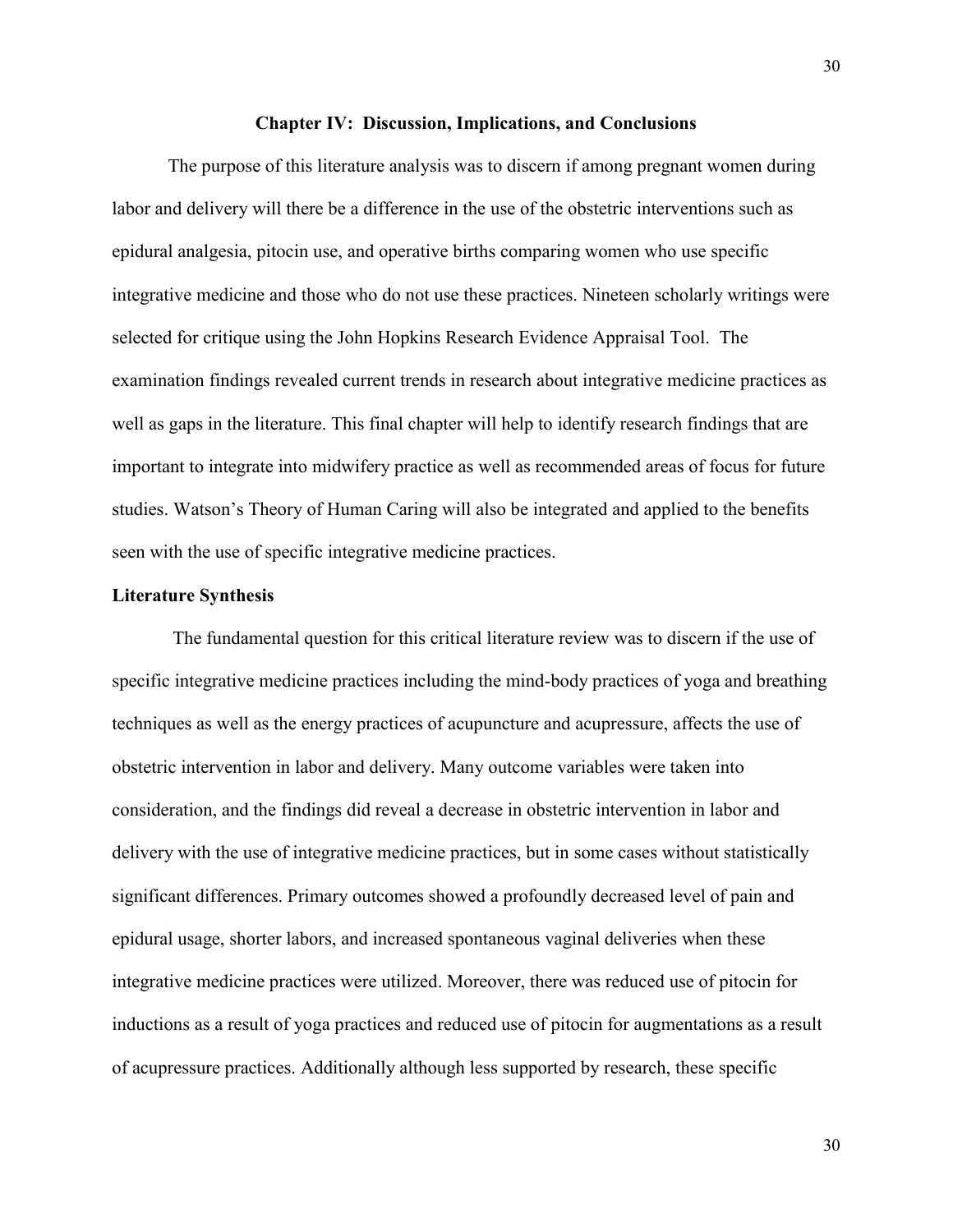## Chapter IV: Discussion, Implications, and Conclusions

The purpose of this literature analysis was to discern if among pregnant women during labor and delivery will there be a difference in the use of the obstetric interventions such as epidural analgesia, pitocin use, and operative births comparing women who use specific integrative medicine and those who do not use these practices. Nineteen scholarly writings were selected for critique using the John Hopkins Research Evidence Appraisal Tool. The examination findings revealed current trends in research about integrative medicine practices as well as gaps in the literature. This final chapter will help to identify research findings that are important to integrate into midwifery practice as well as recommended areas of focus for future studies. Watson's Theory of Human Caring will also be integrated and applied to the benefits seen with the use of specific integrative medicine practices.

### Literature Synthesis

The fundamental question for this critical literature review was to discern if the use of specific integrative medicine practices including the mind-body practices of yoga and breathing techniques as well as the energy practices of acupuncture and acupressure, affects the use of obstetric intervention in labor and delivery. Many outcome variables were taken into consideration, and the findings did reveal a decrease in obstetric intervention in labor and delivery with the use of integrative medicine practices, but in some cases without statistically significant differences. Primary outcomes showed a profoundly decreased level of pain and epidural usage, shorter labors, and increased spontaneous vaginal deliveries when these integrative medicine practices were utilized. Moreover, there was reduced use of pitocin for inductions as a result of yoga practices and reduced use of pitocin for augmentations as a result of acupressure practices. Additionally although less supported by research, these specific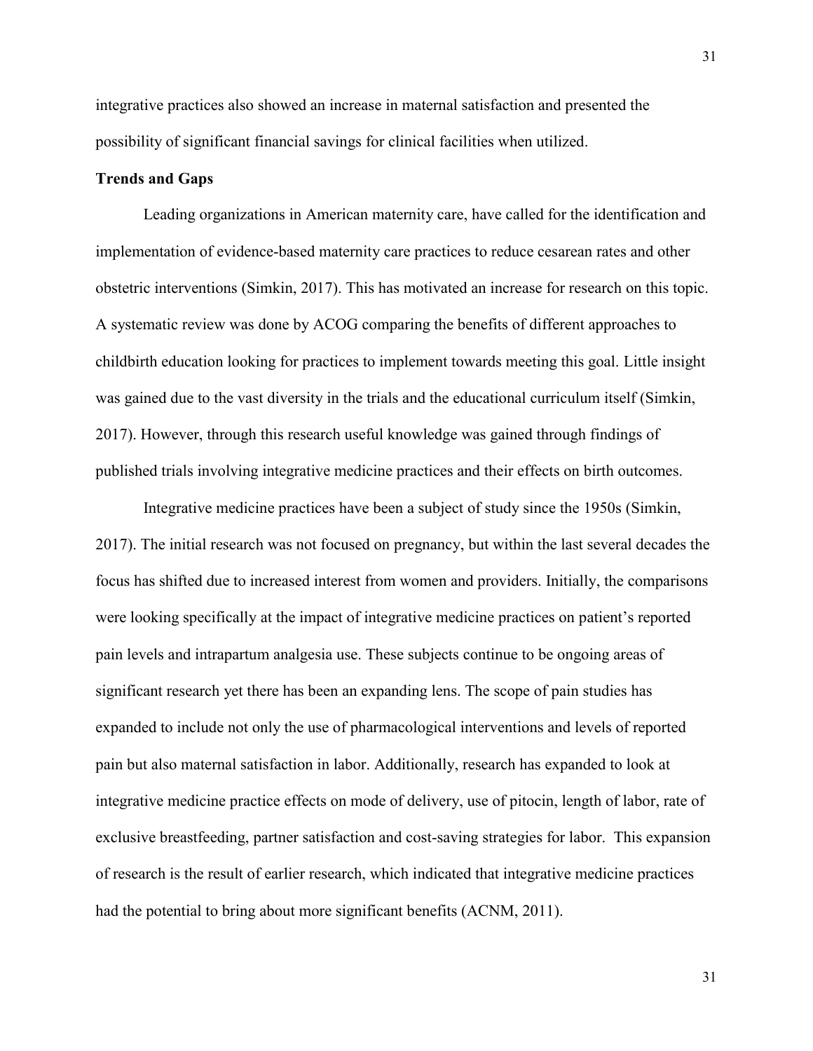integrative practices also showed an increase in maternal satisfaction and presented the possibility of significant financial savings for clinical facilities when utilized.

### Trends and Gaps

Leading organizations in American maternity care, have called for the identification and implementation of evidence-based maternity care practices to reduce cesarean rates and other obstetric interventions (Simkin, 2017). This has motivated an increase for research on this topic. A systematic review was done by ACOG comparing the benefits of different approaches to childbirth education looking for practices to implement towards meeting this goal. Little insight was gained due to the vast diversity in the trials and the educational curriculum itself (Simkin, 2017). However, through this research useful knowledge was gained through findings of published trials involving integrative medicine practices and their effects on birth outcomes.

Integrative medicine practices have been a subject of study since the 1950s (Simkin, 2017). The initial research was not focused on pregnancy, but within the last several decades the focus has shifted due to increased interest from women and providers. Initially, the comparisons were looking specifically at the impact of integrative medicine practices on patient's reported pain levels and intrapartum analgesia use. These subjects continue to be ongoing areas of significant research yet there has been an expanding lens. The scope of pain studies has expanded to include not only the use of pharmacological interventions and levels of reported pain but also maternal satisfaction in labor. Additionally, research has expanded to look at integrative medicine practice effects on mode of delivery, use of pitocin, length of labor, rate of exclusive breastfeeding, partner satisfaction and cost-saving strategies for labor. This expansion of research is the result of earlier research, which indicated that integrative medicine practices had the potential to bring about more significant benefits (ACNM, 2011).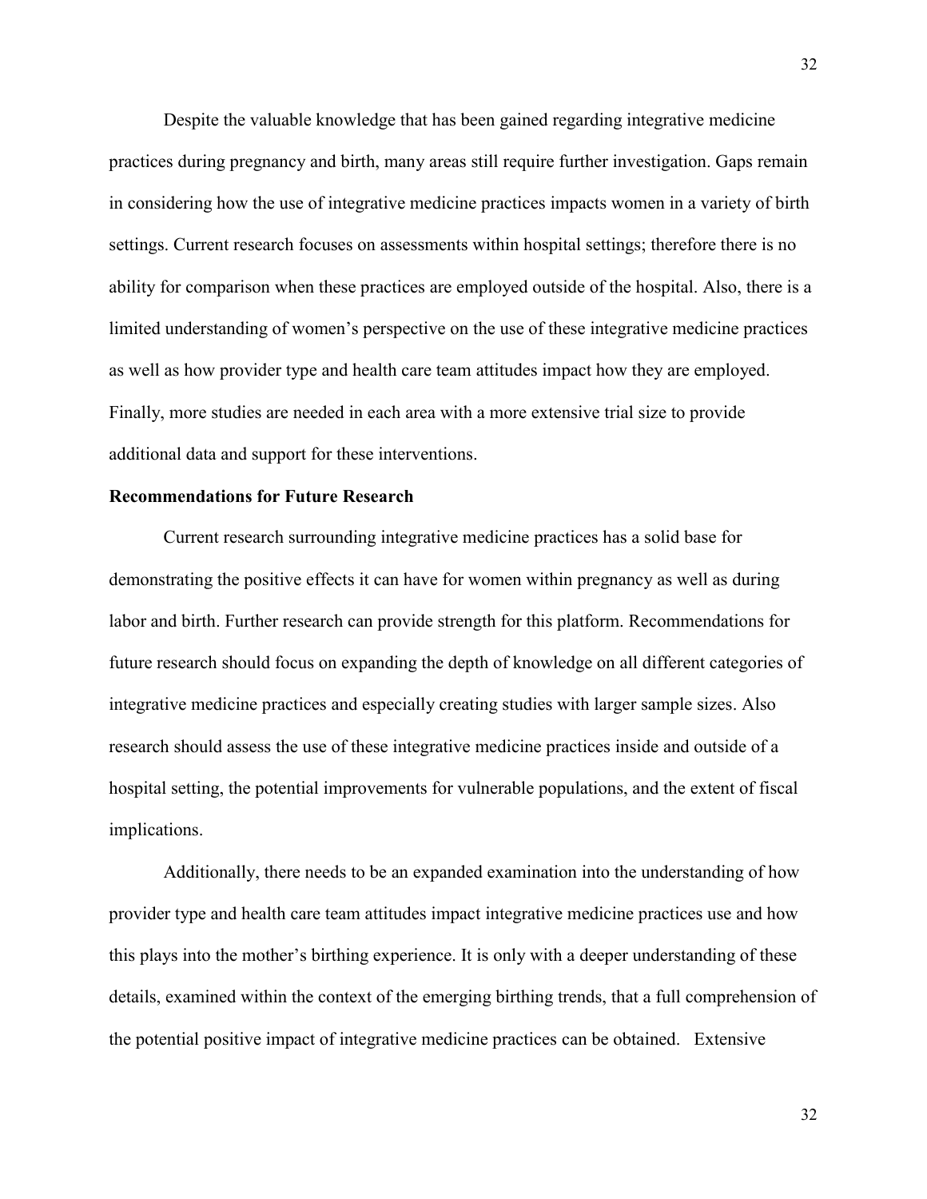Despite the valuable knowledge that has been gained regarding integrative medicine practices during pregnancy and birth, many areas still require further investigation. Gaps remain in considering how the use of integrative medicine practices impacts women in a variety of birth settings. Current research focuses on assessments within hospital settings; therefore there is no ability for comparison when these practices are employed outside of the hospital. Also, there is a limited understanding of women's perspective on the use of these integrative medicine practices as well as how provider type and health care team attitudes impact how they are employed. Finally, more studies are needed in each area with a more extensive trial size to provide additional data and support for these interventions.

**Recommendations for Future Research**

Current research surrounding integrative medicine practices has a solid base for demonstrating the positive effects it can have for women within pregnancy as well as during labor and birth. Further research can provide strength for this platform. Recommendations for future research should focus on expanding the depth of knowledge on all different categories of integrative medicine practices and especially creating studies with larger sample sizes. Also research should assess the use of these integrative medicine practices inside and outside of a hospital setting, the potential improvements for vulnerable populations, and the extent of fiscal implications.

Additionally, there needs to be an expanded examination into the understanding of how provider type and health care team attitudes impact integrative medicine practices use and how this plays into the mother's birthing experience. It is only with a deeper understanding of these details, examined within the context of the emerging birthing trends, that a full comprehension of the potential positive impact of integrative medicine practices can be obtained. Extensive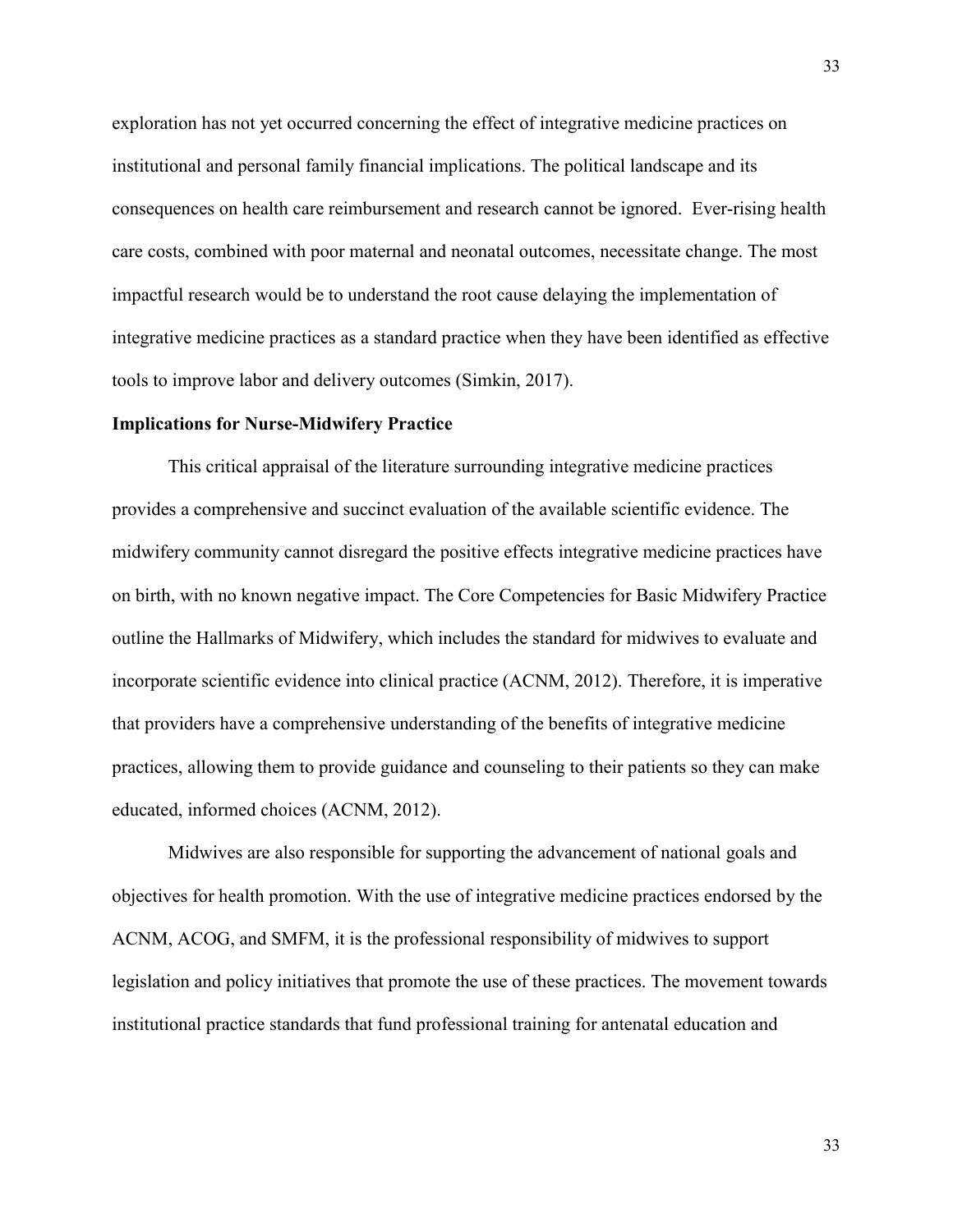exploration has not yet occurred concerning the effect of integrative medicine practices on institutional and personal family financial implications. The political landscape and its consequences on health care reimbursement and research cannot be ignored. Ever-rising health care costs, combined with poor maternal and neonatal outcomes, necessitate change. The most impactful research would be to understand the root cause delaying the implementation of integrative medicine practices as a standard practice when they have been identified as effective tools to improve labor and delivery outcomes (Simkin, 2017).

**Implications for Nurse-Midwifery Practice**

This critical appraisal of the literature surrounding integrative medicine practices provides a comprehensive and succinct evaluation of the available scientific evidence. The midwifery community cannot disregard the positive effects integrative medicine practices have on birth, with no known negative impact. The Core Competencies for Basic Midwifery Practice outline the Hallmarks of Midwifery, which includes the standard for midwives to evaluate and incorporate scientific evidence into clinical practice (ACNM, 2012). Therefore, it is imperative that providers have a comprehensive understanding of the benefits of integrative medicine practices, allowing them to provide guidance and counseling to their patients so they can make educated, informed choices (ACNM, 2012).

Midwives are also responsible for supporting the advancement of national goals and objectives for health promotion. With the use of integrative medicine practices endorsed by the ACNM, ACOG, and SMFM, it is the professional responsibility of midwives to support legislation and policy initiatives that promote the use of these practices. The movement towards institutional practice standards that fund professional training for antenatal education and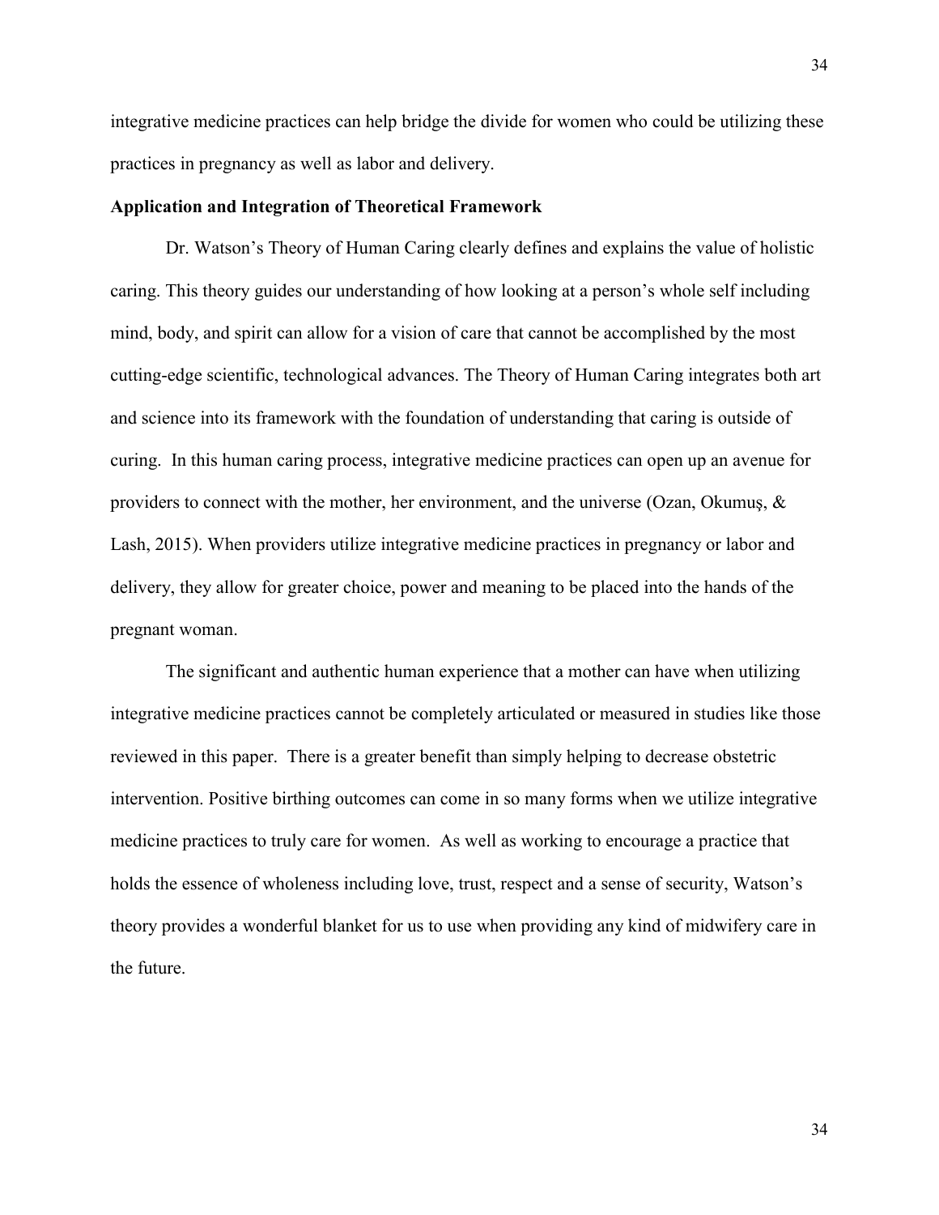integrative medicine practices can help bridge the divide for women who could be utilizing these practices in pregnancy as well as labor and delivery.

**Application and Integration of Theoretical Framework**

Dr. Watson's Theory of Human Caring clearly defines and explains the value of holistic caring. This theory guides our understanding of how looking at a person's whole self including mind, body, and spirit can allow for a vision of care that cannot be accomplished by the most cutting-edge scientific, technological advances. The Theory of Human Caring integrates both art and science into its framework with the foundation of understanding that caring is outside of curing. In this human caring process, integrative medicine practices can open up an avenue for providers to connect with the mother, her environment, and the universe (Ozan, Okumuş, & Lash, 2015). When providers utilize integrative medicine practices in pregnancy or labor and delivery, they allow for greater choice, power and meaning to be placed into the hands of the pregnant woman.

The significant and authentic human experience that a mother can have when utilizing integrative medicine practices cannot be completely articulated or measured in studies like those reviewed in this paper. There is a greater benefit than simply helping to decrease obstetric intervention. Positive birthing outcomes can come in so many forms when we utilize integrative medicine practices to truly care for women. As well as working to encourage a practice that holds the essence of wholeness including love, trust, respect and a sense of security, Watson's theory provides a wonderful blanket for us to use when providing any kind of midwifery care in the future.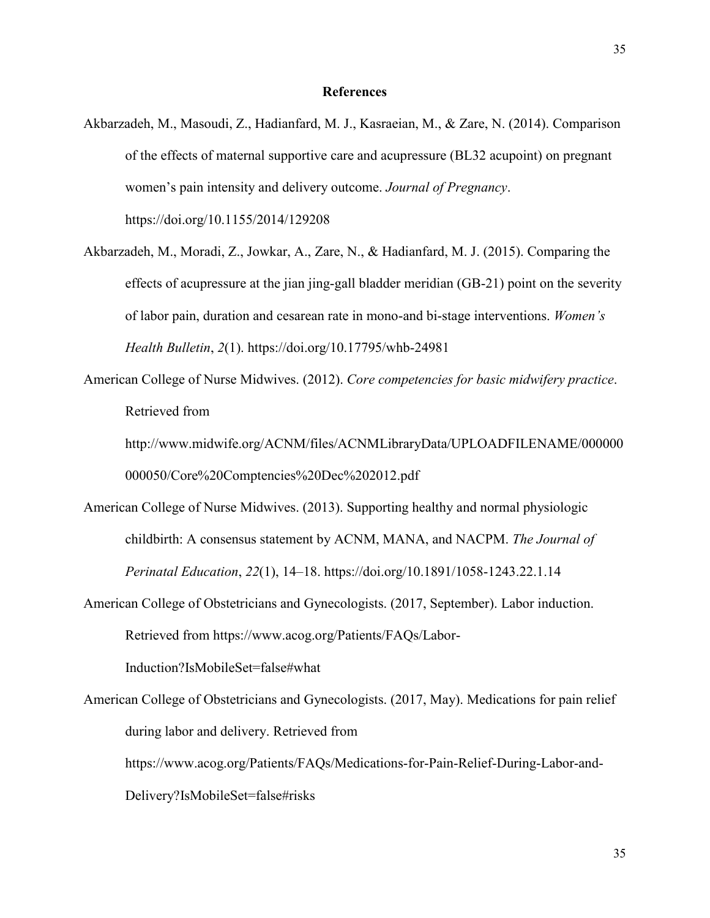# References

Akbarzadeh, M., Masoudi, Z., Hadianfard, M. J., Kasraeian, M., & Zare, N. (2014). Comparison of the effects of maternal supportive care and acupressure (BL32 acupoint) on pregnant women's pain intensity and delivery outcome. *Journal of Pregnancy*. https://doi.org/10.1155/2014/129208

Akbarzadeh, M., Moradi, Z., Jowkar, A., Zare, N., & Hadianfard, M. J. (2015). Comparing the effects of acupressure at the jian jing-gall bladder meridian (GB-21) point on the severity of labor pain, duration and cesarean rate in mono-and bi-stage interventions. *Women's Health Bulletin*, *2*(1). https://doi.org/10.17795/whb-24981

American College of Nurse Midwives. (2012). *Core competencies for basic midwifery practice*. Retrieved from http://www.midwife.org/ACNM/files/ACNMLibraryData/UPLOADFILENAME/000000000050/Core%20Comptencies%20Dec%202012.pdf

American College of Nurse Midwives. (2013). Supporting healthy and normal physiologic childbirth: A consensus statement by ACNM, MANA, and NACPM. *The Journal of Perinatal Education*, *22*(1), 14–18. https://doi.org/10.1891/1058-1243.22.1.14

American College of Obstetricians and Gynecologists. (2017, September). Labor induction. Retrieved from https://www.acog.org/Patients/FAQs/Labor-Induction?IsMobileSet=false#what

American College of Obstetricians and Gynecologists. (2017, May). Medications for pain relief during labor and delivery. Retrieved from https://www.acog.org/Patients/FAQs/Medications-for-Pain-Relief-During-Labor-and-Delivery?IsMobileSet=false#risks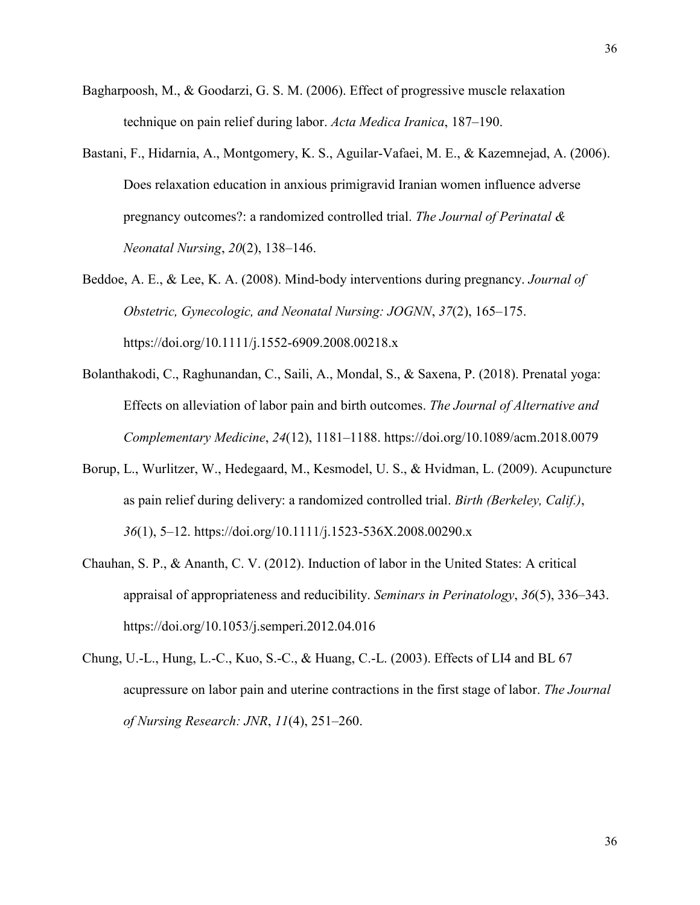Bagharpoosh, M., & Goodarzi, G. S. M. (2006). Effect of progressive muscle relaxation technique on pain relief during labor. *Acta Medica Iranica*, 187–190.

Bastani, F., Hidarnia, A., Montgomery, K. S., Aguilar-Vafaei, M. E., & Kazemnejad, A. (2006). Does relaxation education in anxious primigravid Iranian women influence adverse pregnancy outcomes?: a randomized controlled trial. *The Journal of Perinatal & Neonatal Nursing*, *20*(2), 138–146.

Beddoe, A. E., & Lee, K. A. (2008). Mind-body interventions during pregnancy. *Journal of Obstetric, Gynecologic, and Neonatal Nursing: JOGNN*, *37*(2), 165–175. https://doi.org/10.1111/j.1552-6909.2008.00218.x

Bolanthakodi, C., Raghunandan, C., Saili, A., Mondal, S., & Saxena, P. (2018). Prenatal yoga: Effects on alleviation of labor pain and birth outcomes. *The Journal of Alternative and Complementary Medicine*, *24*(12), 1181–1188. https://doi.org/10.1089/acm.2018.0079

Borup, L., Wurlitzer, W., Hedegaard, M., Kesmodel, U. S., & Hvidman, L. (2009). Acupuncture as pain relief during delivery: a randomized controlled trial. *Birth (Berkeley, Calif.)*, *36*(1), 5–12. https://doi.org/10.1111/j.1523-536X.2008.00290.x

Chauhan, S. P., & Ananth, C. V. (2012). Induction of labor in the United States: A critical appraisal of appropriateness and reducibility. *Seminars in Perinatology*, *36*(5), 336–343. https://doi.org/10.1053/j.semperi.2012.04.016

Chung, U.-L., Hung, L.-C., Kuo, S.-C., & Huang, C.-L. (2003). Effects of LI4 and BL 67 acupressure on labor pain and uterine contractions in the first stage of labor. *The Journal of Nursing Research: JNR*, *11*(4), 251–260.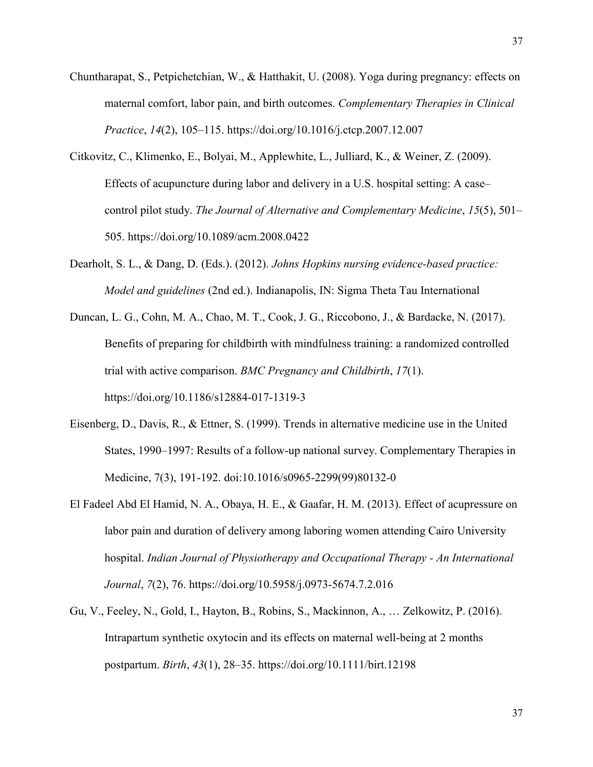Chuntharapat, S., Petpichetchian, W., & Hatthakit, U. (2008). Yoga during pregnancy: effects on maternal comfort, labor pain, and birth outcomes. *Complementary Therapies in Clinical Practice*, *14*(2), 105–115. https://doi.org/10.1016/j.ctcp.2007.12.007

Citkovitz, C., Klimenko, E., Bolyai, M., Applewhite, L., Julliard, K., & Weiner, Z. (2009). Effects of acupuncture during labor and delivery in a U.S. hospital setting: A case–control pilot study. *The Journal of Alternative and Complementary Medicine*, *15*(5), 501–505. https://doi.org/10.1089/acm.2008.0422

Dearholt, S. L., & Dang, D. (Eds.). (2012). *Johns Hopkins nursing evidence-based practice: Model and guidelines* (2nd ed.). Indianapolis, IN: Sigma Theta Tau International

Duncan, L. G., Cohn, M. A., Chao, M. T., Cook, J. G., Riccobono, J., & Bardacke, N. (2017). Benefits of preparing for childbirth with mindfulness training: a randomized controlled trial with active comparison. *BMC Pregnancy and Childbirth*, *17*(1). https://doi.org/10.1186/s12884-017-1319-3

Eisenberg, D., Davis, R., & Ettner, S. (1999). Trends in alternative medicine use in the United States, 1990–1997: Results of a follow-up national survey. Complementary Therapies in Medicine, 7(3), 191-192. doi:10.1016/s0965-2299(99)80132-0

El Fadeel Abd El Hamid, N. A., Obaya, H. E., & Gaafar, H. M. (2013). Effect of acupressure on labor pain and duration of delivery among laboring women attending Cairo University hospital. *Indian Journal of Physiotherapy and Occupational Therapy - An International Journal*, *7*(2), 76. https://doi.org/10.5958/j.0973-5674.7.2.016

Gu, V., Feeley, N., Gold, I., Hayton, B., Robins, S., Mackinnon, A., … Zelkowitz, P. (2016). Intrapartum synthetic oxytocin and its effects on maternal well-being at 2 months postpartum. *Birth*, *43*(1), 28–35. https://doi.org/10.1111/birt.12198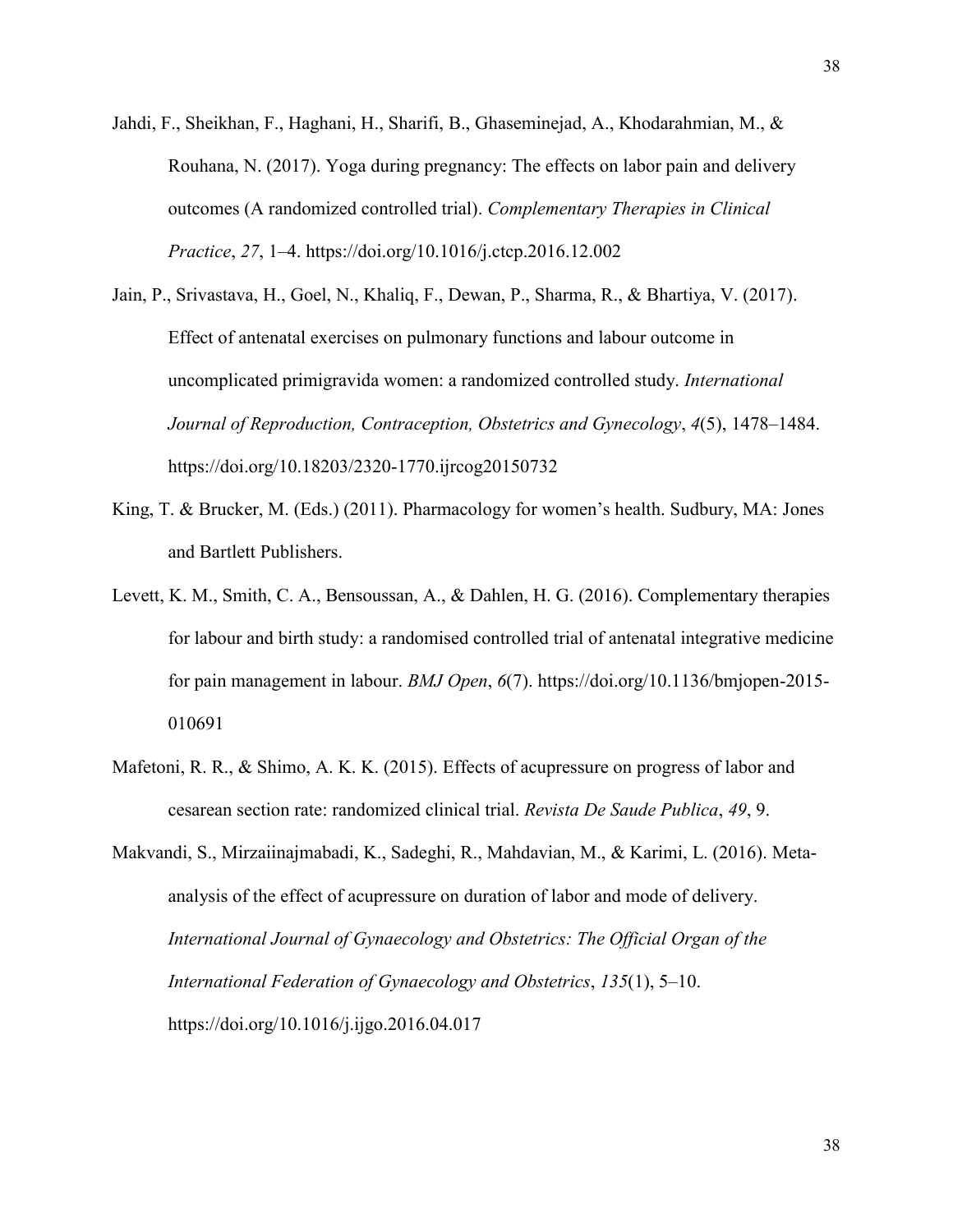Jahdi, F., Sheikhan, F., Haghani, H., Sharifi, B., Ghaseminejad, A., Khodarahmian, M., & Rouhana, N. (2017). Yoga during pregnancy: The effects on labor pain and delivery outcomes (A randomized controlled trial). *Complementary Therapies in Clinical Practice*, *27*, 1–4. https://doi.org/10.1016/j.ctcp.2016.12.002

Jain, P., Srivastava, H., Goel, N., Khaliq, F., Dewan, P., Sharma, R., & Bhartiya, V. (2017). Effect of antenatal exercises on pulmonary functions and labour outcome in uncomplicated primigravida women: a randomized controlled study. *International Journal of Reproduction, Contraception, Obstetrics and Gynecology*, *4*(5), 1478–1484. https://doi.org/10.18203/2320-1770.ijrcog20150732

King, T. & Brucker, M. (Eds.) (2011). Pharmacology for women's health. Sudbury, MA: Jones and Bartlett Publishers.

Levett, K. M., Smith, C. A., Bensoussan, A., & Dahlen, H. G. (2016). Complementary therapies for labour and birth study: a randomised controlled trial of antenatal integrative medicine for pain management in labour. *BMJ Open*, *6*(7). https://doi.org/10.1136/bmjopen-2015-010691

Mafetoni, R. R., & Shimo, A. K. K. (2015). Effects of acupressure on progress of labor and cesarean section rate: randomized clinical trial. *Revista De Saude Publica*, *49*, 9.

Makvandi, S., Mirzaiinajmabadi, K., Sadeghi, R., Mahdavian, M., & Karimi, L. (2016). Meta-analysis of the effect of acupressure on duration of labor and mode of delivery. *International Journal of Gynaecology and Obstetrics: The Official Organ of the International Federation of Gynaecology and Obstetrics*, *135*(1), 5–10. https://doi.org/10.1016/j.ijgo.2016.04.017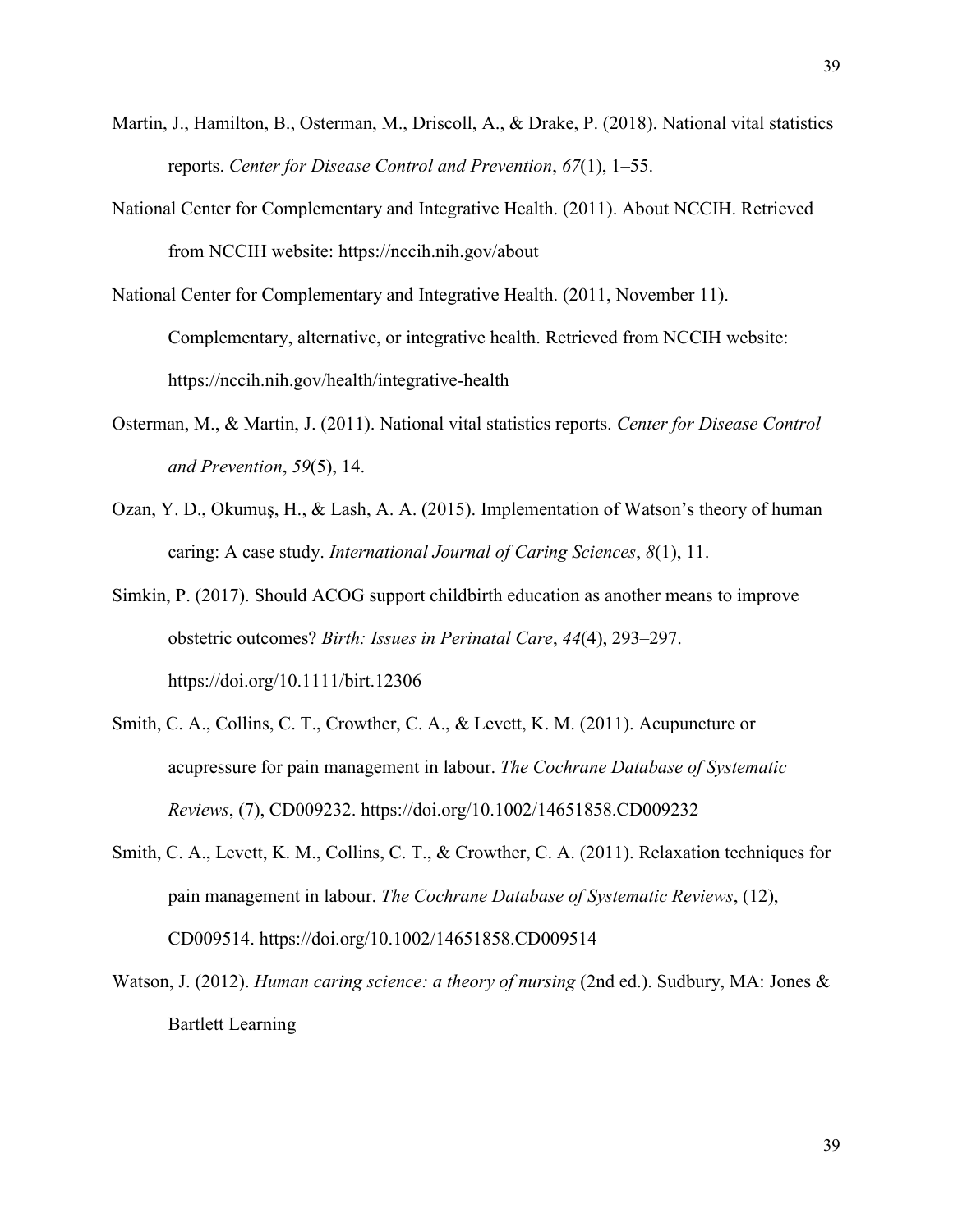Martin, J., Hamilton, B., Osterman, M., Driscoll, A., & Drake, P. (2018). National vital statistics reports. *Center for Disease Control and Prevention*, *67*(1), 1–55.

National Center for Complementary and Integrative Health. (2011). About NCCIH. Retrieved from NCCIH website: https://nccih.nih.gov/about

National Center for Complementary and Integrative Health. (2011, November 11). Complementary, alternative, or integrative health. Retrieved from NCCIH website: https://nccih.nih.gov/health/integrative-health

Osterman, M., & Martin, J. (2011). National vital statistics reports. *Center for Disease Control and Prevention*, *59*(5), 14.

Ozan, Y. D., Okumuş, H., & Lash, A. A. (2015). Implementation of Watson's theory of human caring: A case study. *International Journal of Caring Sciences*, *8*(1), 11.

Simkin, P. (2017). Should ACOG support childbirth education as another means to improve obstetric outcomes? *Birth: Issues in Perinatal Care*, *44*(4), 293–297. https://doi.org/10.1111/birt.12306

Smith, C. A., Collins, C. T., Crowther, C. A., & Levett, K. M. (2011). Acupuncture or acupressure for pain management in labour. *The Cochrane Database of Systematic Reviews*, (7), CD009232. https://doi.org/10.1002/14651858.CD009232

Smith, C. A., Levett, K. M., Collins, C. T., & Crowther, C. A. (2011). Relaxation techniques for pain management in labour. *The Cochrane Database of Systematic Reviews*, (12), CD009514. https://doi.org/10.1002/14651858.CD009514

Watson, J. (2012). *Human caring science: a theory of nursing* (2nd ed.). Sudbury, MA: Jones & Bartlett Learning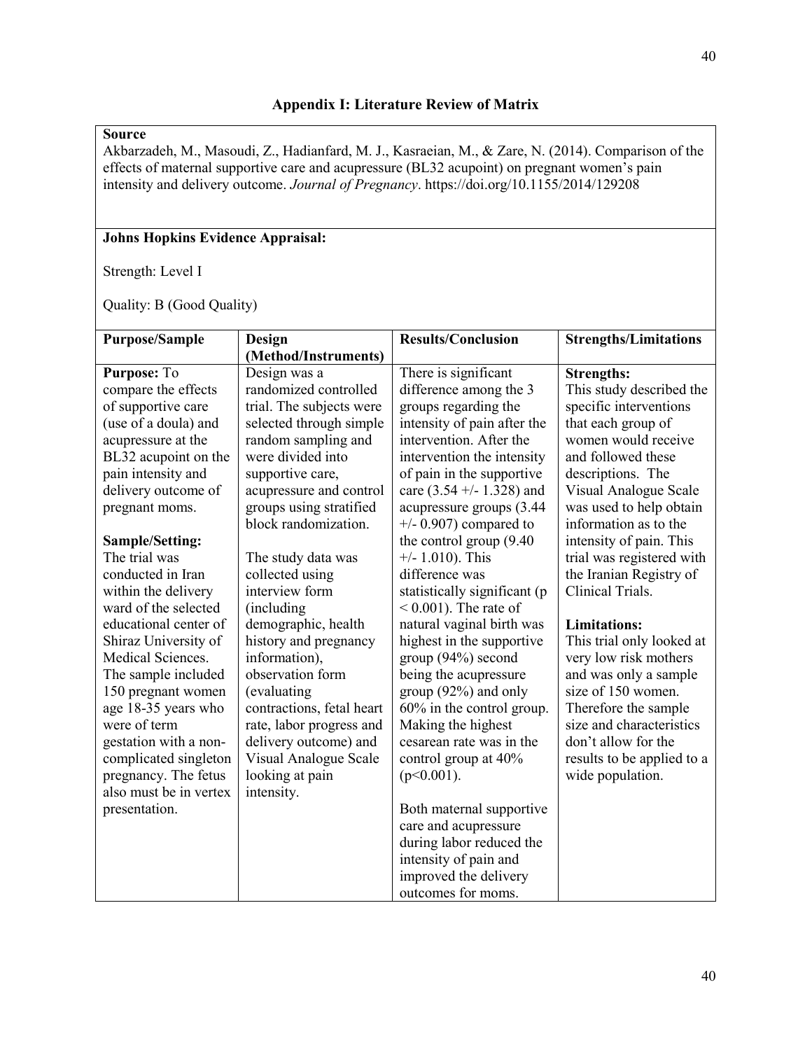## Appendix I: Literature Review of Matrix

**Source**

Akbarzadeh, M., Masoudi, Z., Hadianfard, M. J., Kasraeian, M., & Zare, N. (2014). Comparison of the effects of maternal supportive care and acupressure (BL32 acupoint) on pregnant women's pain intensity and delivery outcome. *Journal of Pregnancy*. https://doi.org/10.1155/2014/129208

**Johns Hopkins Evidence Appraisal:**

Strength: Level I

Quality: B (Good Quality)

| Purpose/Sample | Design (Method/Instruments) | Results/Conclusion | Strengths/Limitations |
|---|---|---|---|
| **Purpose:** To compare the effects of supportive care (use of a doula) and acupressure at the BL32 acupoint on the pain intensity and delivery outcome of pregnant moms.<br><br>**Sample/Setting:** The trial was conducted in Iran within the delivery ward of the selected educational center of Shiraz University of Medical Sciences. The sample included 150 pregnant women age 18-35 years who were of term gestation with a non-complicated singleton pregnancy. The fetus also must be in vertex presentation. | Design was a randomized controlled trial. The subjects were selected through simple random sampling and were divided into supportive care, acupressure and control groups using stratified block randomization.<br><br>The study data was collected using interview form (including demographic, health history and pregnancy information), observation form (evaluating contractions, fetal heart rate, labor progress and delivery outcome) and Visual Analogue Scale looking at pain intensity. | There is significant difference among the 3 groups regarding the intensity of pain after the intervention. After the intervention the intensity of pain in the supportive care (3.54 +/- 1.328) and acupressure groups (3.44 +/- 0.907) compared to the control group (9.40 +/- 1.010). This difference was statistically significant ($p < 0.001$). The rate of natural vaginal birth was highest in the supportive group (94%) second being the acupressure group (92%) and only 60% in the control group. Making the highest cesarean rate was in the control group at 40% ($p<0.001$).<br><br>Both maternal supportive care and acupressure during labor reduced the intensity of pain and improved the delivery outcomes for moms. | **Strengths:** This study described the specific interventions that each group of women would receive and followed these descriptions. The Visual Analogue Scale was used to help obtain information as to the intensity of pain. This trial was registered with the Iranian Registry of Clinical Trials.<br><br>**Limitations:** This trial only looked at very low risk mothers and was only a sample size of 150 women. Therefore the sample size and characteristics don't allow for the results to be applied to a wide population. |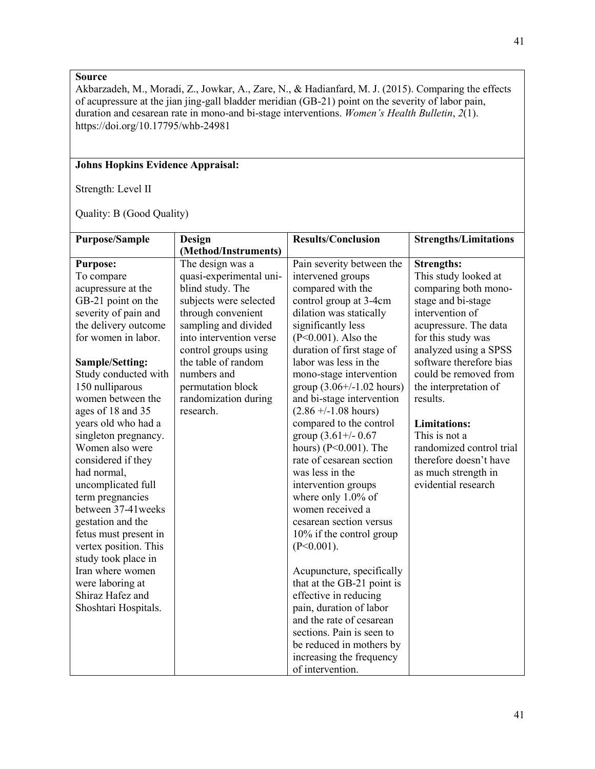**Source**

Akbarzadeh, M., Moradi, Z., Jowkar, A., Zare, N., & Hadianfard, M. J. (2015). Comparing the effects of acupressure at the jian jing-gall bladder meridian (GB-21) point on the severity of labor pain, duration and cesarean rate in mono-and bi-stage interventions. *Women's Health Bulletin*, *2*(1). https://doi.org/10.17795/whb-24981

**Johns Hopkins Evidence Appraisal:**

Strength: Level II

Quality: B (Good Quality)

| Purpose/Sample | Design (Method/Instruments) | Results/Conclusion | Strengths/Limitations |
|---|---|---|---|
| **Purpose:**<br>To compare acupressure at the GB-21 point on the severity of pain and the delivery outcome for women in labor.<br><br>**Sample/Setting:**<br>Study conducted with 150 nulliparous women between the ages of 18 and 35 years old who had a singleton pregnancy. Women also were considered if they had normal, uncomplicated full term pregnancies between 37-41weeks gestation and the fetus must present in vertex position. This study took place in Iran where women were laboring at Shiraz Hafez and Shoshtari Hospitals. | The design was a quasi-experimental uni-blind study. The subjects were selected through convenient sampling and divided into intervention verse control groups using the table of random numbers and permutation block randomization during research. | Pain severity between the intervened groups compared with the control group at 3-4cm dilation was statically significantly less ($P<0.001$). Also the duration of first stage of labor was less in the mono-stage intervention group (3.06+/-1.02 hours) and bi-stage intervention (2.86 +/-1.08 hours) compared to the control group (3.61+/- 0.67 hours) ($P<0.001$). The rate of cesarean section was less in the intervention groups where only 1.0% of women received a cesarean section versus 10% if the control group ($P<0.001$).<br><br>Acupuncture, specifically that at the GB-21 point is effective in reducing pain, duration of labor and the rate of cesarean sections. Pain is seen to be reduced in mothers by increasing the frequency of intervention. | **Strengths:**<br>This study looked at comparing both mono-stage and bi-stage intervention of acupressure. The data for this study was analyzed using a SPSS software therefore bias could be removed from the interpretation of results.<br><br>**Limitations:**<br>This is not a randomized control trial therefore doesn't have as much strength in evidential research |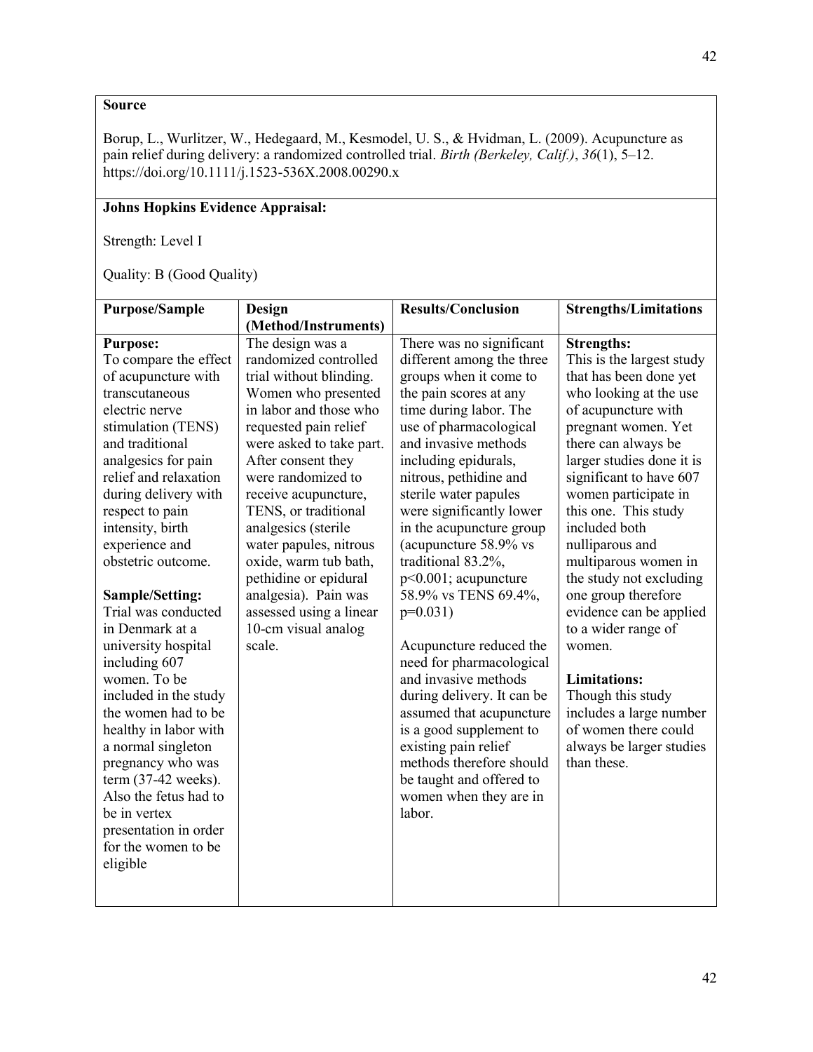**Source**

Borup, L., Wurlitzer, W., Hedegaard, M., Kesmodel, U. S., & Hvidman, L. (2009). Acupuncture as pain relief during delivery: a randomized controlled trial. *Birth (Berkeley, Calif.)*, *36*(1), 5–12. https://doi.org/10.1111/j.1523-536X.2008.00290.x

**Johns Hopkins Evidence Appraisal:**

Strength: Level I

Quality: B (Good Quality)

| Purpose/Sample | Design (Method/Instruments) | Results/Conclusion | Strengths/Limitations |
|---|---|---|---|
| **Purpose:** To compare the effect of acupuncture with transcutaneous electric nerve stimulation (TENS) and traditional analgesics for pain relief and relaxation during delivery with respect to pain intensity, birth experience and obstetric outcome. <br><br> **Sample/Setting:** Trial was conducted in Denmark at a university hospital including 607 women. To be included in the study the women had to be healthy in labor with a normal singleton pregnancy who was term (37-42 weeks). Also the fetus had to be in vertex presentation in order for the women to be eligible | The design was a randomized controlled trial without blinding. Women who presented in labor and those who requested pain relief were asked to take part. After consent they were randomized to receive acupuncture, TENS, or traditional analgesics (sterile water papules, nitrous oxide, warm tub bath, pethidine or epidural analgesia). Pain was assessed using a linear 10-cm visual analog scale. | There was no significant different among the three groups when it come to the pain scores at any time during labor. The use of pharmacological and invasive methods including epidurals, nitrous, pethidine and sterile water papules were significantly lower in the acupuncture group (acupuncture 58.9% vs traditional 83.2%, $p<0.001$; acupuncture 58.9% vs TENS 69.4%, $p=0.031$) <br><br> Acupuncture reduced the need for pharmacological and invasive methods during delivery. It can be assumed that acupuncture is a good supplement to existing pain relief methods therefore should be taught and offered to women when they are in labor. | **Strengths:** This is the largest study that has been done yet who looking at the use of acupuncture with pregnant women. Yet there can always be larger studies done it is significant to have 607 women participate in this one. This study included both nulliparous and multiparous women in the study not excluding one group therefore evidence can be applied to a wider range of women. <br><br> **Limitations:** Though this study includes a large number of women there could always be larger studies than these. |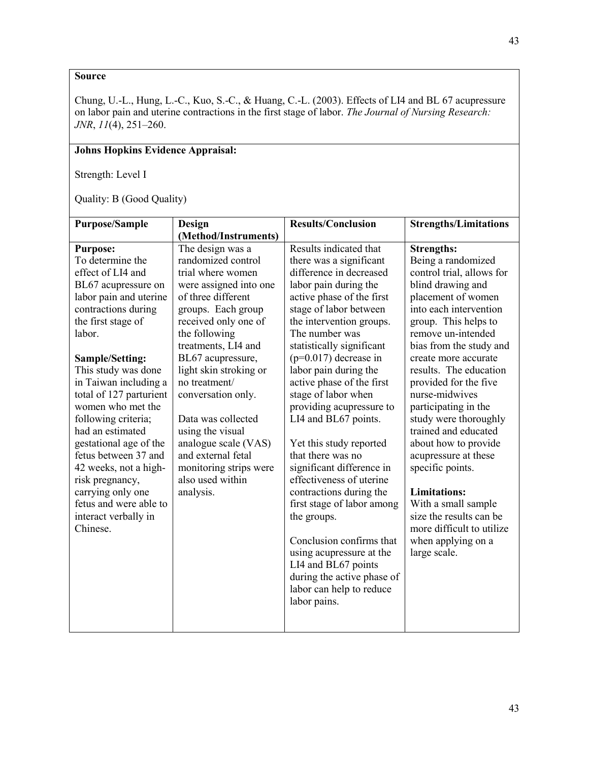**Source**

Chung, U.-L., Hung, L.-C., Kuo, S.-C., & Huang, C.-L. (2003). Effects of LI4 and BL 67 acupressure on labor pain and uterine contractions in the first stage of labor. *The Journal of Nursing Research: JNR*, *11*(4), 251–260.

**Johns Hopkins Evidence Appraisal:**

Strength: Level I

Quality: B (Good Quality)

| Purpose/Sample | Design (Method/Instruments) | Results/Conclusion | Strengths/Limitations |
|---|---|---|---|
| **Purpose:**<br>To determine the effect of LI4 and BL67 acupressure on labor pain and uterine contractions during the first stage of labor.<br><br>**Sample/Setting:**<br>This study was done in Taiwan including a total of 127 parturient women who met the following criteria; had an estimated gestational age of the fetus between 37 and 42 weeks, not a high-risk pregnancy, carrying only one fetus and were able to interact verbally in Chinese. | The design was a randomized control trial where women were assigned into one of three different groups. Each group received only one of the following treatments, LI4 and BL67 acupressure, light skin stroking or no treatment/ conversation only.<br><br>Data was collected using the visual analogue scale (VAS) and external fetal monitoring strips were also used within analysis. | Results indicated that there was a significant difference in decreased labor pain during the active phase of the first stage of labor between the intervention groups. The number was statistically significant ($p=0.017$) decrease in labor pain during the active phase of the first stage of labor when providing acupressure to LI4 and BL67 points.<br><br>Yet this study reported that there was no significant difference in effectiveness of uterine contractions during the first stage of labor among the groups.<br><br>Conclusion confirms that using acupressure at the LI4 and BL67 points during the active phase of labor can help to reduce labor pains. | **Strengths:**<br>Being a randomized control trial, allows for blind drawing and placement of women into each intervention group. This helps to remove un-intended bias from the study and create more accurate results. The education provided for the five nurse-midwives participating in the study were thoroughly trained and educated about how to provide acupressure at these specific points.<br><br>**Limitations:**<br>With a small sample size the results can be more difficult to utilize when applying on a large scale. |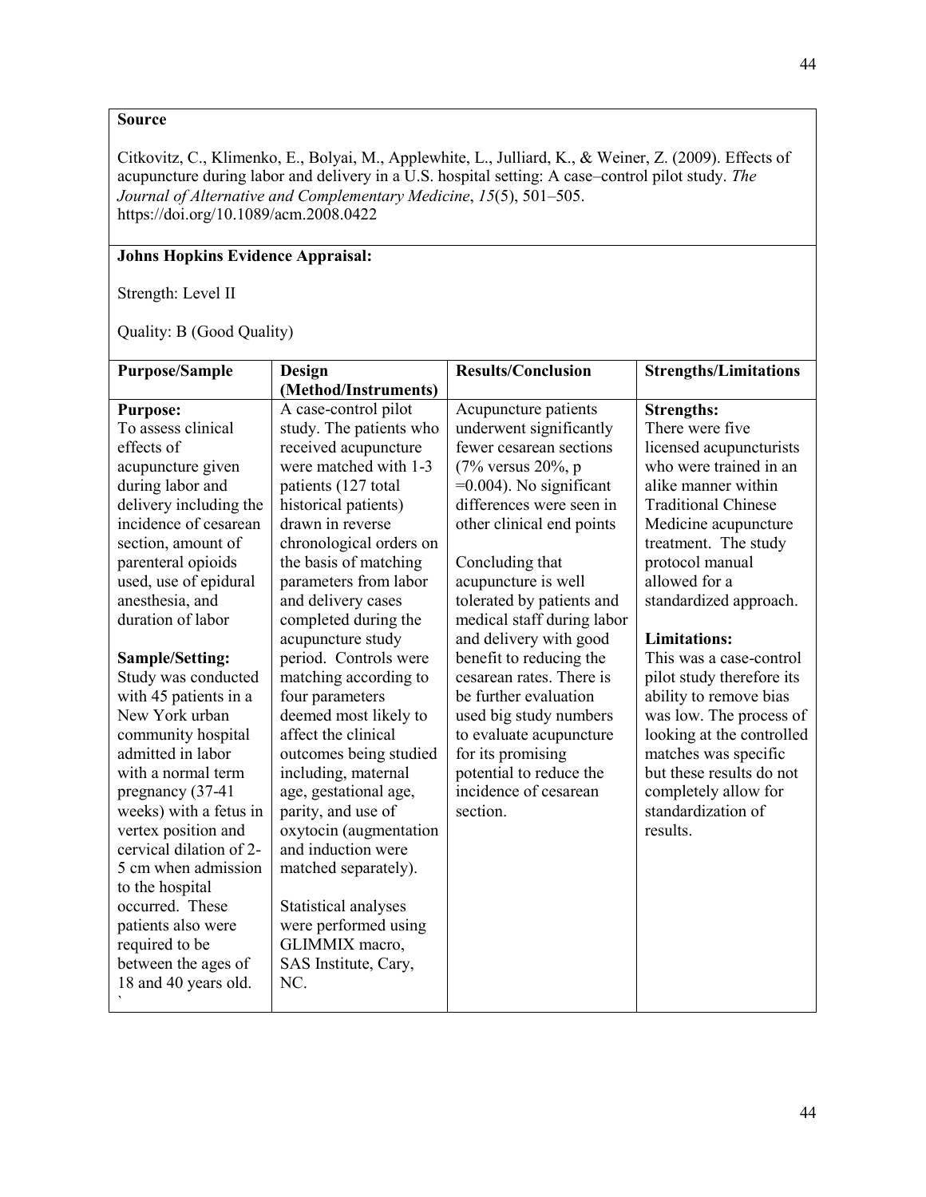**Source**

Citkovitz, C., Klimenko, E., Bolyai, M., Applewhite, L., Julliard, K., & Weiner, Z. (2009). Effects of acupuncture during labor and delivery in a U.S. hospital setting: A case–control pilot study. *The Journal of Alternative and Complementary Medicine*, *15*(5), 501–505. https://doi.org/10.1089/acm.2008.0422

**Johns Hopkins Evidence Appraisal:**

Strength: Level II

Quality: B (Good Quality)

| Purpose/Sample | Design (Method/Instruments) | Results/Conclusion | Strengths/Limitations |
|---|---|---|---|
| **Purpose:**<br>To assess clinical effects of acupuncture given during labor and delivery including the incidence of cesarean section, amount of parenteral opioids used, use of epidural anesthesia, and duration of labor<br><br>**Sample/Setting:**<br>Study was conducted with 45 patients in a New York urban community hospital admitted in labor with a normal term pregnancy (37-41 weeks) with a fetus in vertex position and cervical dilation of 2-5 cm when admission to the hospital occurred. These patients also were required to be between the ages of 18 and 40 years old.<br>` | A case-control pilot study. The patients who received acupuncture were matched with 1-3 patients (127 total historical patients) drawn in reverse chronological orders on the basis of matching parameters from labor and delivery cases completed during the acupuncture study period. Controls were matching according to four parameters deemed most likely to affect the clinical outcomes being studied including, maternal age, gestational age, parity, and use of oxytocin (augmentation and induction were matched separately).<br><br>Statistical analyses were performed using GLIMMIX macro, SAS Institute, Cary, NC. | Acupuncture patients underwent significantly fewer cesarean sections (7% versus 20%, $p = 0.004$). No significant differences were seen in other clinical end points<br><br>Concluding that acupuncture is well tolerated by patients and medical staff during labor and delivery with good benefit to reducing the cesarean rates. There is be further evaluation used big study numbers to evaluate acupuncture for its promising potential to reduce the incidence of cesarean section. | **Strengths:**<br>There were five licensed acupuncturists who were trained in an alike manner within Traditional Chinese Medicine acupuncture treatment. The study protocol manual allowed for a standardized approach.<br><br>**Limitations:**<br>This was a case-control pilot study therefore its ability to remove bias was low. The process of looking at the controlled matches was specific but these results do not completely allow for standardization of results. |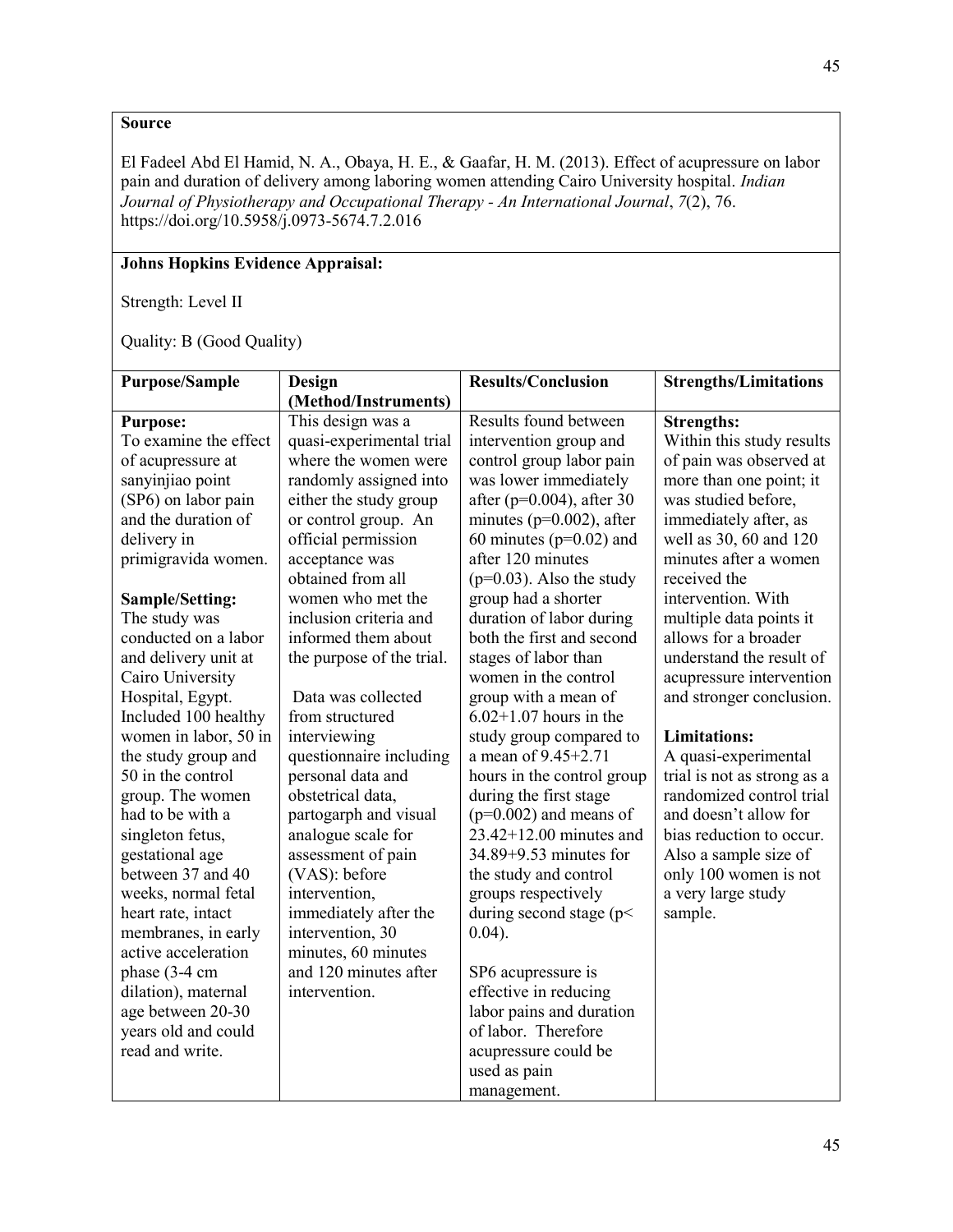**Source**

El Fadeel Abd El Hamid, N. A., Obaya, H. E., & Gaafar, H. M. (2013). Effect of acupressure on labor pain and duration of delivery among laboring women attending Cairo University hospital. *Indian Journal of Physiotherapy and Occupational Therapy - An International Journal*, *7*(2), 76. https://doi.org/10.5958/j.0973-5674.7.2.016

**Johns Hopkins Evidence Appraisal:**

Strength: Level II

Quality: B (Good Quality)

| Purpose/Sample | Design (Method/Instruments) | Results/Conclusion | Strengths/Limitations |
|---|---|---|---|
| **Purpose:**<br>To examine the effect of acupressure at sanyinjiao point (SP6) on labor pain and the duration of delivery in primigravida women.<br><br>**Sample/Setting:**<br>The study was conducted on a labor and delivery unit at Cairo University Hospital, Egypt. Included 100 healthy women in labor, 50 in the study group and 50 in the control group. The women had to be with a singleton fetus, gestational age between 37 and 40 weeks, normal fetal heart rate, intact membranes, in early active acceleration phase (3-4 cm dilation), maternal age between 20-30 years old and could read and write. | This design was a quasi-experimental trial where the women were randomly assigned into either the study group or control group. An official permission acceptance was obtained from all women who met the inclusion criteria and informed them about the purpose of the trial.<br><br>Data was collected from structured interviewing questionnaire including personal data and obstetrical data, partogarph and visual analogue scale for assessment of pain (VAS): before intervention, immediately after the intervention, 30 minutes, 60 minutes and 120 minutes after intervention. | Results found between intervention group and control group labor pain was lower immediately after ($p=0.004$), after 30 minutes ($p=0.002$), after 60 minutes ($p=0.02$) and after 120 minutes ($p=0.03$). Also the study group had a shorter duration of labor during both the first and second stages of labor than women in the control group with a mean of $6.02+1.07$ hours in the study group compared to a mean of $9.45+2.71$ hours in the control group during the first stage ($p=0.002$) and means of $23.42+12.00$ minutes and $34.89+9.53$ minutes for the study and control groups respectively during second stage ($p< 0.04$).<br><br>SP6 acupressure is effective in reducing labor pains and duration of labor. Therefore acupressure could be used as pain management. | **Strengths:**<br>Within this study results of pain was observed at more than one point; it was studied before, immediately after, as well as 30, 60 and 120 minutes after a women received the intervention. With multiple data points it allows for a broader understand the result of acupressure intervention and stronger conclusion.<br><br>**Limitations:**<br>A quasi-experimental trial is not as strong as a randomized control trial and doesn't allow for bias reduction to occur. Also a sample size of only 100 women is not a very large study sample. |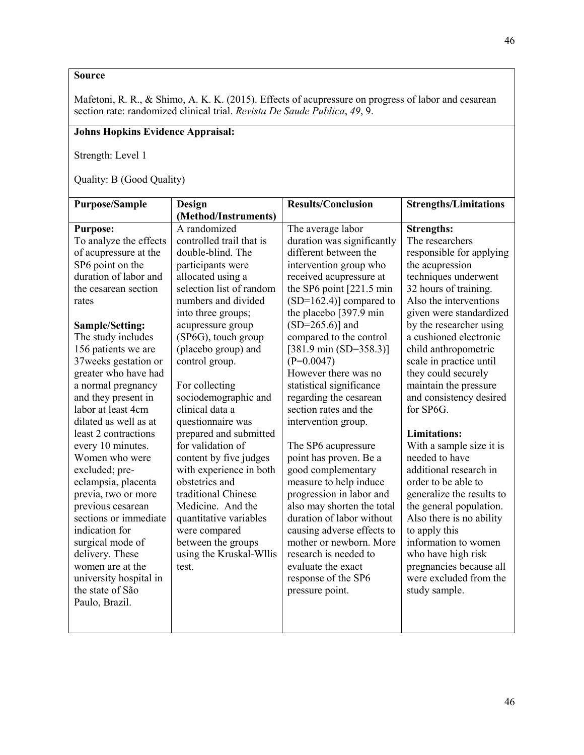**Source**

Mafetoni, R. R., & Shimo, A. K. K. (2015). Effects of acupressure on progress of labor and cesarean section rate: randomized clinical trial. *Revista De Saude Publica*, *49*, 9.

**Johns Hopkins Evidence Appraisal:**

Strength: Level 1

Quality: B (Good Quality)

| **Purpose/Sample** | **Design (Method/Instruments)** | **Results/Conclusion** | **Strengths/Limitations** |
|---|---|---|---|
| **Purpose:**<br>To analyze the effects of acupressure at the SP6 point on the duration of labor and the cesarean section rates<br><br>**Sample/Setting:**<br>The study includes 156 patients we are 37weeks gestation or greater who have had a normal pregnancy and they present in labor at least 4cm dilated as well as at least 2 contractions every 10 minutes. Women who were excluded; pre-eclampsia, placenta previa, two or more previous cesarean sections or immediate indication for surgical mode of delivery. These women are at the university hospital in the state of São Paulo, Brazil. | A randomized controlled trail that is double-blind. The participants were allocated using a selection list of random numbers and divided into three groups; acupressure group (SP6G), touch group (placebo group) and control group.<br><br>For collecting sociodemographic and clinical data a questionnaire was prepared and submitted for validation of content by five judges with experience in both obstetrics and traditional Chinese Medicine. And the quantitative variables were compared between the groups using the Kruskal-Wllis test. | The average labor duration was significantly different between the intervention group who received acupressure at the SP6 point [221.5 min (SD=162.4)] compared to the placebo [397.9 min (SD=265.6)] and compared to the control [381.9 min (SD=358.3)] (P=0.0047)<br>However there was no statistical significance regarding the cesarean section rates and the intervention group.<br><br>The SP6 acupressure point has proven. Be a good complementary measure to help induce progression in labor and also may shorten the total duration of labor without causing adverse effects to mother or newborn. More research is needed to evaluate the exact response of the SP6 pressure point. | **Strengths:**<br>The researchers responsible for applying the acupression techniques underwent 32 hours of training. Also the interventions given were standardized by the researcher using a cushioned electronic child anthropometric scale in practice until they could securely maintain the pressure and consistency desired for SP6G.<br><br>**Limitations:**<br>With a sample size it is needed to have additional research in order to be able to generalize the results to the general population. Also there is no ability to apply this information to women who have high risk pregnancies because all were excluded from the study sample. |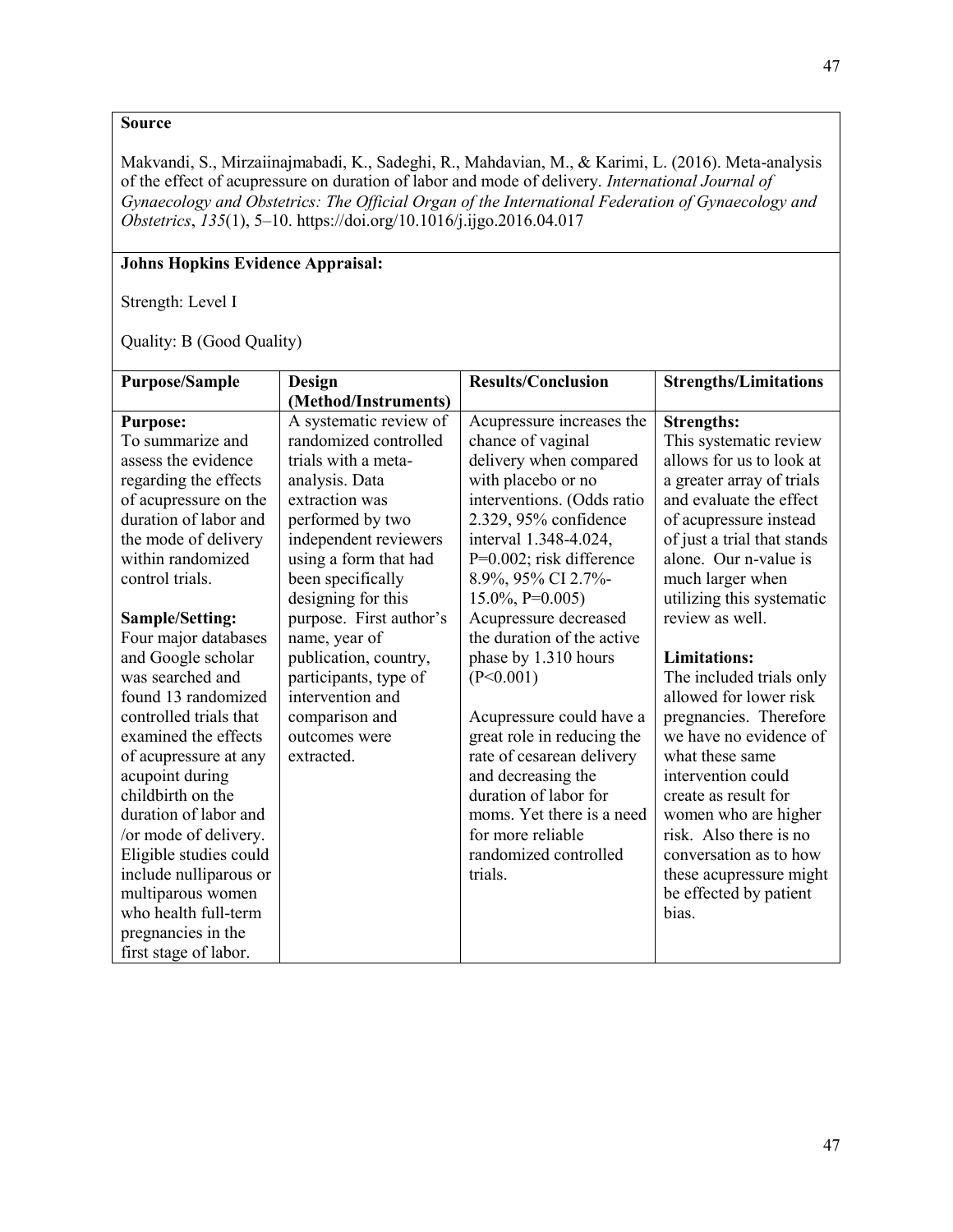**Source**

Makvandi, S., Mirzaiinajmabadi, K., Sadeghi, R., Mahdavian, M., & Karimi, L. (2016). Meta-analysis of the effect of acupressure on duration of labor and mode of delivery. *International Journal of Gynaecology and Obstetrics: The Official Organ of the International Federation of Gynaecology and Obstetrics*, *135*(1), 5–10. https://doi.org/10.1016/j.ijgo.2016.04.017

**Johns Hopkins Evidence Appraisal:**

Strength: Level I

Quality: B (Good Quality)

| Purpose/Sample | Design (Method/Instruments) | Results/Conclusion | Strengths/Limitations |
|---|---|---|---|
| **Purpose:**<br>To summarize and assess the evidence regarding the effects of acupressure on the duration of labor and the mode of delivery within randomized control trials.<br><br>**Sample/Setting:**<br>Four major databases and Google scholar was searched and found 13 randomized controlled trials that examined the effects of acupressure at any acupoint during childbirth on the duration of labor and /or mode of delivery. Eligible studies could include nulliparous or multiparous women who health full-term pregnancies in the first stage of labor. | A systematic review of randomized controlled trials with a meta-analysis. Data extraction was performed by two independent reviewers using a form that had been specifically designing for this purpose. First author's name, year of publication, country, participants, type of intervention and comparison and outcomes were extracted. | Acupressure increases the chance of vaginal delivery when compared with placebo or no interventions. (Odds ratio 2.329, 95% confidence interval 1.348-4.024, P=0.002; risk difference 8.9%, 95% CI 2.7%-15.0%, P=0.005) Acupressure decreased the duration of the active phase by 1.310 hours (P<0.001)<br><br>Acupressure could have a great role in reducing the rate of cesarean delivery and decreasing the duration of labor for moms. Yet there is a need for more reliable randomized controlled trials. | **Strengths:**<br>This systematic review allows for us to look at a greater array of trials and evaluate the effect of acupressure instead of just a trial that stands alone. Our n-value is much larger when utilizing this systematic review as well.<br><br>**Limitations:**<br>The included trials only allowed for lower risk pregnancies. Therefore we have no evidence of what these same intervention could create as result for women who are higher risk. Also there is no conversation as to how these acupressure might be effected by patient bias. |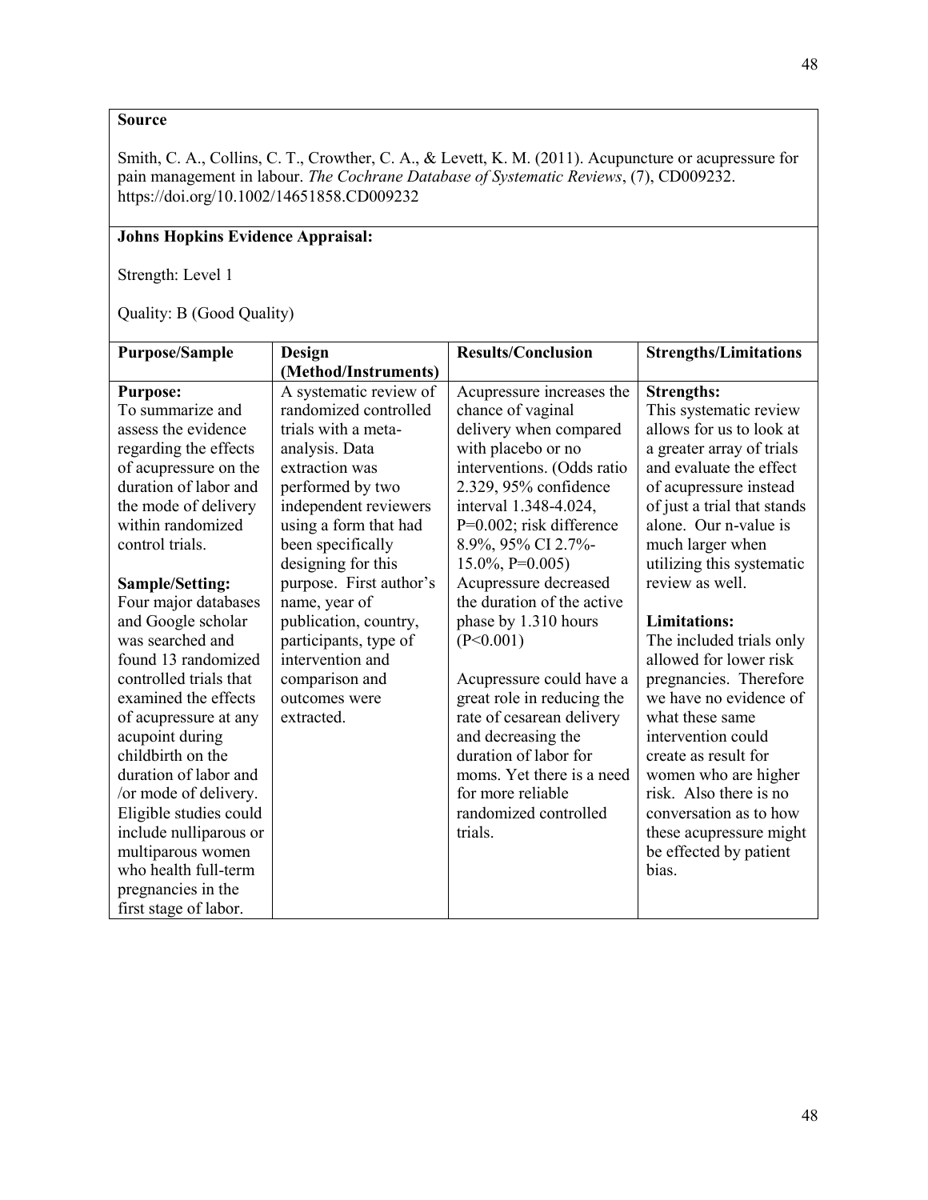**Source**

Smith, C. A., Collins, C. T., Crowther, C. A., & Levett, K. M. (2011). Acupuncture or acupressure for pain management in labour. *The Cochrane Database of Systematic Reviews*, (7), CD009232. https://doi.org/10.1002/14651858.CD009232

**Johns Hopkins Evidence Appraisal:**

Strength: Level 1

Quality: B (Good Quality)

| **Purpose/Sample** | **Design (Method/Instruments)** | **Results/Conclusion** | **Strengths/Limitations** |
|---|---|---|---|
| **Purpose:**<br>To summarize and assess the evidence regarding the effects of acupressure on the duration of labor and the mode of delivery within randomized control trials.<br><br>**Sample/Setting:**<br>Four major databases and Google scholar was searched and found 13 randomized controlled trials that examined the effects of acupressure at any acupoint during childbirth on the duration of labor and /or mode of delivery. Eligible studies could include nulliparous or multiparous women who health full-term pregnancies in the first stage of labor. | A systematic review of randomized controlled trials with a meta-analysis. Data extraction was performed by two independent reviewers using a form that had been specifically designing for this purpose. First author's name, year of publication, country, participants, type of intervention and comparison and outcomes were extracted. | Acupressure increases the chance of vaginal delivery when compared with placebo or no interventions. (Odds ratio 2.329, 95% confidence interval 1.348-4.024, P=0.002; risk difference 8.9%, 95% CI 2.7%-15.0%, P=0.005) Acupressure decreased the duration of the active phase by 1.310 hours (P<0.001)<br><br>Acupressure could have a great role in reducing the rate of cesarean delivery and decreasing the duration of labor for moms. Yet there is a need for more reliable randomized controlled trials. | **Strengths:**<br>This systematic review allows for us to look at a greater array of trials and evaluate the effect of acupressure instead of just a trial that stands alone. Our n-value is much larger when utilizing this systematic review as well.<br><br>**Limitations:**<br>The included trials only allowed for lower risk pregnancies. Therefore we have no evidence of what these same intervention could create as result for women who are higher risk. Also there is no conversation as to how these acupressure might be effected by patient bias. |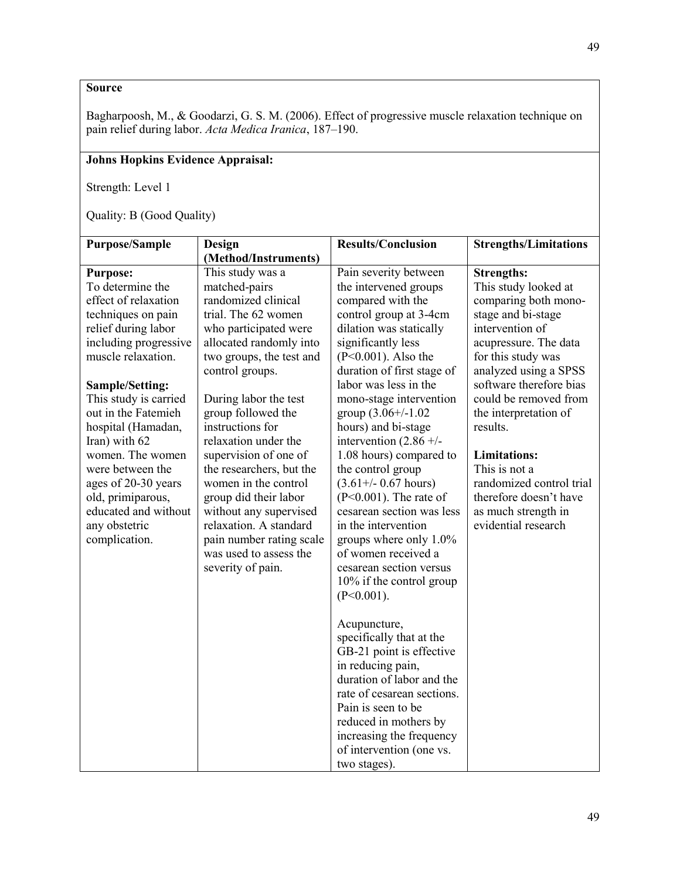**Source**

Bagharpoosh, M., & Goodarzi, G. S. M. (2006). Effect of progressive muscle relaxation technique on pain relief during labor. *Acta Medica Iranica*, 187–190.

**Johns Hopkins Evidence Appraisal:**

Strength: Level 1

Quality: B (Good Quality)

| **Purpose/Sample** | **Design (Method/Instruments)** | **Results/Conclusion** | **Strengths/Limitations** |
|---|---|---|---|
| **Purpose:**<br>To determine the effect of relaxation techniques on pain relief during labor including progressive muscle relaxation.<br><br>**Sample/Setting:**<br>This study is carried out in the Fatemieh hospital (Hamadan, Iran) with 62 women. The women were between the ages of 20-30 years old, primiparous, educated and without any obstetric complication. | This study was a matched-pairs randomized clinical trial. The 62 women who participated were allocated randomly into two groups, the test and control groups.<br><br>During labor the test group followed the instructions for relaxation under the supervision of one of the researchers, but the women in the control group did their labor without any supervised relaxation. A standard pain number rating scale was used to assess the severity of pain. | Pain severity between the intervened groups compared with the control group at 3-4cm dilation was statically significantly less ($P<0.001$). Also the duration of first stage of labor was less in the mono-stage intervention group (3.06+/-1.02 hours) and bi-stage intervention (2.86 +/- 1.08 hours) compared to the control group (3.61+/- 0.67 hours) ($P<0.001$). The rate of cesarean section was less in the intervention groups where only 1.0% of women received a cesarean section versus 10% if the control group ($P<0.001$).<br><br>Acupuncture, specifically that at the GB-21 point is effective in reducing pain, duration of labor and the rate of cesarean sections. Pain is seen to be reduced in mothers by increasing the frequency of intervention (one vs. two stages). | **Strengths:**<br>This study looked at comparing both mono-stage and bi-stage intervention of acupressure. The data for this study was analyzed using a SPSS software therefore bias could be removed from the interpretation of results.<br><br>**Limitations:**<br>This is not a randomized control trial therefore doesn't have as much strength in evidential research |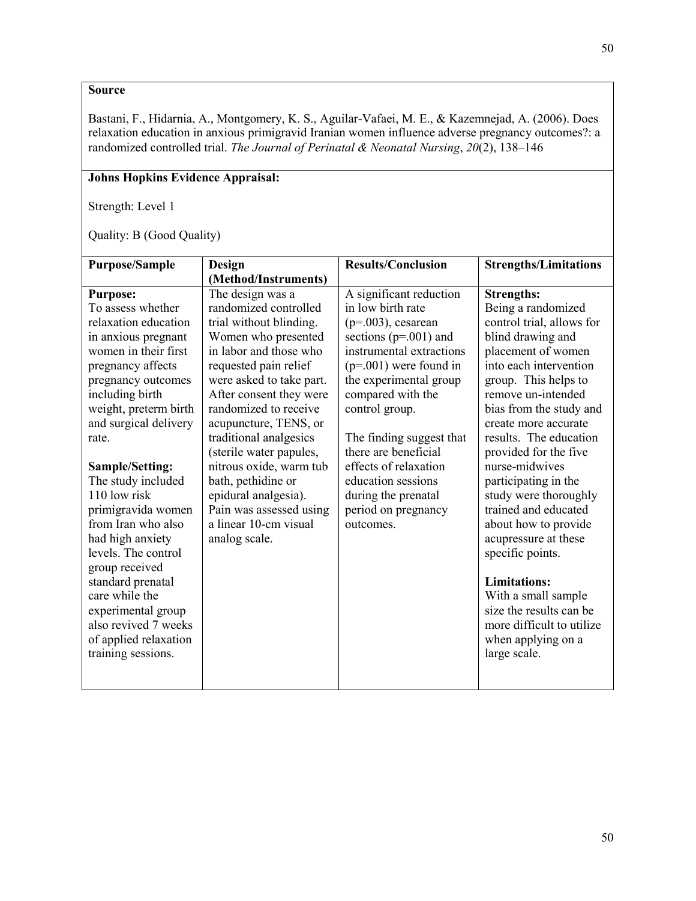**Source**

Bastani, F., Hidarnia, A., Montgomery, K. S., Aguilar-Vafaei, M. E., & Kazemnejad, A. (2006). Does relaxation education in anxious primigravid Iranian women influence adverse pregnancy outcomes?: a randomized controlled trial. *The Journal of Perinatal & Neonatal Nursing*, *20*(2), 138–146

**Johns Hopkins Evidence Appraisal:**

Strength: Level 1

Quality: B (Good Quality)

| Purpose/Sample | Design (Method/Instruments) | Results/Conclusion | Strengths/Limitations |
|---|---|---|---|
| **Purpose:**<br>To assess whether relaxation education in anxious pregnant women in their first pregnancy affects pregnancy outcomes including birth weight, preterm birth and surgical delivery rate.<br><br>**Sample/Setting:**<br>The study included 110 low risk primigravida women from Iran who also had high anxiety levels. The control group received standard prenatal care while the experimental group also revived 7 weeks of applied relaxation training sessions. | The design was a randomized controlled trial without blinding. Women who presented in labor and those who requested pain relief were asked to take part. After consent they were randomized to receive acupuncture, TENS, or traditional analgesics (sterile water papules, nitrous oxide, warm tub bath, pethidine or epidural analgesia). Pain was assessed using a linear 10-cm visual analog scale. | A significant reduction in low birth rate ($p$=.003), cesarean sections ($p$=.001) and instrumental extractions ($p$=.001) were found in the experimental group compared with the control group.<br><br>The finding suggest that there are beneficial effects of relaxation education sessions during the prenatal period on pregnancy outcomes. | **Strengths:**<br>Being a randomized control trial, allows for blind drawing and placement of women into each intervention group. This helps to remove un-intended bias from the study and create more accurate results. The education provided for the five nurse-midwives participating in the study were thoroughly trained and educated about how to provide acupressure at these specific points.<br><br>**Limitations:**<br>With a small sample size the results can be more difficult to utilize when applying on a large scale. |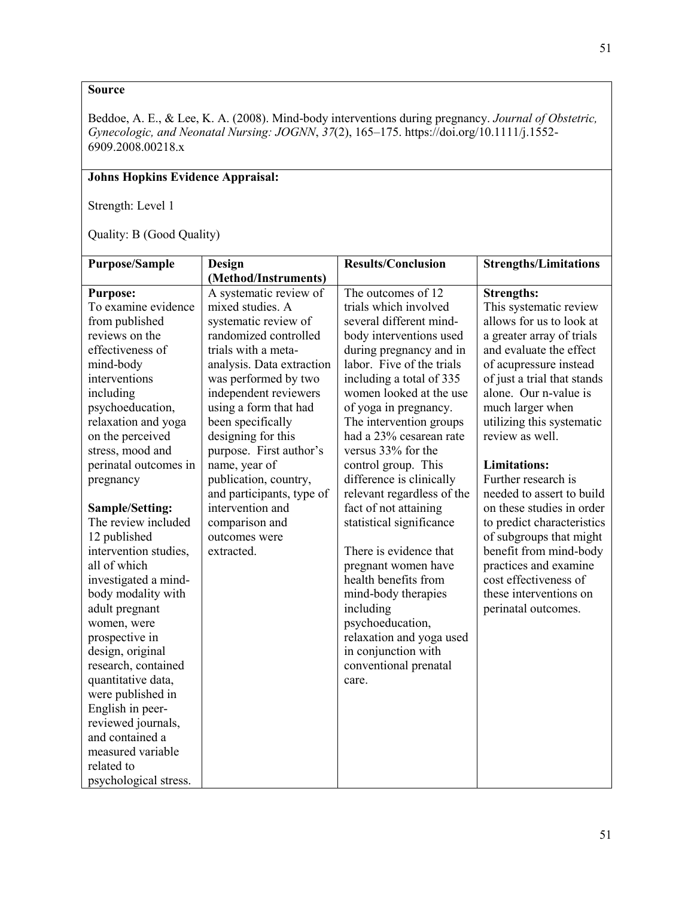**Source**

Beddoe, A. E., & Lee, K. A. (2008). Mind-body interventions during pregnancy. *Journal of Obstetric, Gynecologic, and Neonatal Nursing: JOGNN*, *37*(2), 165–175. https://doi.org/10.1111/j.1552-6909.2008.00218.x

**Johns Hopkins Evidence Appraisal:**

Strength: Level 1

Quality: B (Good Quality)

| Purpose/Sample | Design (Method/Instruments) | Results/Conclusion | Strengths/Limitations |
|---|---|---|---|
| **Purpose:**<br>To examine evidence from published reviews on the effectiveness of mind-body interventions including psychoeducation, relaxation and yoga on the perceived stress, mood and perinatal outcomes in pregnancy<br><br>**Sample/Setting:**<br>The review included 12 published intervention studies, all of which investigated a mind-body modality with adult pregnant women, were prospective in design, original research, contained quantitative data, were published in English in peer-reviewed journals, and contained a measured variable related to psychological stress. | A systematic review of mixed studies. A systematic review of randomized controlled trials with a meta-analysis. Data extraction was performed by two independent reviewers using a form that had been specifically designing for this purpose. First author's name, year of publication, country, and participants, type of intervention and comparison and outcomes were extracted. | The outcomes of 12 trials which involved several different mind-body interventions used during pregnancy and in labor. Five of the trials including a total of 335 women looked at the use of yoga in pregnancy. The intervention groups had a 23% cesarean rate versus 33% for the control group. This difference is clinically relevant regardless of the fact of not attaining statistical significance<br><br>There is evidence that pregnant women have health benefits from mind-body therapies including psychoeducation, relaxation and yoga used in conjunction with conventional prenatal care. | **Strengths:**<br>This systematic review allows for us to look at a greater array of trials and evaluate the effect of acupressure instead of just a trial that stands alone. Our n-value is much larger when utilizing this systematic review as well.<br><br>**Limitations:**<br>Further research is needed to assert to build on these studies in order to predict characteristics of subgroups that might benefit from mind-body practices and examine cost effectiveness of these interventions on perinatal outcomes. |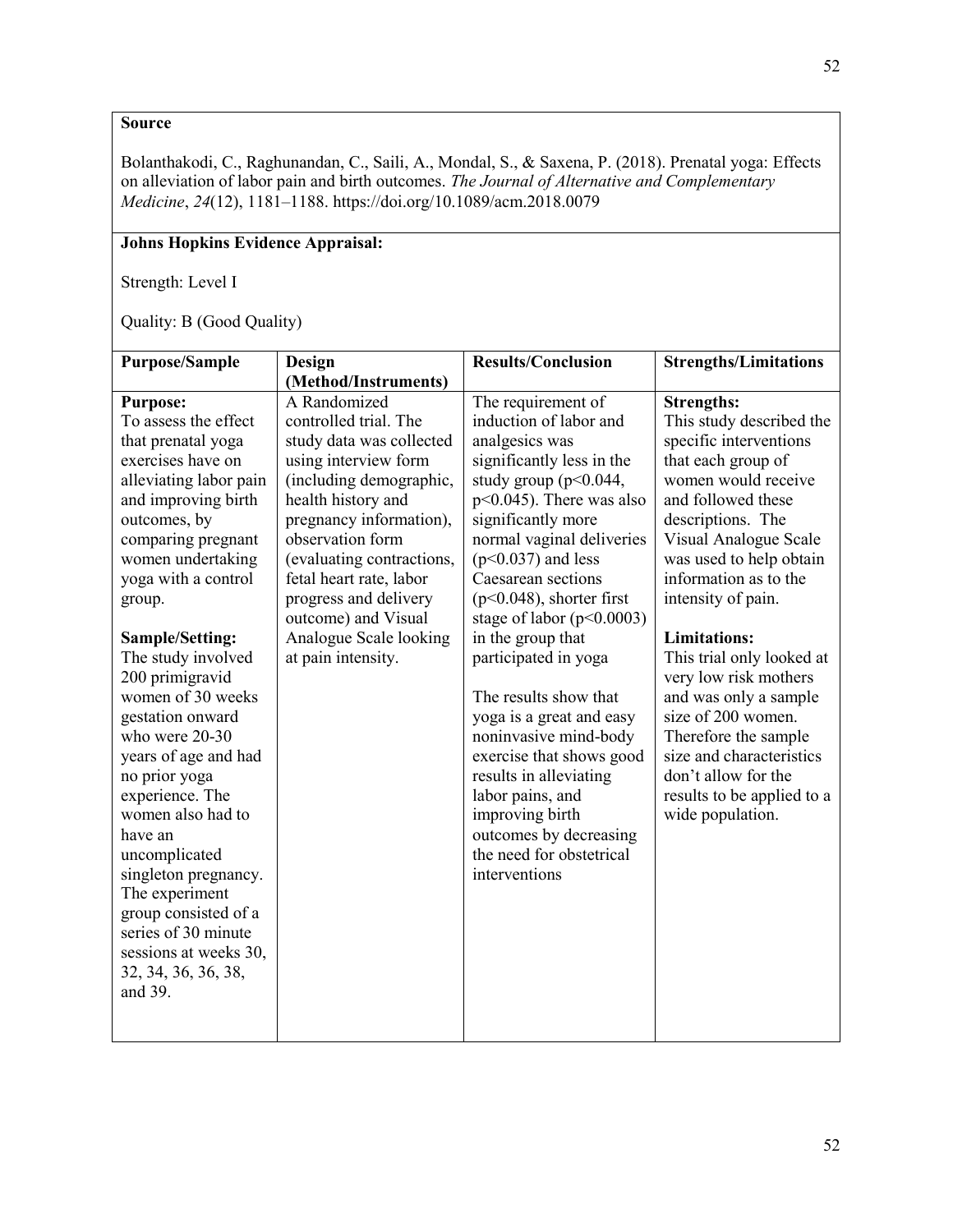**Source**

Bolanthakodi, C., Raghunandan, C., Saili, A., Mondal, S., & Saxena, P. (2018). Prenatal yoga: Effects on alleviation of labor pain and birth outcomes. *The Journal of Alternative and Complementary Medicine*, *24*(12), 1181–1188. https://doi.org/10.1089/acm.2018.0079

**Johns Hopkins Evidence Appraisal:**

Strength: Level I

Quality: B (Good Quality)

| **Purpose/Sample** | **Design (Method/Instruments)** | **Results/Conclusion** | **Strengths/Limitations** |
|---|---|---|---|
| **Purpose:** To assess the effect that prenatal yoga exercises have on alleviating labor pain and improving birth outcomes, by comparing pregnant women undertaking yoga with a control group. <br><br> **Sample/Setting:** The study involved 200 primigravid women of 30 weeks gestation onward who were 20-30 years of age and had no prior yoga experience. The women also had to have an uncomplicated singleton pregnancy. The experiment group consisted of a series of 30 minute sessions at weeks 30, 32, 34, 36, 36, 38, and 39. | A Randomized controlled trial. The study data was collected using interview form (including demographic, health history and pregnancy information), observation form (evaluating contractions, fetal heart rate, labor progress and delivery outcome) and Visual Analogue Scale looking at pain intensity. | The requirement of induction of labor and analgesics was significantly less in the study group ($p<0.044$, $p<0.045$). There was also significantly more normal vaginal deliveries ($p<0.037$) and less Caesarean sections ($p<0.048$), shorter first stage of labor ($p<0.0003$) in the group that participated in yoga <br><br> The results show that yoga is a great and easy noninvasive mind-body exercise that shows good results in alleviating labor pains, and improving birth outcomes by decreasing the need for obstetrical interventions | **Strengths:** This study described the specific interventions that each group of women would receive and followed these descriptions. The Visual Analogue Scale was used to help obtain information as to the intensity of pain. <br><br> **Limitations:** This trial only looked at very low risk mothers and was only a sample size of 200 women. Therefore the sample size and characteristics don't allow for the results to be applied to a wide population. |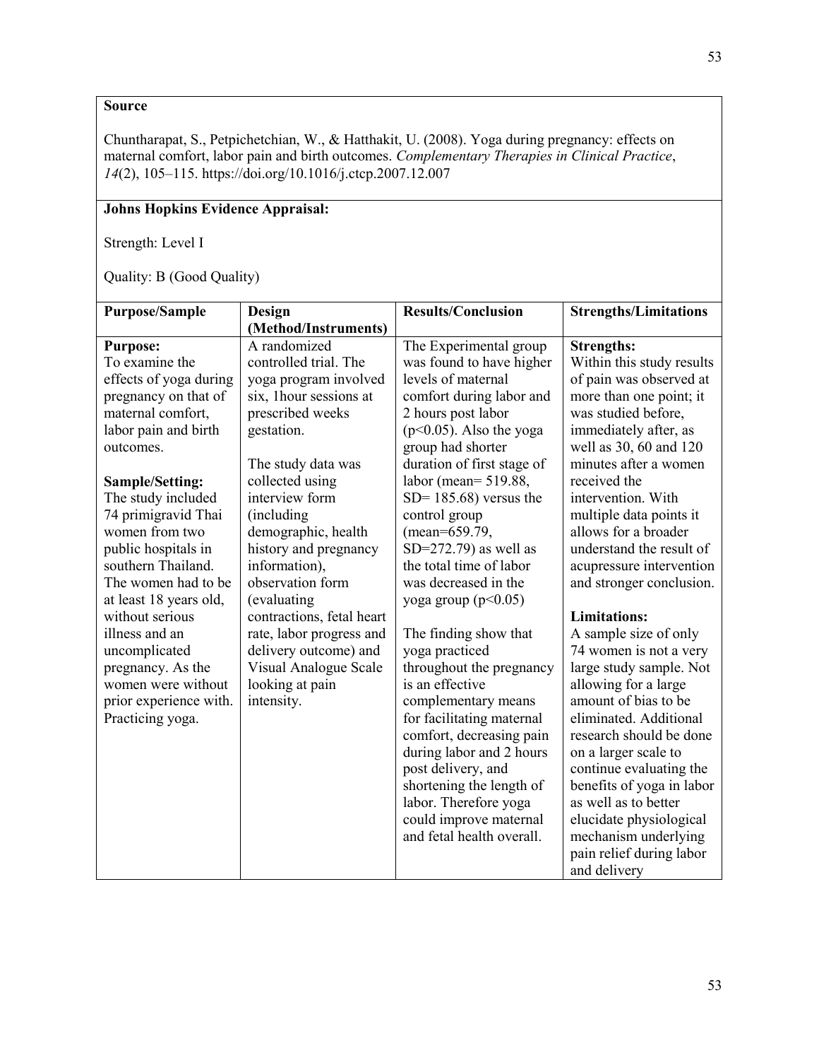**Source**

Chuntharapat, S., Petpichetchian, W., & Hatthakit, U. (2008). Yoga during pregnancy: effects on maternal comfort, labor pain and birth outcomes. *Complementary Therapies in Clinical Practice*, *14*(2), 105–115. https://doi.org/10.1016/j.ctcp.2007.12.007

**Johns Hopkins Evidence Appraisal:**

Strength: Level I

Quality: B (Good Quality)

| **Purpose/Sample** | **Design (Method/Instruments)** | **Results/Conclusion** | **Strengths/Limitations** |
|---|---|---|---|
| **Purpose:**<br>To examine the effects of yoga during pregnancy on that of maternal comfort, labor pain and birth outcomes.<br><br>**Sample/Setting:**<br>The study included 74 primigravid Thai women from two public hospitals in southern Thailand. The women had to be at least 18 years old, without serious illness and an uncomplicated pregnancy. As the women were without prior experience with. Practicing yoga. | A randomized controlled trial. The yoga program involved six, 1hour sessions at prescribed weeks gestation.<br><br>The study data was collected using interview form (including demographic, health history and pregnancy information), observation form (evaluating contractions, fetal heart rate, labor progress and delivery outcome) and Visual Analogue Scale looking at pain intensity. | The Experimental group was found to have higher levels of maternal comfort during labor and 2 hours post labor ($p<0.05$). Also the yoga group had shorter duration of first stage of labor (mean= 519.88, SD= 185.68) versus the control group (mean=659.79, SD=272.79) as well as the total time of labor was decreased in the yoga group ($p<0.05$)<br><br>The finding show that yoga practiced throughout the pregnancy is an effective complementary means for facilitating maternal comfort, decreasing pain during labor and 2 hours post delivery, and shortening the length of labor. Therefore yoga could improve maternal and fetal health overall. | **Strengths:**<br>Within this study results of pain was observed at more than one point; it was studied before, immediately after, as well as 30, 60 and 120 minutes after a women received the intervention. With multiple data points it allows for a broader understand the result of acupressure intervention and stronger conclusion.<br><br>**Limitations:**<br>A sample size of only 74 women is not a very large study sample. Not allowing for a large amount of bias to be eliminated. Additional research should be done on a larger scale to continue evaluating the benefits of yoga in labor as well as to better elucidate physiological mechanism underlying pain relief during labor and delivery |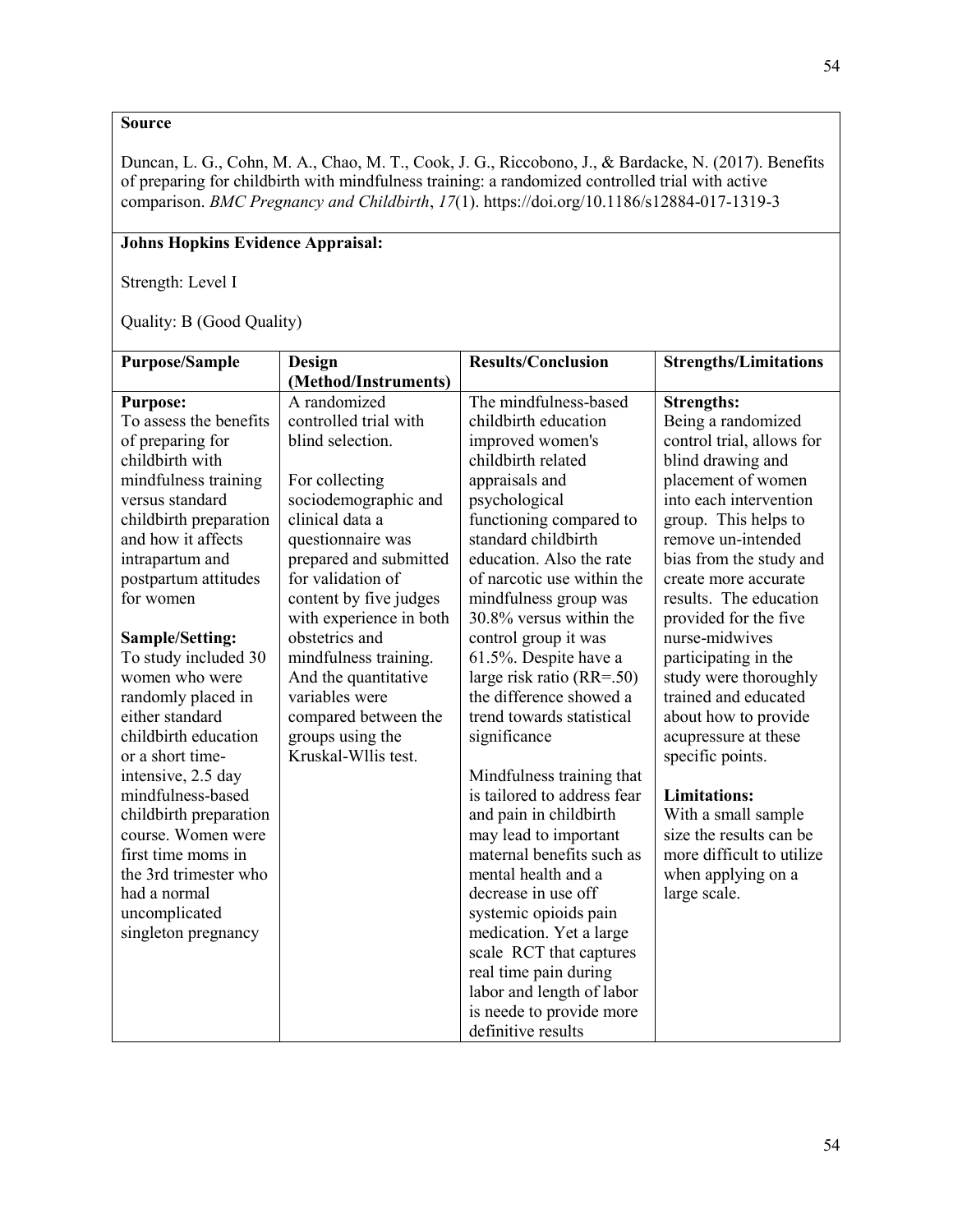**Source**

Duncan, L. G., Cohn, M. A., Chao, M. T., Cook, J. G., Riccobono, J., & Bardacke, N. (2017). Benefits of preparing for childbirth with mindfulness training: a randomized controlled trial with active comparison. *BMC Pregnancy and Childbirth*, *17*(1). https://doi.org/10.1186/s12884-017-1319-3

**Johns Hopkins Evidence Appraisal:**

Strength: Level I

Quality: B (Good Quality)

| **Purpose/Sample** | **Design (Method/Instruments)** | **Results/Conclusion** | **Strengths/Limitations** |
|---|---|---|---|
| **Purpose:**<br>To assess the benefits of preparing for childbirth with mindfulness training versus standard childbirth preparation and how it affects intrapartum and postpartum attitudes for women<br><br>**Sample/Setting:**<br>To study included 30 women who were randomly placed in either standard childbirth education or a short time-intensive, 2.5 day mindfulness-based childbirth preparation course. Women were first time moms in the 3rd trimester who had a normal uncomplicated singleton pregnancy | A randomized controlled trial with blind selection.<br><br>For collecting sociodemographic and clinical data a questionnaire was prepared and submitted for validation of content by five judges with experience in both obstetrics and mindfulness training. And the quantitative variables were compared between the groups using the Kruskal-Wllis test. | The mindfulness-based childbirth education improved women's childbirth related appraisals and psychological functioning compared to standard childbirth education. Also the rate of narcotic use within the mindfulness group was 30.8% versus within the control group it was 61.5%. Despite have a large risk ratio (RR=.50) the difference showed a trend towards statistical significance<br><br>Mindfulness training that is tailored to address fear and pain in childbirth may lead to important maternal benefits such as mental health and a decrease in use off systemic opioids pain medication. Yet a large scale RCT that captures real time pain during labor and length of labor is neede to provide more definitive results | **Strengths:**<br>Being a randomized control trial, allows for blind drawing and placement of women into each intervention group. This helps to remove un-intended bias from the study and create more accurate results. The education provided for the five nurse-midwives participating in the study were thoroughly trained and educated about how to provide acupressure at these specific points.<br><br>**Limitations:**<br>With a small sample size the results can be more difficult to utilize when applying on a large scale. |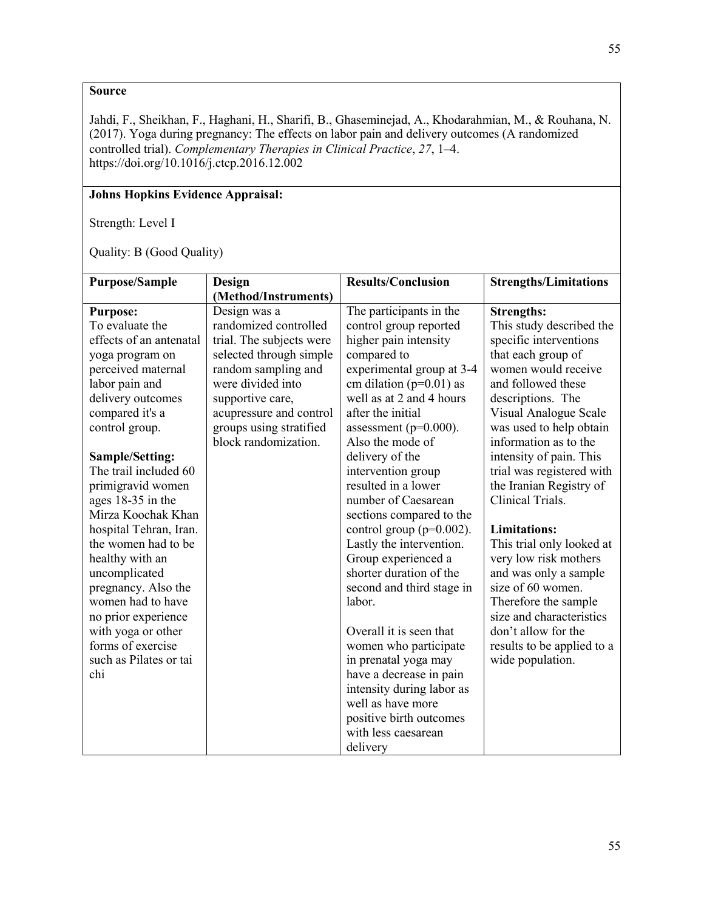**Source**

Jahdi, F., Sheikhan, F., Haghani, H., Sharifi, B., Ghaseminejad, A., Khodarahmian, M., & Rouhana, N. (2017). Yoga during pregnancy: The effects on labor pain and delivery outcomes (A randomized controlled trial). *Complementary Therapies in Clinical Practice*, *27*, 1–4. https://doi.org/10.1016/j.ctcp.2016.12.002

**Johns Hopkins Evidence Appraisal:**

Strength: Level I

Quality: B (Good Quality)

| Purpose/Sample | Design (Method/Instruments) | Results/Conclusion | Strengths/Limitations |
|---|---|---|---|
| **Purpose:**<br>To evaluate the effects of an antenatal yoga program on perceived maternal labor pain and delivery outcomes compared it's a control group.<br><br>**Sample/Setting:**<br>The trail included 60 primigravid women ages 18-35 in the Mirza Koochak Khan hospital Tehran, Iran. the women had to be healthy with an uncomplicated pregnancy. Also the women had to have no prior experience with yoga or other forms of exercise such as Pilates or tai chi | Design was a randomized controlled trial. The subjects were selected through simple random sampling and were divided into supportive care, acupressure and control groups using stratified block randomization. | The participants in the control group reported higher pain intensity compared to experimental group at 3-4 cm dilation ($p=0.01$) as well as at 2 and 4 hours after the initial assessment ($p=0.000$). Also the mode of delivery of the intervention group resulted in a lower number of Caesarean sections compared to the control group ($p=0.002$). Lastly the intervention. Group experienced a shorter duration of the second and third stage in labor.<br><br>Overall it is seen that women who participate in prenatal yoga may have a decrease in pain intensity during labor as well as have more positive birth outcomes with less caesarean delivery | **Strengths:**<br>This study described the specific interventions that each group of women would receive and followed these descriptions. The Visual Analogue Scale was used to help obtain information as to the intensity of pain. This trial was registered with the Iranian Registry of Clinical Trials.<br><br>**Limitations:**<br>This trial only looked at very low risk mothers and was only a sample size of 60 women. Therefore the sample size and characteristics don't allow for the results to be applied to a wide population. |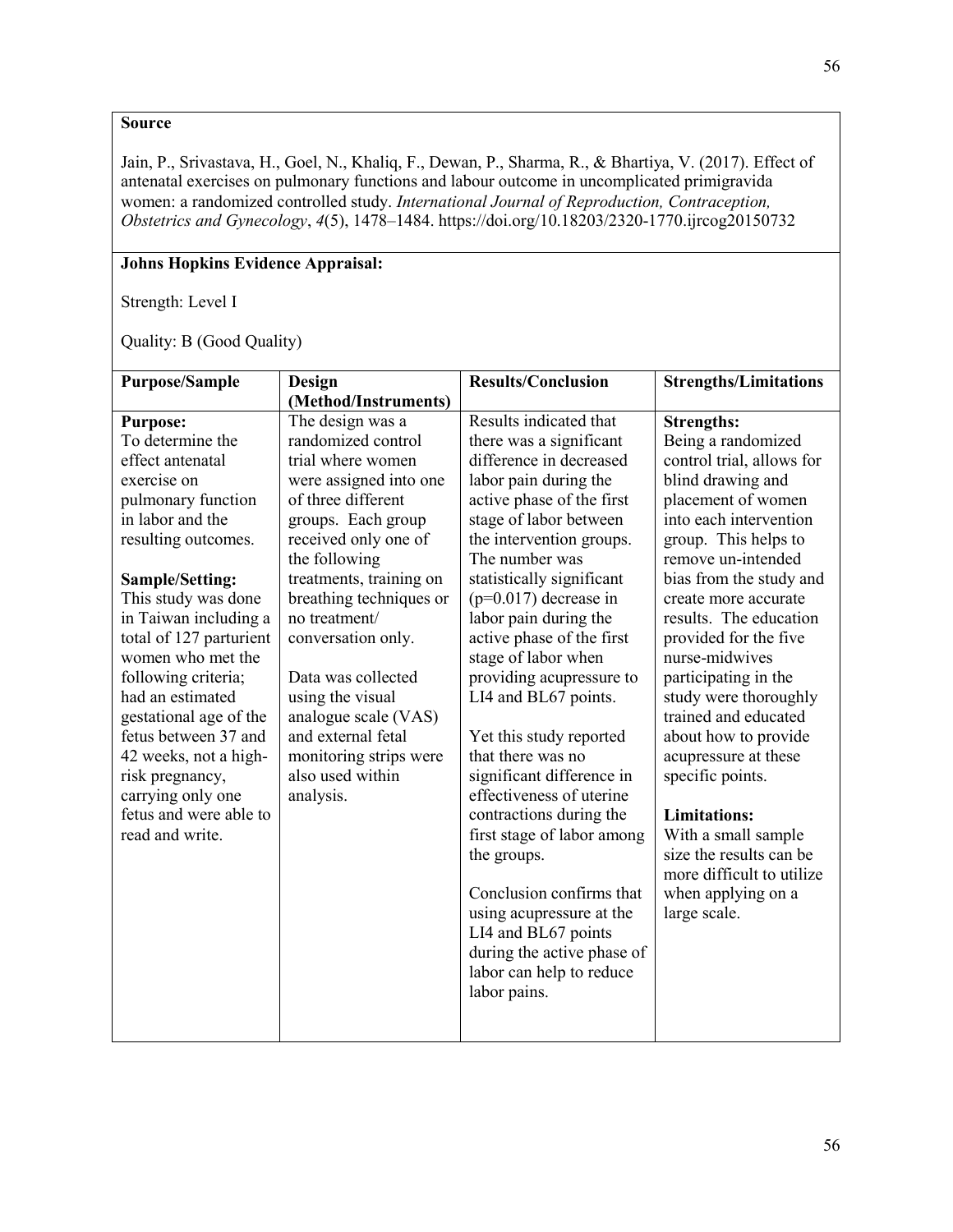**Source**

Jain, P., Srivastava, H., Goel, N., Khaliq, F., Dewan, P., Sharma, R., & Bhartiya, V. (2017). Effect of antenatal exercises on pulmonary functions and labour outcome in uncomplicated primigravida women: a randomized controlled study. *International Journal of Reproduction, Contraception, Obstetrics and Gynecology*, *4*(5), 1478–1484. https://doi.org/10.18203/2320-1770.ijrcog20150732

**Johns Hopkins Evidence Appraisal:**

Strength: Level I

Quality: B (Good Quality)

| Purpose/Sample | Design (Method/Instruments) | Results/Conclusion | Strengths/Limitations |
|---|---|---|---|
| **Purpose:**<br>To determine the effect antenatal exercise on pulmonary function in labor and the resulting outcomes.<br><br>**Sample/Setting:**<br>This study was done in Taiwan including a total of 127 parturient women who met the following criteria; had an estimated gestational age of the fetus between 37 and 42 weeks, not a high-risk pregnancy, carrying only one fetus and were able to read and write. | The design was a randomized control trial where women were assigned into one of three different groups. Each group received only one of the following treatments, training on breathing techniques or no treatment/ conversation only.<br><br>Data was collected using the visual analogue scale (VAS) and external fetal monitoring strips were also used within analysis. | Results indicated that there was a significant difference in decreased labor pain during the active phase of the first stage of labor between the intervention groups. The number was statistically significant ($p=0.017$) decrease in labor pain during the active phase of the first stage of labor when providing acupressure to LI4 and BL67 points.<br><br>Yet this study reported that there was no significant difference in effectiveness of uterine contractions during the first stage of labor among the groups.<br><br>Conclusion confirms that using acupressure at the LI4 and BL67 points during the active phase of labor can help to reduce labor pains. | **Strengths:**<br>Being a randomized control trial, allows for blind drawing and placement of women into each intervention group. This helps to remove un-intended bias from the study and create more accurate results. The education provided for the five nurse-midwives participating in the study were thoroughly trained and educated about how to provide acupressure at these specific points.<br><br>**Limitations:**<br>With a small sample size the results can be more difficult to utilize when applying on a large scale. |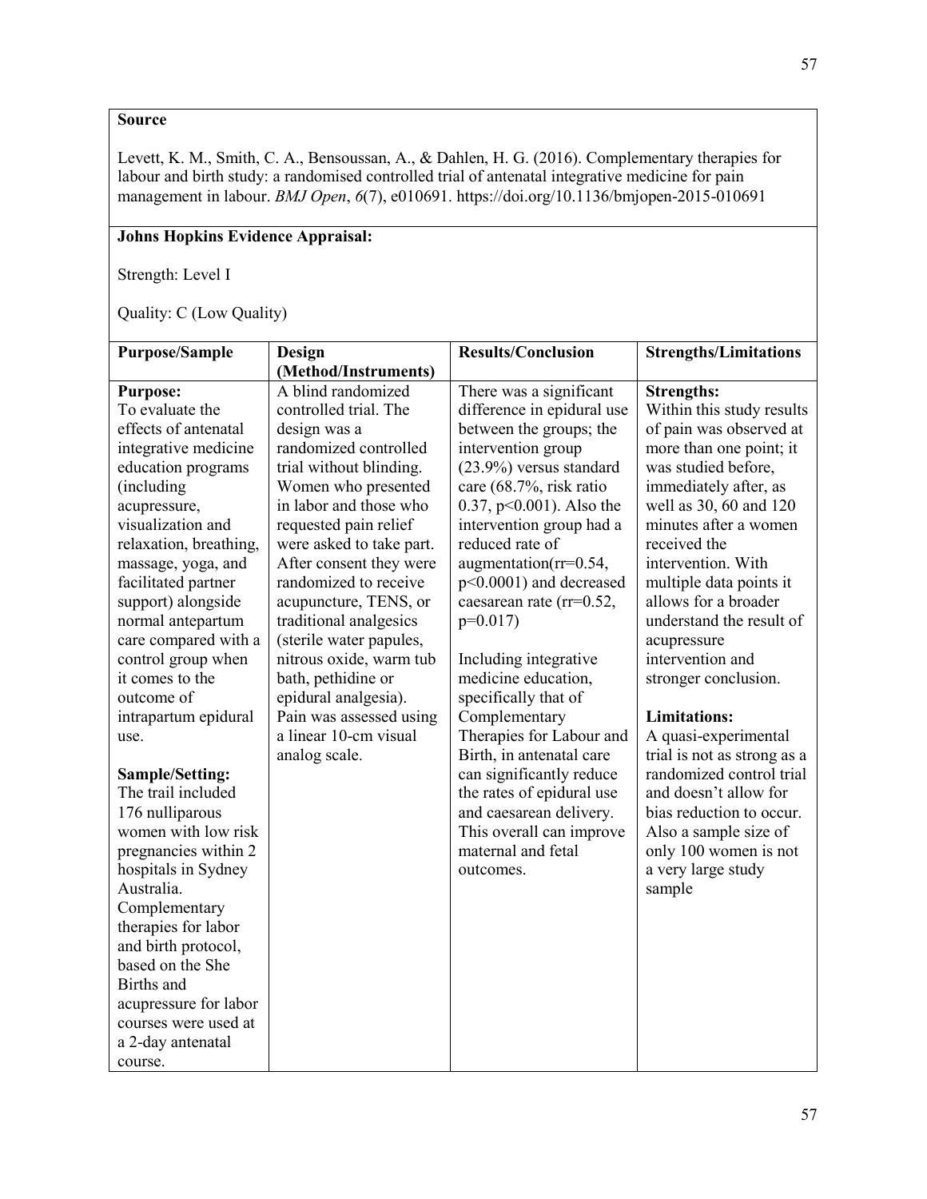**Source**

Levett, K. M., Smith, C. A., Bensoussan, A., & Dahlen, H. G. (2016). Complementary therapies for labour and birth study: a randomised controlled trial of antenatal integrative medicine for pain management in labour. *BMJ Open*, *6*(7), e010691. https://doi.org/10.1136/bmjopen-2015-010691

**Johns Hopkins Evidence Appraisal:**

Strength: Level I

Quality: C (Low Quality)

| **Purpose/Sample** | **Design (Method/Instruments)** | **Results/Conclusion** | **Strengths/Limitations** |
|---|---|---|---|
| **Purpose:** To evaluate the effects of antenatal integrative medicine education programs (including acupressure, visualization and relaxation, breathing, massage, yoga, and facilitated partner support) alongside normal antepartum care compared with a control group when it comes to the outcome of intrapartum epidural use. **Sample/Setting:** The trail included 176 nulliparous women with low risk pregnancies within 2 hospitals in Sydney Australia. Complementary therapies for labor and birth protocol, based on the She Births and acupressure for labor courses were used at a 2-day antenatal course. | A blind randomized controlled trial. The design was a randomized controlled trial without blinding. Women who presented in labor and those who requested pain relief were asked to take part. After consent they were randomized to receive acupuncture, TENS, or traditional analgesics (sterile water papules, nitrous oxide, warm tub bath, pethidine or epidural analgesia). Pain was assessed using a linear 10-cm visual analog scale. | There was a significant difference in epidural use between the groups; the intervention group (23.9%) versus standard care (68.7%, risk ratio 0.37, p<0.001). Also the intervention group had a reduced rate of augmentation(rr=0.54, p<0.0001) and decreased caesarean rate (rr=0.52, p=0.017) Including integrative medicine education, specifically that of Complementary Therapies for Labour and Birth, in antenatal care can significantly reduce the rates of epidural use and caesarean delivery. This overall can improve maternal and fetal outcomes. | **Strengths:** Within this study results of pain was observed at more than one point; it was studied before, immediately after, as well as 30, 60 and 120 minutes after a women received the intervention. With multiple data points it allows for a broader understand the result of acupressure intervention and stronger conclusion. **Limitations:** A quasi-experimental trial is not as strong as a randomized control trial and doesn't allow for bias reduction to occur. Also a sample size of only 100 women is not a very large study sample |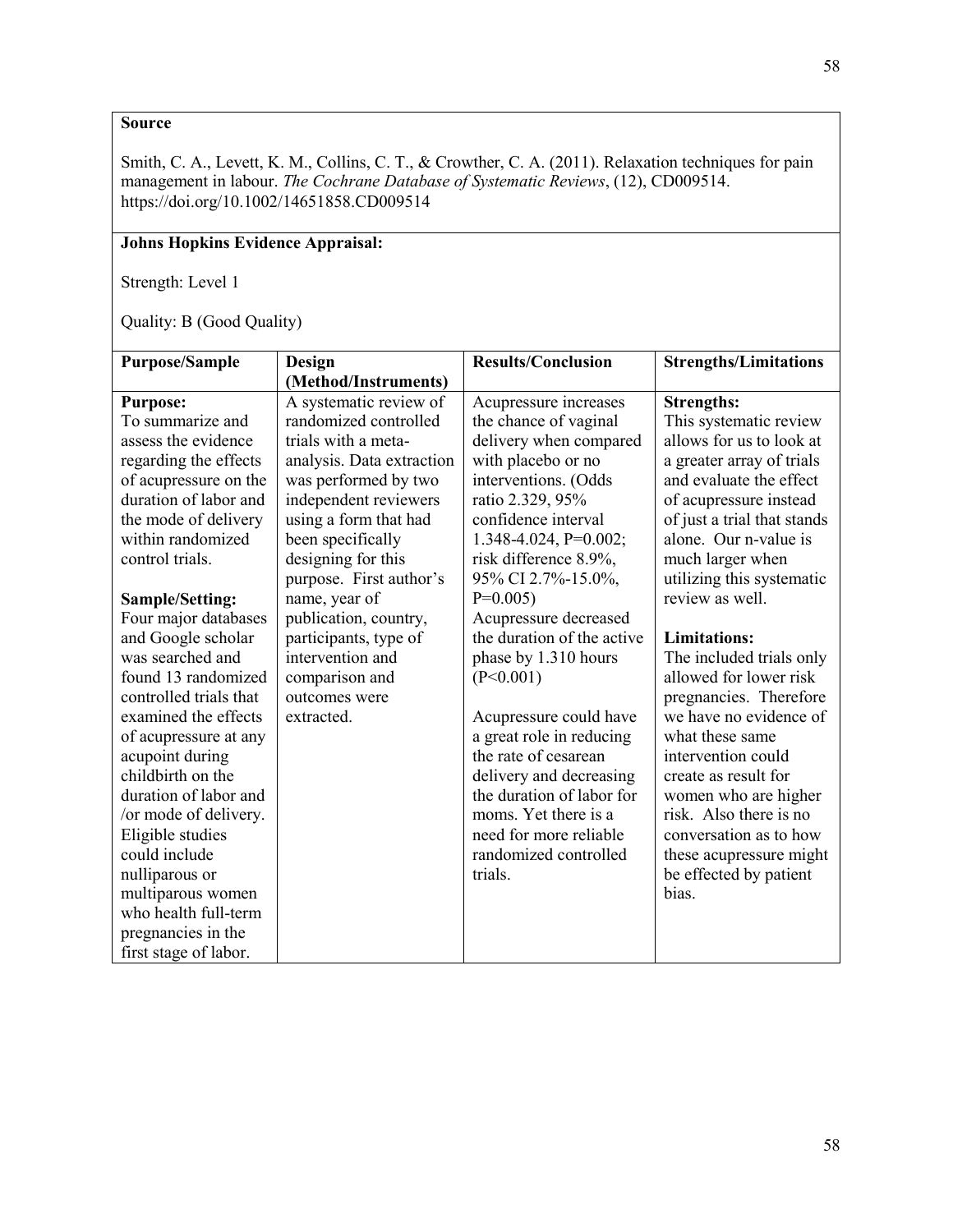**Source**

Smith, C. A., Levett, K. M., Collins, C. T., & Crowther, C. A. (2011). Relaxation techniques for pain management in labour. *The Cochrane Database of Systematic Reviews*, (12), CD009514. https://doi.org/10.1002/14651858.CD009514

**Johns Hopkins Evidence Appraisal:**

Strength: Level 1

Quality: B (Good Quality)

| Purpose/Sample | Design (Method/Instruments) | Results/Conclusion | Strengths/Limitations |
|---|---|---|---|
| **Purpose:**<br>To summarize and assess the evidence regarding the effects of acupressure on the duration of labor and the mode of delivery within randomized control trials.<br><br>**Sample/Setting:**<br>Four major databases and Google scholar was searched and found 13 randomized controlled trials that examined the effects of acupressure at any acupoint during childbirth on the duration of labor and /or mode of delivery. Eligible studies could include nulliparous or multiparous women who health full-term pregnancies in the first stage of labor. | A systematic review of randomized controlled trials with a meta-analysis. Data extraction was performed by two independent reviewers using a form that had been specifically designing for this purpose. First author's name, year of publication, country, participants, type of intervention and comparison and outcomes were extracted. | Acupressure increases the chance of vaginal delivery when compared with placebo or no interventions. (Odds ratio 2.329, 95% confidence interval 1.348-4.024, P=0.002; risk difference 8.9%, 95% CI 2.7%-15.0%, P=0.005)<br>Acupressure decreased the duration of the active phase by 1.310 hours (P<0.001)<br><br>Acupressure could have a great role in reducing the rate of cesarean delivery and decreasing the duration of labor for moms. Yet there is a need for more reliable randomized controlled trials. | **Strengths:**<br>This systematic review allows for us to look at a greater array of trials and evaluate the effect of acupressure instead of just a trial that stands alone. Our n-value is much larger when utilizing this systematic review as well.<br><br>**Limitations:**<br>The included trials only allowed for lower risk pregnancies. Therefore we have no evidence of what these same intervention could create as result for women who are higher risk. Also there is no conversation as to how these acupressure might be effected by patient bias. |